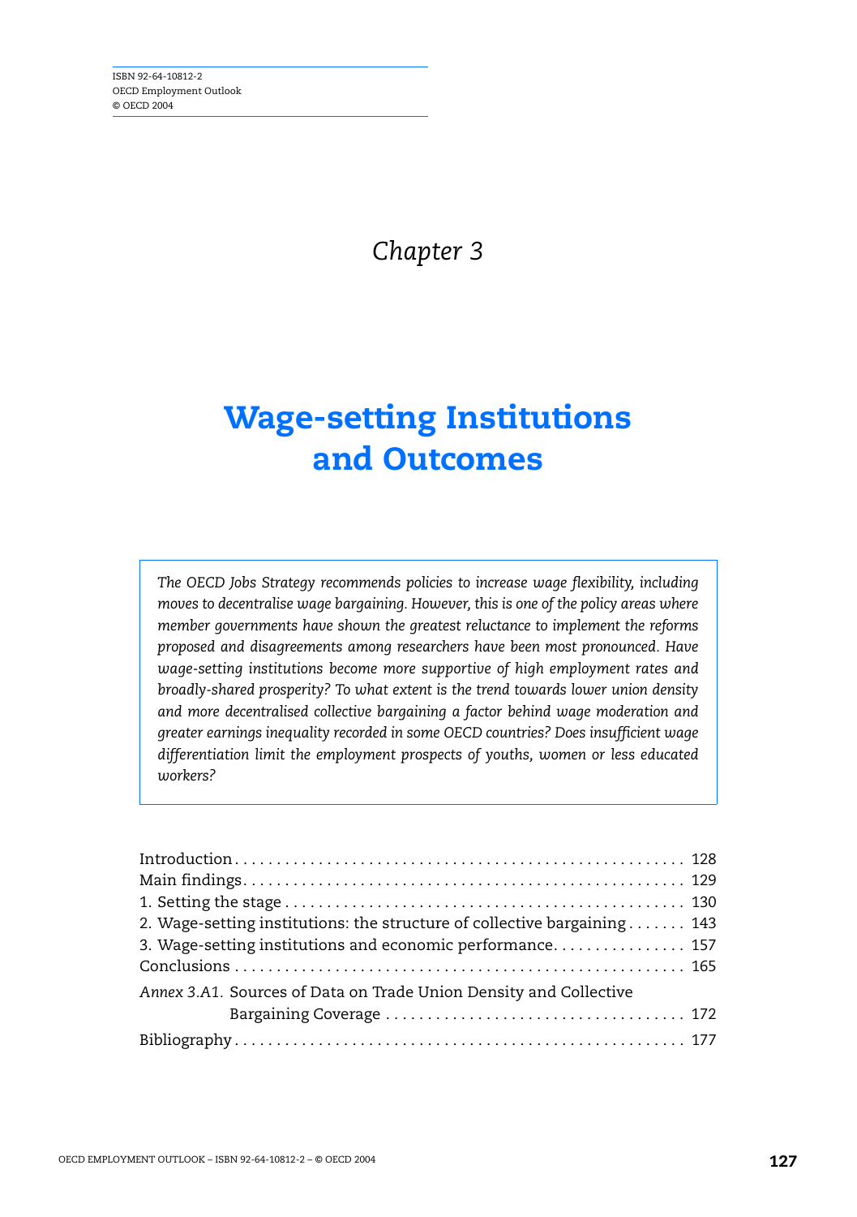ISBN 92-64-10812-2
OECD Employment Outlook
© OECD 2004

*Chapter 3*

# Wage-setting Institutions and Outcomes

*The OECD Jobs Strategy recommends policies to increase wage flexibility, including moves to decentralise wage bargaining. However, this is one of the policy areas where member governments have shown the greatest reluctance to implement the reforms proposed and disagreements among researchers have been most pronounced. Have wage-setting institutions become more supportive of high employment rates and broadly-shared prosperity? To what extent is the trend towards lower union density and more decentralised collective bargaining a factor behind wage moderation and greater earnings inequality recorded in some OECD countries? Does insufficient wage differentiation limit the employment prospects of youths, women or less educated workers?*

| | |
|---|---|
| Introduction | 128 |
| Main findings | 129 |
| 1. Setting the stage | 130 |
| 2. Wage-setting institutions: the structure of collective bargaining | 143 |
| 3. Wage-setting institutions and economic performance | 157 |
| Conclusions | 165 |
| *Annex 3.A1.* Sources of Data on Trade Union Density and Collective Bargaining Coverage | 172 |
| Bibliography | 177 |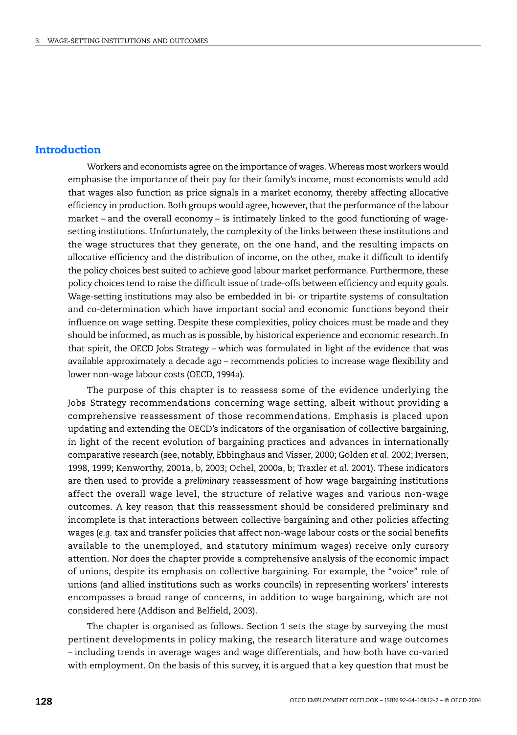## Introduction

Workers and economists agree on the importance of wages. Whereas most workers would emphasise the importance of their pay for their family's income, most economists would add that wages also function as price signals in a market economy, thereby affecting allocative efficiency in production. Both groups would agree, however, that the performance of the labour market – and the overall economy – is intimately linked to the good functioning of wage-setting institutions. Unfortunately, the complexity of the links between these institutions and the wage structures that they generate, on the one hand, and the resulting impacts on allocative efficiency and the distribution of income, on the other, make it difficult to identify the policy choices best suited to achieve good labour market performance. Furthermore, these policy choices tend to raise the difficult issue of trade-offs between efficiency and equity goals. Wage-setting institutions may also be embedded in bi- or tripartite systems of consultation and co-determination which have important social and economic functions beyond their influence on wage setting. Despite these complexities, policy choices must be made and they should be informed, as much as is possible, by historical experience and economic research. In that spirit, the OECD Jobs Strategy – which was formulated in light of the evidence that was available approximately a decade ago – recommends policies to increase wage flexibility and lower non-wage labour costs (OECD, 1994a).

The purpose of this chapter is to reassess some of the evidence underlying the Jobs Strategy recommendations concerning wage setting, albeit without providing a comprehensive reassessment of those recommendations. Emphasis is placed upon updating and extending the OECD's indicators of the organisation of collective bargaining, in light of the recent evolution of bargaining practices and advances in internationally comparative research (see, notably, Ebbinghaus and Visser, 2000; Golden *et al.* 2002; Iversen, 1998, 1999; Kenworthy, 2001a, b, 2003; Ochel, 2000a, b; Traxler *et al.* 2001). These indicators are then used to provide a *preliminary* reassessment of how wage bargaining institutions affect the overall wage level, the structure of relative wages and various non-wage outcomes. A key reason that this reassessment should be considered preliminary and incomplete is that interactions between collective bargaining and other policies affecting wages (*e.g.* tax and transfer policies that affect non-wage labour costs or the social benefits available to the unemployed, and statutory minimum wages) receive only cursory attention. Nor does the chapter provide a comprehensive analysis of the economic impact of unions, despite its emphasis on collective bargaining. For example, the "voice" role of unions (and allied institutions such as works councils) in representing workers' interests encompasses a broad range of concerns, in addition to wage bargaining, which are not considered here (Addison and Belfield, 2003).

The chapter is organised as follows. Section 1 sets the stage by surveying the most pertinent developments in policy making, the research literature and wage outcomes – including trends in average wages and wage differentials, and how both have co-varied with employment. On the basis of this survey, it is argued that a key question that must be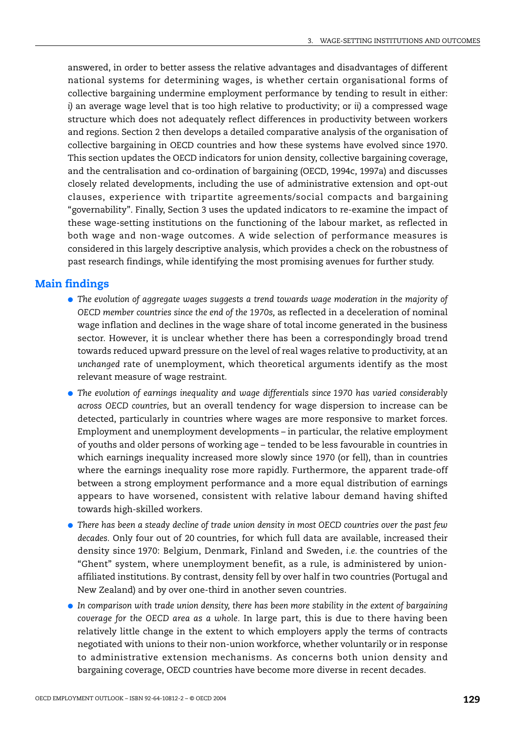answered, in order to better assess the relative advantages and disadvantages of different national systems for determining wages, is whether certain organisational forms of collective bargaining undermine employment performance by tending to result in either: *i)* an average wage level that is too high relative to productivity; or *ii)* a compressed wage structure which does not adequately reflect differences in productivity between workers and regions. Section 2 then develops a detailed comparative analysis of the organisation of collective bargaining in OECD countries and how these systems have evolved since 1970. This section updates the OECD indicators for union density, collective bargaining coverage, and the centralisation and co-ordination of bargaining (OECD, 1994c, 1997a) and discusses closely related developments, including the use of administrative extension and opt-out clauses, experience with tripartite agreements/social compacts and bargaining "governability". Finally, Section 3 uses the updated indicators to re-examine the impact of these wage-setting institutions on the functioning of the labour market, as reflected in both wage and non-wage outcomes. A wide selection of performance measures is considered in this largely descriptive analysis, which provides a check on the robustness of past research findings, while identifying the most promising avenues for further study.

## Main findings

- *The evolution of aggregate wages suggests a trend towards wage moderation in the majority of OECD member countries since the end of the 1970s,* as reflected in a deceleration of nominal wage inflation and declines in the wage share of total income generated in the business sector. However, it is unclear whether there has been a correspondingly broad trend towards reduced upward pressure on the level of real wages relative to productivity, at an *unchanged* rate of unemployment, which theoretical arguments identify as the most relevant measure of wage restraint.
- *The evolution of earnings inequality and wage differentials since 1970 has varied considerably across OECD countries,* but an overall tendency for wage dispersion to increase can be detected, particularly in countries where wages are more responsive to market forces. Employment and unemployment developments – in particular, the relative employment of youths and older persons of working age – tended to be less favourable in countries in which earnings inequality increased more slowly since 1970 (or fell), than in countries where the earnings inequality rose more rapidly. Furthermore, the apparent trade-off between a strong employment performance and a more equal distribution of earnings appears to have worsened, consistent with relative labour demand having shifted towards high-skilled workers.
- *There has been a steady decline of trade union density in most OECD countries over the past few decades.* Only four out of 20 countries, for which full data are available, increased their density since 1970: Belgium, Denmark, Finland and Sweden, *i.e.* the countries of the "Ghent" system, where unemployment benefit, as a rule, is administered by union-affiliated institutions. By contrast, density fell by over half in two countries (Portugal and New Zealand) and by over one-third in another seven countries.
- *In comparison with trade union density, there has been more stability in the extent of bargaining coverage for the OECD area as a whole.* In large part, this is due to there having been relatively little change in the extent to which employers apply the terms of contracts negotiated with unions to their non-union workforce, whether voluntarily or in response to administrative extension mechanisms. As concerns both union density and bargaining coverage, OECD countries have become more diverse in recent decades.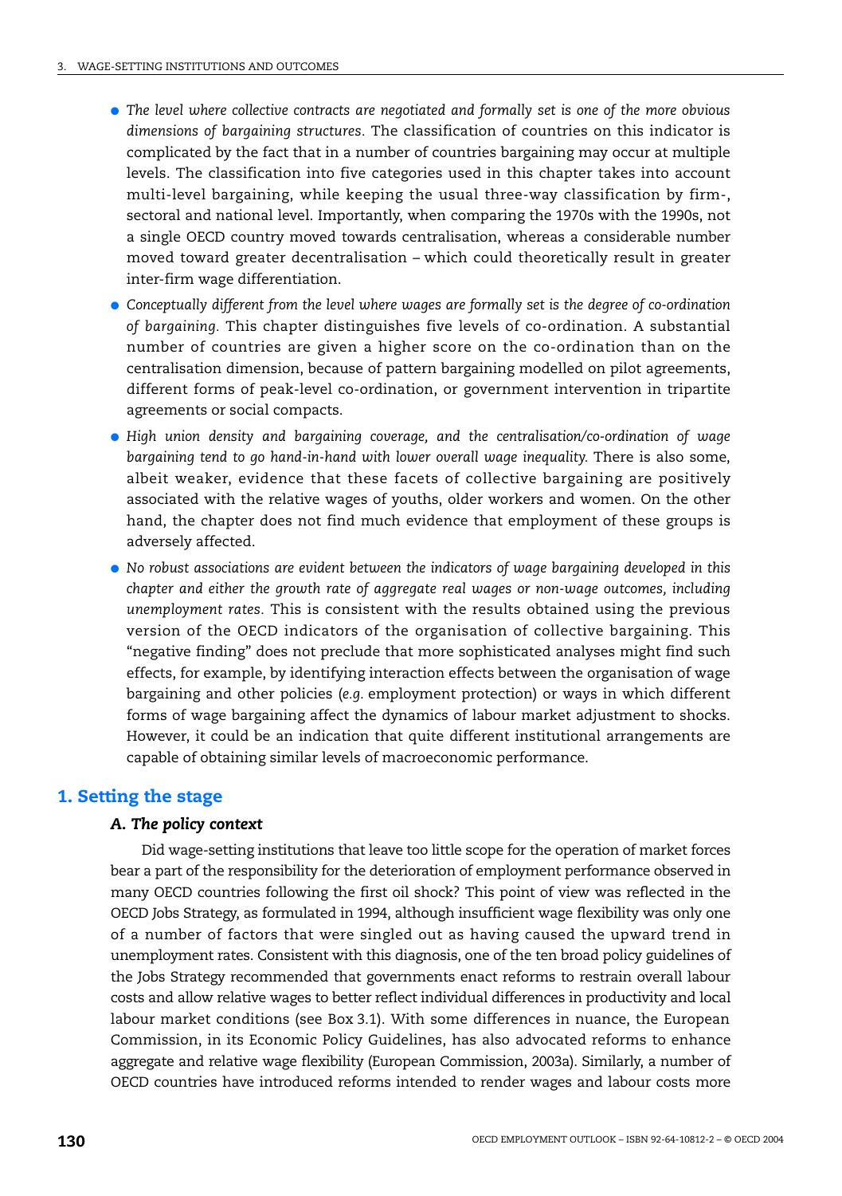- *The level where collective contracts are negotiated and formally set is one of the more obvious dimensions of bargaining structures.* The classification of countries on this indicator is complicated by the fact that in a number of countries bargaining may occur at multiple levels. The classification into five categories used in this chapter takes into account multi-level bargaining, while keeping the usual three-way classification by firm-, sectoral and national level. Importantly, when comparing the 1970s with the 1990s, not a single OECD country moved towards centralisation, whereas a considerable number moved toward greater decentralisation – which could theoretically result in greater inter-firm wage differentiation.
- *Conceptually different from the level where wages are formally set is the degree of co-ordination of bargaining.* This chapter distinguishes five levels of co-ordination. A substantial number of countries are given a higher score on the co-ordination than on the centralisation dimension, because of pattern bargaining modelled on pilot agreements, different forms of peak-level co-ordination, or government intervention in tripartite agreements or social compacts.
- *High union density and bargaining coverage, and the centralisation/co-ordination of wage bargaining tend to go hand-in-hand with lower overall wage inequality.* There is also some, albeit weaker, evidence that these facets of collective bargaining are positively associated with the relative wages of youths, older workers and women. On the other hand, the chapter does not find much evidence that employment of these groups is adversely affected.
- *No robust associations are evident between the indicators of wage bargaining developed in this chapter and either the growth rate of aggregate real wages or non-wage outcomes, including unemployment rates.* This is consistent with the results obtained using the previous version of the OECD indicators of the organisation of collective bargaining. This "negative finding" does not preclude that more sophisticated analyses might find such effects, for example, by identifying interaction effects between the organisation of wage bargaining and other policies (*e.g.* employment protection) or ways in which different forms of wage bargaining affect the dynamics of labour market adjustment to shocks. However, it could be an indication that quite different institutional arrangements are capable of obtaining similar levels of macroeconomic performance.

## 1. Setting the stage

### *A. The policy context*

Did wage-setting institutions that leave too little scope for the operation of market forces bear a part of the responsibility for the deterioration of employment performance observed in many OECD countries following the first oil shock? This point of view was reflected in the OECD Jobs Strategy, as formulated in 1994, although insufficient wage flexibility was only one of a number of factors that were singled out as having caused the upward trend in unemployment rates. Consistent with this diagnosis, one of the ten broad policy guidelines of the Jobs Strategy recommended that governments enact reforms to restrain overall labour costs and allow relative wages to better reflect individual differences in productivity and local labour market conditions (see Box 3.1). With some differences in nuance, the European Commission, in its Economic Policy Guidelines, has also advocated reforms to enhance aggregate and relative wage flexibility (European Commission, 2003a). Similarly, a number of OECD countries have introduced reforms intended to render wages and labour costs more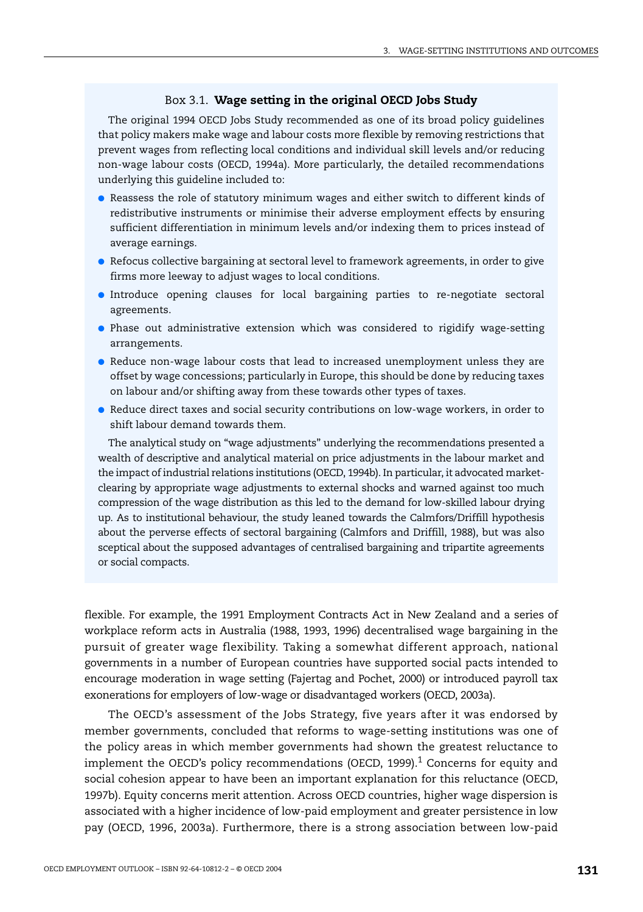### Box 3.1. **Wage setting in the original OECD Jobs Study**

The original 1994 OECD Jobs Study recommended as one of its broad policy guidelines that policy makers make wage and labour costs more flexible by removing restrictions that prevent wages from reflecting local conditions and individual skill levels and/or reducing non-wage labour costs (OECD, 1994a). More particularly, the detailed recommendations underlying this guideline included to:

- Reassess the role of statutory minimum wages and either switch to different kinds of redistributive instruments or minimise their adverse employment effects by ensuring sufficient differentiation in minimum levels and/or indexing them to prices instead of average earnings.
- Refocus collective bargaining at sectoral level to framework agreements, in order to give firms more leeway to adjust wages to local conditions.
- Introduce opening clauses for local bargaining parties to re-negotiate sectoral agreements.
- Phase out administrative extension which was considered to rigidify wage-setting arrangements.
- Reduce non-wage labour costs that lead to increased unemployment unless they are offset by wage concessions; particularly in Europe, this should be done by reducing taxes on labour and/or shifting away from these towards other types of taxes.
- Reduce direct taxes and social security contributions on low-wage workers, in order to shift labour demand towards them.

The analytical study on "wage adjustments" underlying the recommendations presented a wealth of descriptive and analytical material on price adjustments in the labour market and the impact of industrial relations institutions (OECD, 1994b). In particular, it advocated market-clearing by appropriate wage adjustments to external shocks and warned against too much compression of the wage distribution as this led to the demand for low-skilled labour drying up. As to institutional behaviour, the study leaned towards the Calmfors/Driffill hypothesis about the perverse effects of sectoral bargaining (Calmfors and Driffill, 1988), but was also sceptical about the supposed advantages of centralised bargaining and tripartite agreements or social compacts.

flexible. For example, the 1991 Employment Contracts Act in New Zealand and a series of workplace reform acts in Australia (1988, 1993, 1996) decentralised wage bargaining in the pursuit of greater wage flexibility. Taking a somewhat different approach, national governments in a number of European countries have supported social pacts intended to encourage moderation in wage setting (Fajertag and Pochet, 2000) or introduced payroll tax exonerations for employers of low-wage or disadvantaged workers (OECD, 2003a).

The OECD's assessment of the Jobs Strategy, five years after it was endorsed by member governments, concluded that reforms to wage-setting institutions was one of the policy areas in which member governments had shown the greatest reluctance to implement the OECD's policy recommendations (OECD, 1999).[1] Concerns for equity and social cohesion appear to have been an important explanation for this reluctance (OECD, 1997b). Equity concerns merit attention. Across OECD countries, higher wage dispersion is associated with a higher incidence of low-paid employment and greater persistence in low pay (OECD, 1996, 2003a). Furthermore, there is a strong association between low-paid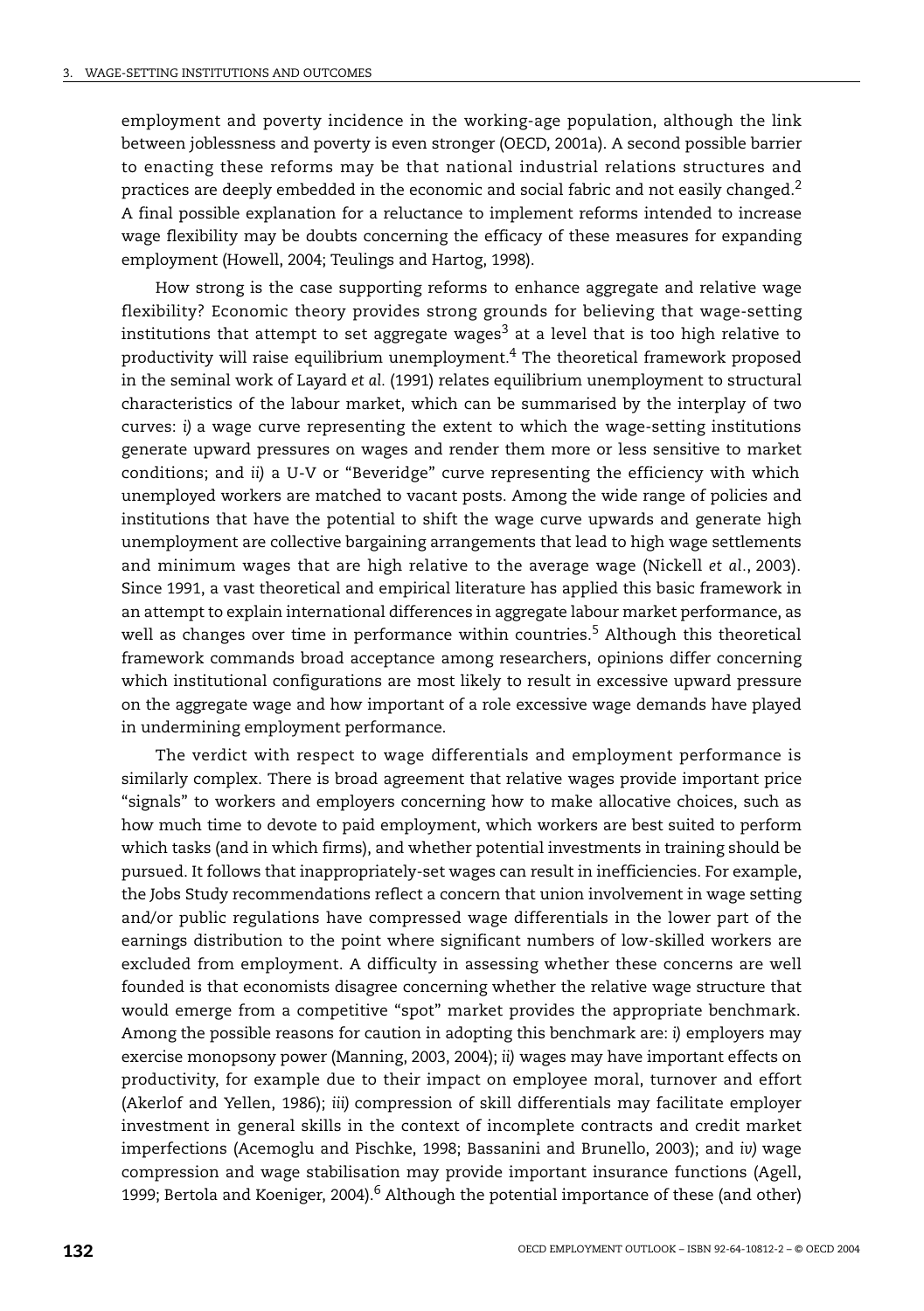employment and poverty incidence in the working-age population, although the link between joblessness and poverty is even stronger (OECD, 2001a). A second possible barrier to enacting these reforms may be that national industrial relations structures and practices are deeply embedded in the economic and social fabric and not easily changed.[2] A final possible explanation for a reluctance to implement reforms intended to increase wage flexibility may be doubts concerning the efficacy of these measures for expanding employment (Howell, 2004; Teulings and Hartog, 1998).

How strong is the case supporting reforms to enhance aggregate and relative wage flexibility? Economic theory provides strong grounds for believing that wage-setting institutions that attempt to set aggregate wages[3] at a level that is too high relative to productivity will raise equilibrium unemployment.[4] The theoretical framework proposed in the seminal work of Layard *et al.* (1991) relates equilibrium unemployment to structural characteristics of the labour market, which can be summarised by the interplay of two curves: *i)* a wage curve representing the extent to which the wage-setting institutions generate upward pressures on wages and render them more or less sensitive to market conditions; and *ii)* a U-V or "Beveridge" curve representing the efficiency with which unemployed workers are matched to vacant posts. Among the wide range of policies and institutions that have the potential to shift the wage curve upwards and generate high unemployment are collective bargaining arrangements that lead to high wage settlements and minimum wages that are high relative to the average wage (Nickell *et al.*, 2003). Since 1991, a vast theoretical and empirical literature has applied this basic framework in an attempt to explain international differences in aggregate labour market performance, as well as changes over time in performance within countries.[5] Although this theoretical framework commands broad acceptance among researchers, opinions differ concerning which institutional configurations are most likely to result in excessive upward pressure on the aggregate wage and how important of a role excessive wage demands have played in undermining employment performance.

The verdict with respect to wage differentials and employment performance is similarly complex. There is broad agreement that relative wages provide important price "signals" to workers and employers concerning how to make allocative choices, such as how much time to devote to paid employment, which workers are best suited to perform which tasks (and in which firms), and whether potential investments in training should be pursued. It follows that inappropriately-set wages can result in inefficiencies. For example, the Jobs Study recommendations reflect a concern that union involvement in wage setting and/or public regulations have compressed wage differentials in the lower part of the earnings distribution to the point where significant numbers of low-skilled workers are excluded from employment. A difficulty in assessing whether these concerns are well founded is that economists disagree concerning whether the relative wage structure that would emerge from a competitive "spot" market provides the appropriate benchmark. Among the possible reasons for caution in adopting this benchmark are: *i)* employers may exercise monopsony power (Manning, 2003, 2004); *ii)* wages may have important effects on productivity, for example due to their impact on employee moral, turnover and effort (Akerlof and Yellen, 1986); *iii)* compression of skill differentials may facilitate employer investment in general skills in the context of incomplete contracts and credit market imperfections (Acemoglu and Pischke, 1998; Bassanini and Brunello, 2003); and *iv)* wage compression and wage stabilisation may provide important insurance functions (Agell, 1999; Bertola and Koeniger, 2004).[6] Although the potential importance of these (and other)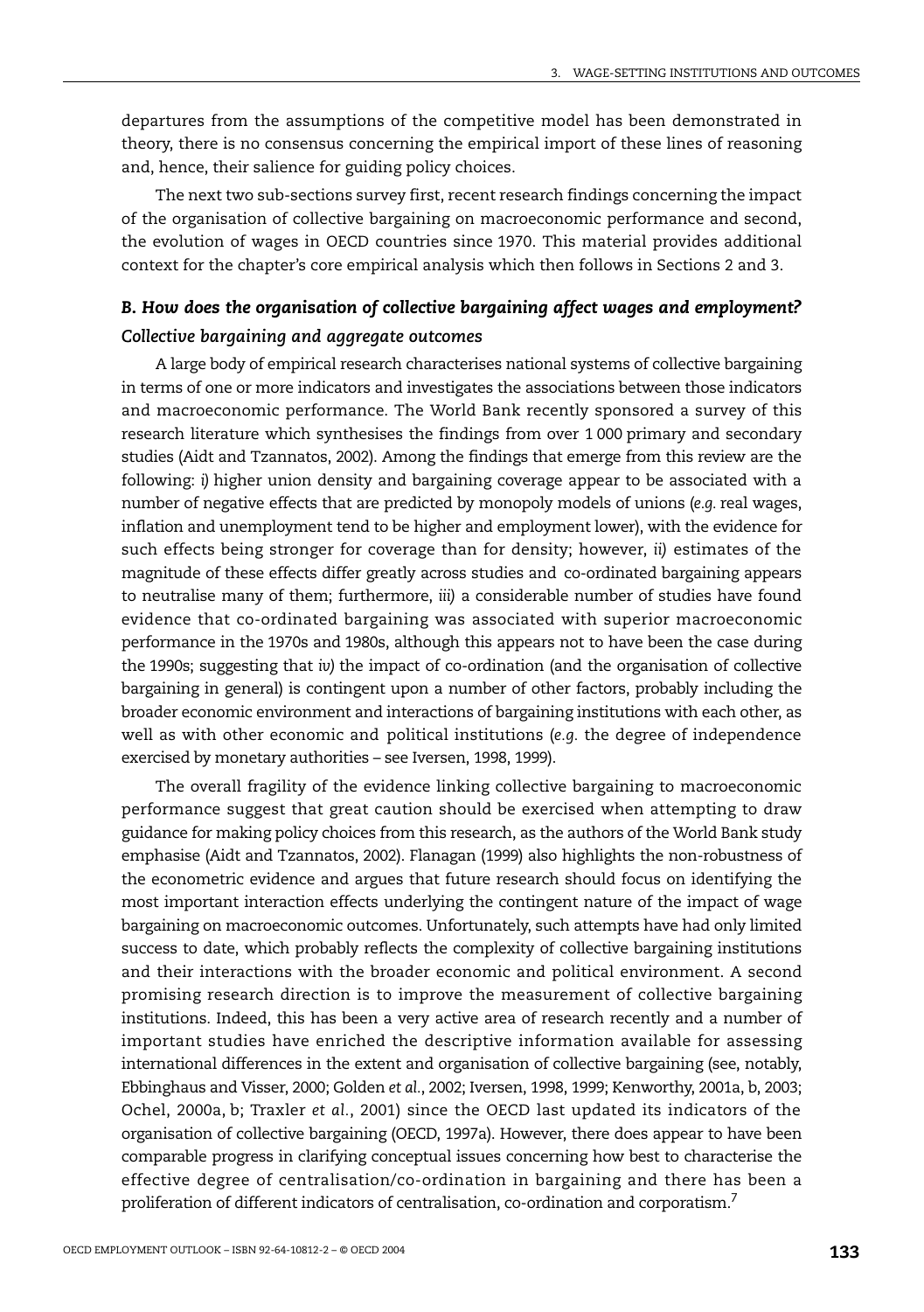departures from the assumptions of the competitive model has been demonstrated in theory, there is no consensus concerning the empirical import of these lines of reasoning and, hence, their salience for guiding policy choices.

The next two sub-sections survey first, recent research findings concerning the impact of the organisation of collective bargaining on macroeconomic performance and second, the evolution of wages in OECD countries since 1970. This material provides additional context for the chapter's core empirical analysis which then follows in Sections 2 and 3.

### *B. How does the organisation of collective bargaining affect wages and employment?*

#### *Collective bargaining and aggregate outcomes*

A large body of empirical research characterises national systems of collective bargaining in terms of one or more indicators and investigates the associations between those indicators and macroeconomic performance. The World Bank recently sponsored a survey of this research literature which synthesises the findings from over 1 000 primary and secondary studies (Aidt and Tzannatos, 2002). Among the findings that emerge from this review are the following: *i)* higher union density and bargaining coverage appear to be associated with a number of negative effects that are predicted by monopoly models of unions (*e.g.* real wages, inflation and unemployment tend to be higher and employment lower), with the evidence for such effects being stronger for coverage than for density; however, *ii)* estimates of the magnitude of these effects differ greatly across studies and co-ordinated bargaining appears to neutralise many of them; furthermore, *iii)* a considerable number of studies have found evidence that co-ordinated bargaining was associated with superior macroeconomic performance in the 1970s and 1980s, although this appears not to have been the case during the 1990s; suggesting that *iv)* the impact of co-ordination (and the organisation of collective bargaining in general) is contingent upon a number of other factors, probably including the broader economic environment and interactions of bargaining institutions with each other, as well as with other economic and political institutions (*e.g.* the degree of independence exercised by monetary authorities – see Iversen, 1998, 1999).

The overall fragility of the evidence linking collective bargaining to macroeconomic performance suggest that great caution should be exercised when attempting to draw guidance for making policy choices from this research, as the authors of the World Bank study emphasise (Aidt and Tzannatos, 2002). Flanagan (1999) also highlights the non-robustness of the econometric evidence and argues that future research should focus on identifying the most important interaction effects underlying the contingent nature of the impact of wage bargaining on macroeconomic outcomes. Unfortunately, such attempts have had only limited success to date, which probably reflects the complexity of collective bargaining institutions and their interactions with the broader economic and political environment. A second promising research direction is to improve the measurement of collective bargaining institutions. Indeed, this has been a very active area of research recently and a number of important studies have enriched the descriptive information available for assessing international differences in the extent and organisation of collective bargaining (see, notably, Ebbinghaus and Visser, 2000; Golden *et al.*, 2002; Iversen, 1998, 1999; Kenworthy, 2001a, b, 2003; Ochel, 2000a, b; Traxler *et al.*, 2001) since the OECD last updated its indicators of the organisation of collective bargaining (OECD, 1997a). However, there does appear to have been comparable progress in clarifying conceptual issues concerning how best to characterise the effective degree of centralisation/co-ordination in bargaining and there has been a proliferation of different indicators of centralisation, co-ordination and corporatism.[7]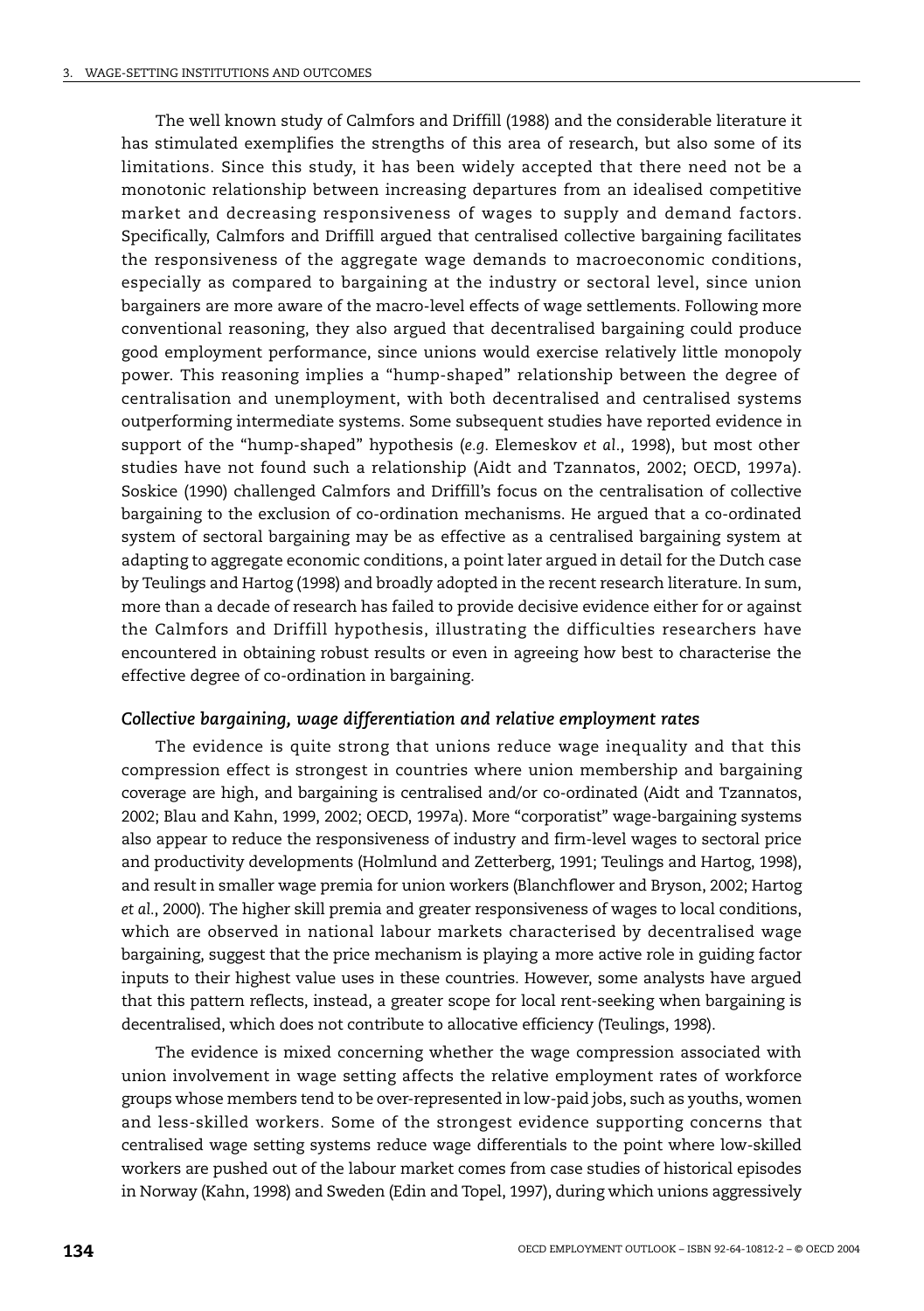The well known study of Calmfors and Driffill (1988) and the considerable literature it has stimulated exemplifies the strengths of this area of research, but also some of its limitations. Since this study, it has been widely accepted that there need not be a monotonic relationship between increasing departures from an idealised competitive market and decreasing responsiveness of wages to supply and demand factors. Specifically, Calmfors and Driffill argued that centralised collective bargaining facilitates the responsiveness of the aggregate wage demands to macroeconomic conditions, especially as compared to bargaining at the industry or sectoral level, since union bargainers are more aware of the macro-level effects of wage settlements. Following more conventional reasoning, they also argued that decentralised bargaining could produce good employment performance, since unions would exercise relatively little monopoly power. This reasoning implies a "hump-shaped" relationship between the degree of centralisation and unemployment, with both decentralised and centralised systems outperforming intermediate systems. Some subsequent studies have reported evidence in support of the "hump-shaped" hypothesis (*e.g.* Elemeskov *et al.*, 1998), but most other studies have not found such a relationship (Aidt and Tzannatos, 2002; OECD, 1997a). Soskice (1990) challenged Calmfors and Driffill's focus on the centralisation of collective bargaining to the exclusion of co-ordination mechanisms. He argued that a co-ordinated system of sectoral bargaining may be as effective as a centralised bargaining system at adapting to aggregate economic conditions, a point later argued in detail for the Dutch case by Teulings and Hartog (1998) and broadly adopted in the recent research literature. In sum, more than a decade of research has failed to provide decisive evidence either for or against the Calmfors and Driffill hypothesis, illustrating the difficulties researchers have encountered in obtaining robust results or even in agreeing how best to characterise the effective degree of co-ordination in bargaining.

### *Collective bargaining, wage differentiation and relative employment rates*

The evidence is quite strong that unions reduce wage inequality and that this compression effect is strongest in countries where union membership and bargaining coverage are high, and bargaining is centralised and/or co-ordinated (Aidt and Tzannatos, 2002; Blau and Kahn, 1999, 2002; OECD, 1997a). More "corporatist" wage-bargaining systems also appear to reduce the responsiveness of industry and firm-level wages to sectoral price and productivity developments (Holmlund and Zetterberg, 1991; Teulings and Hartog, 1998), and result in smaller wage premia for union workers (Blanchflower and Bryson, 2002; Hartog *et al.*, 2000). The higher skill premia and greater responsiveness of wages to local conditions, which are observed in national labour markets characterised by decentralised wage bargaining, suggest that the price mechanism is playing a more active role in guiding factor inputs to their highest value uses in these countries. However, some analysts have argued that this pattern reflects, instead, a greater scope for local rent-seeking when bargaining is decentralised, which does not contribute to allocative efficiency (Teulings, 1998).

The evidence is mixed concerning whether the wage compression associated with union involvement in wage setting affects the relative employment rates of workforce groups whose members tend to be over-represented in low-paid jobs, such as youths, women and less-skilled workers. Some of the strongest evidence supporting concerns that centralised wage setting systems reduce wage differentials to the point where low-skilled workers are pushed out of the labour market comes from case studies of historical episodes in Norway (Kahn, 1998) and Sweden (Edin and Topel, 1997), during which unions aggressively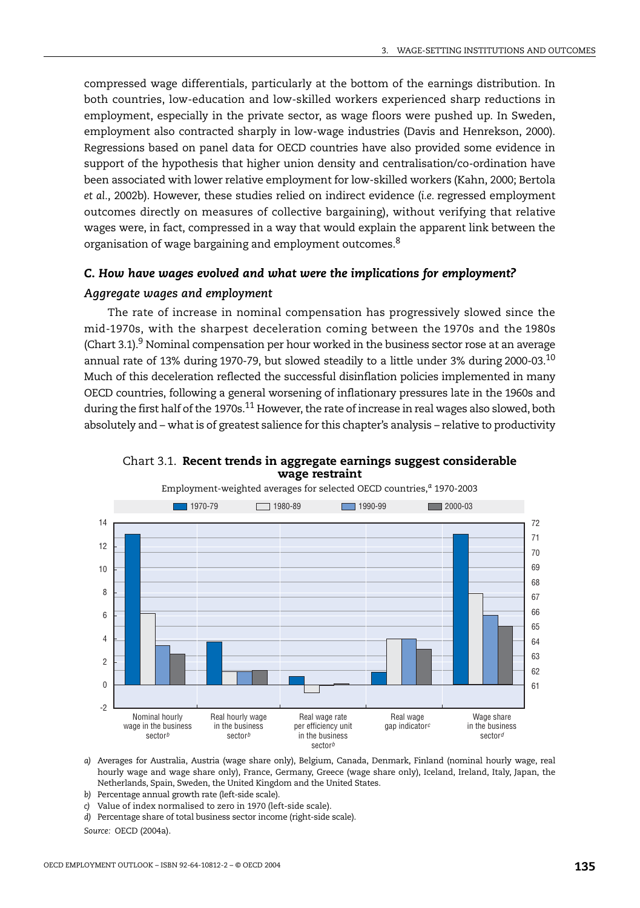compressed wage differentials, particularly at the bottom of the earnings distribution. In both countries, low-education and low-skilled workers experienced sharp reductions in employment, especially in the private sector, as wage floors were pushed up. In Sweden, employment also contracted sharply in low-wage industries (Davis and Henrekson, 2000). Regressions based on panel data for OECD countries have also provided some evidence in support of the hypothesis that higher union density and centralisation/co-ordination have been associated with lower relative employment for low-skilled workers (Kahn, 2000; Bertola *et al.*, 2002b). However, these studies relied on indirect evidence (*i.e.* regressed employment outcomes directly on measures of collective bargaining), without verifying that relative wages were, in fact, compressed in a way that would explain the apparent link between the organisation of wage bargaining and employment outcomes.[8]

### *C. How have wages evolved and what were the implications for employment?*

#### *Aggregate wages and employment*

The rate of increase in nominal compensation has progressively slowed since the mid-1970s, with the sharpest deceleration coming between the 1970s and the 1980s (Chart 3.1).[9] Nominal compensation per hour worked in the business sector rose at an average annual rate of 13% during 1970-79, but slowed steadily to a little under 3% during 2000-03.[10] Much of this deceleration reflected the successful disinflation policies implemented in many OECD countries, following a general worsening of inflationary pressures late in the 1960s and during the first half of the 1970s.[11] However, the rate of increase in real wages also slowed, both absolutely and – what is of greatest salience for this chapter's analysis – relative to productivity

Chart 3.1. **Recent trends in aggregate earnings suggest considerable wage restraint**

Employment-weighted averages for selected OECD countries,[a] 1970-2003

| | 1970-79 | 1980-89 | 1990-99 | 2000-03 |
|---|---|---|---|---|
| Nominal hourly wage in the business sector[b] | 13.0 | 6.2 | 3.4 | 2.7 |
| Real hourly wage in the business sector[b] | 3.7 | 1.2 | 1.2 | 1.3 |
| Real wage rate per efficiency unit in the business sector[b] | 0.7 | -0.7 | -0.1 | 0.1 |
| Real wage gap indicator[c] | 1.1 | 4.0 | 4.0 | 3.1 |
| Wage share in the business sector[d] | 71.1 | 67.1 | 65.9 | 64.8 |

*a)* Averages for Australia, Austria (wage share only), Belgium, Canada, Denmark, Finland (nominal hourly wage, real hourly wage and wage share only), France, Germany, Greece (wage share only), Iceland, Ireland, Italy, Japan, the Netherlands, Spain, Sweden, the United Kingdom and the United States.

*b)* Percentage annual growth rate (left-side scale).

*c)* Value of index normalised to zero in 1970 (left-side scale).

*d)* Percentage share of total business sector income (right-side scale).

*Source:* OECD (2004a).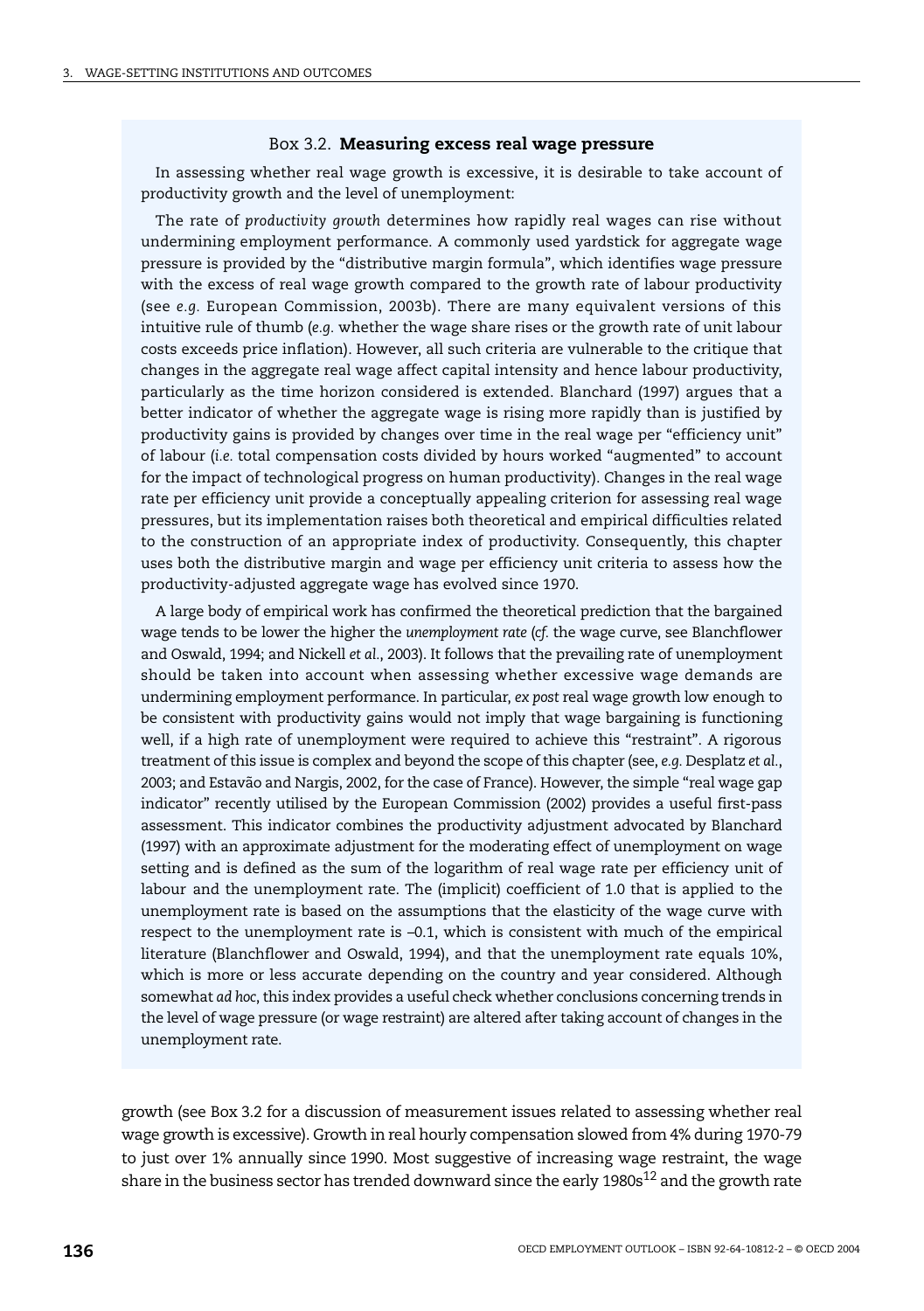### Box 3.2. **Measuring excess real wage pressure**

In assessing whether real wage growth is excessive, it is desirable to take account of productivity growth and the level of unemployment:

The rate of *productivity growth* determines how rapidly real wages can rise without undermining employment performance. A commonly used yardstick for aggregate wage pressure is provided by the "distributive margin formula", which identifies wage pressure with the excess of real wage growth compared to the growth rate of labour productivity (see *e.g.* European Commission, 2003b). There are many equivalent versions of this intuitive rule of thumb (*e.g.* whether the wage share rises or the growth rate of unit labour costs exceeds price inflation). However, all such criteria are vulnerable to the critique that changes in the aggregate real wage affect capital intensity and hence labour productivity, particularly as the time horizon considered is extended. Blanchard (1997) argues that a better indicator of whether the aggregate wage is rising more rapidly than is justified by productivity gains is provided by changes over time in the real wage per "efficiency unit" of labour (*i.e.* total compensation costs divided by hours worked "augmented" to account for the impact of technological progress on human productivity). Changes in the real wage rate per efficiency unit provide a conceptually appealing criterion for assessing real wage pressures, but its implementation raises both theoretical and empirical difficulties related to the construction of an appropriate index of productivity. Consequently, this chapter uses both the distributive margin and wage per efficiency unit criteria to assess how the productivity-adjusted aggregate wage has evolved since 1970.

A large body of empirical work has confirmed the theoretical prediction that the bargained wage tends to be lower the higher the *unemployment rate* (*cf.* the wage curve, see Blanchflower and Oswald, 1994; and Nickell *et al.*, 2003). It follows that the prevailing rate of unemployment should be taken into account when assessing whether excessive wage demands are undermining employment performance. In particular, *ex post* real wage growth low enough to be consistent with productivity gains would not imply that wage bargaining is functioning well, if a high rate of unemployment were required to achieve this "restraint". A rigorous treatment of this issue is complex and beyond the scope of this chapter (see, *e.g.* Desplatz *et al.*, 2003; and Estavão and Nargis, 2002, for the case of France). However, the simple "real wage gap indicator" recently utilised by the European Commission (2002) provides a useful first-pass assessment. This indicator combines the productivity adjustment advocated by Blanchard (1997) with an approximate adjustment for the moderating effect of unemployment on wage setting and is defined as the sum of the logarithm of real wage rate per efficiency unit of labour and the unemployment rate. The (implicit) coefficient of 1.0 that is applied to the unemployment rate is based on the assumptions that the elasticity of the wage curve with respect to the unemployment rate is –0.1, which is consistent with much of the empirical literature (Blanchflower and Oswald, 1994), and that the unemployment rate equals 10%, which is more or less accurate depending on the country and year considered. Although somewhat *ad hoc*, this index provides a useful check whether conclusions concerning trends in the level of wage pressure (or wage restraint) are altered after taking account of changes in the unemployment rate.

growth (see Box 3.2 for a discussion of measurement issues related to assessing whether real wage growth is excessive). Growth in real hourly compensation slowed from 4% during 1970-79 to just over 1% annually since 1990. Most suggestive of increasing wage restraint, the wage share in the business sector has trended downward since the early 1980s[12] and the growth rate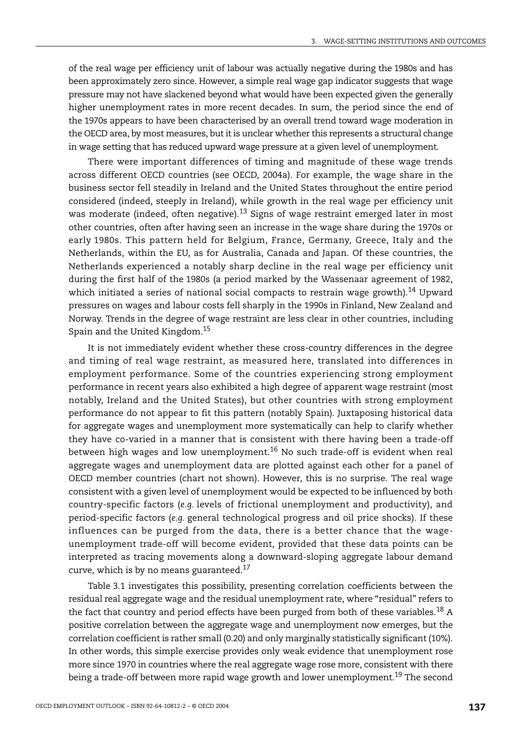of the real wage per efficiency unit of labour was actually negative during the 1980s and has been approximately zero since. However, a simple real wage gap indicator suggests that wage pressure may not have slackened beyond what would have been expected given the generally higher unemployment rates in more recent decades. In sum, the period since the end of the 1970s appears to have been characterised by an overall trend toward wage moderation in the OECD area, by most measures, but it is unclear whether this represents a structural change in wage setting that has reduced upward wage pressure at a given level of unemployment.

There were important differences of timing and magnitude of these wage trends across different OECD countries (see OECD, 2004a). For example, the wage share in the business sector fell steadily in Ireland and the United States throughout the entire period considered (indeed, steeply in Ireland), while growth in the real wage per efficiency unit was moderate (indeed, often negative).[13] Signs of wage restraint emerged later in most other countries, often after having seen an increase in the wage share during the 1970s or early 1980s. This pattern held for Belgium, France, Germany, Greece, Italy and the Netherlands, within the EU, as for Australia, Canada and Japan. Of these countries, the Netherlands experienced a notably sharp decline in the real wage per efficiency unit during the first half of the 1980s (a period marked by the Wassenaar agreement of 1982, which initiated a series of national social compacts to restrain wage growth).[14] Upward pressures on wages and labour costs fell sharply in the 1990s in Finland, New Zealand and Norway. Trends in the degree of wage restraint are less clear in other countries, including Spain and the United Kingdom.[15]

It is not immediately evident whether these cross-country differences in the degree and timing of real wage restraint, as measured here, translated into differences in employment performance. Some of the countries experiencing strong employment performance in recent years also exhibited a high degree of apparent wage restraint (most notably, Ireland and the United States), but other countries with strong employment performance do not appear to fit this pattern (notably Spain). Juxtaposing historical data for aggregate wages and unemployment more systematically can help to clarify whether they have co-varied in a manner that is consistent with there having been a trade-off between high wages and low unemployment.[16] No such trade-off is evident when real aggregate wages and unemployment data are plotted against each other for a panel of OECD member countries (chart not shown). However, this is no surprise. The real wage consistent with a given level of unemployment would be expected to be influenced by both country-specific factors (*e.g.* levels of frictional unemployment and productivity), and period-specific factors (*e.g.* general technological progress and oil price shocks). If these influences can be purged from the data, there is a better chance that the wage-unemployment trade-off will become evident, provided that these data points can be interpreted as tracing movements along a downward-sloping aggregate labour demand curve, which is by no means guaranteed.[17]

Table 3.1 investigates this possibility, presenting correlation coefficients between the residual real aggregate wage and the residual unemployment rate, where "residual" refers to the fact that country and period effects have been purged from both of these variables.[18] A positive correlation between the aggregate wage and unemployment now emerges, but the correlation coefficient is rather small (0.20) and only marginally statistically significant (10%). In other words, this simple exercise provides only weak evidence that unemployment rose more since 1970 in countries where the real aggregate wage rose more, consistent with there being a trade-off between more rapid wage growth and lower unemployment.[19] The second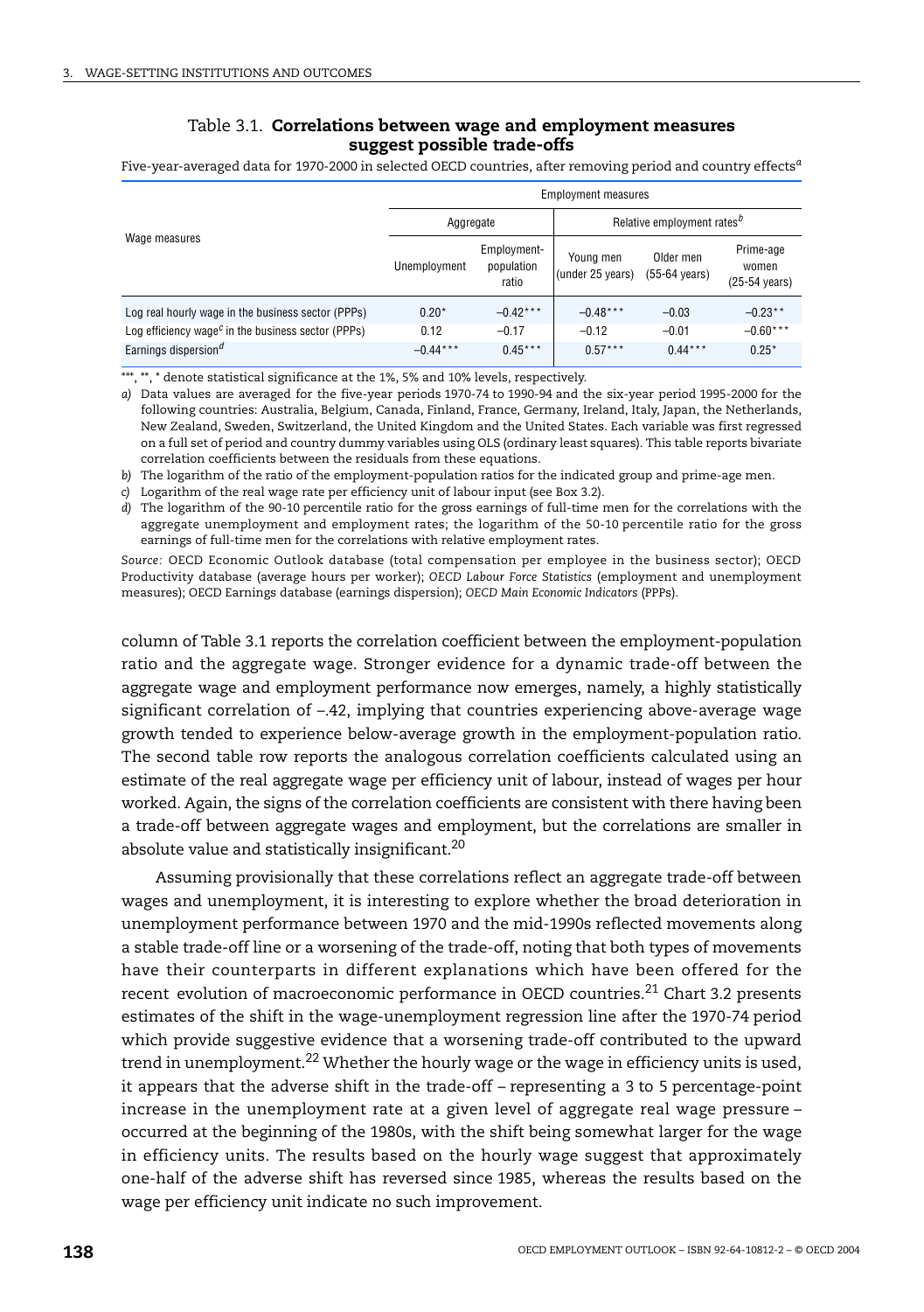### Table 3.1. **Correlations between wage and employment measures suggest possible trade-offs**

Five-year-averaged data for 1970-2000 in selected OECD countries, after removing period and country effects[a]

| Wage measures | Employment measures | | | | |
|---|---|---|---|---|---|
| | Aggregate | | Relative employment rates[b] | | |
| | Unemployment | Employment-population ratio | Young men (under 25 years) | Older men (55-64 years) | Prime-age women (25-54 years) |
| Log real hourly wage in the business sector (PPPs) | 0.20* | –0.42*** | –0.48*** | –0.03 | –0.23** |
| Log efficiency wage[c] in the business sector (PPPs) | 0.12 | –0.17 | –0.12 | –0.01 | –0.60*** |
| Earnings dispersion[d] | –0.44*** | 0.45*** | 0.57*** | 0.44*** | 0.25* |

***, **, * denote statistical significance at the 1%, 5% and 10% levels, respectively.

*a)* Data values are averaged for the five-year periods 1970-74 to 1990-94 and the six-year period 1995-2000 for the following countries: Australia, Belgium, Canada, Finland, France, Germany, Ireland, Italy, Japan, the Netherlands, New Zealand, Sweden, Switzerland, the United Kingdom and the United States. Each variable was first regressed on a full set of period and country dummy variables using OLS (ordinary least squares). This table reports bivariate correlation coefficients between the residuals from these equations.

*b)* The logarithm of the ratio of the employment-population ratios for the indicated group and prime-age men.

*c)* Logarithm of the real wage rate per efficiency unit of labour input (see Box 3.2).

*d)* The logarithm of the 90-10 percentile ratio for the gross earnings of full-time men for the correlations with the aggregate unemployment and employment rates; the logarithm of the 50-10 percentile ratio for the gross earnings of full-time men for the correlations with relative employment rates.

*Source:* OECD Economic Outlook database (total compensation per employee in the business sector); OECD Productivity database (average hours per worker); *OECD Labour Force Statistics* (employment and unemployment measures); OECD Earnings database (earnings dispersion); *OECD Main Economic Indicators* (PPPs).

column of Table 3.1 reports the correlation coefficient between the employment-population ratio and the aggregate wage. Stronger evidence for a dynamic trade-off between the aggregate wage and employment performance now emerges, namely, a highly statistically significant correlation of –.42, implying that countries experiencing above-average wage growth tended to experience below-average growth in the employment-population ratio. The second table row reports the analogous correlation coefficients calculated using an estimate of the real aggregate wage per efficiency unit of labour, instead of wages per hour worked. Again, the signs of the correlation coefficients are consistent with there having been a trade-off between aggregate wages and employment, but the correlations are smaller in absolute value and statistically insignificant.[20]

Assuming provisionally that these correlations reflect an aggregate trade-off between wages and unemployment, it is interesting to explore whether the broad deterioration in unemployment performance between 1970 and the mid-1990s reflected movements along a stable trade-off line or a worsening of the trade-off, noting that both types of movements have their counterparts in different explanations which have been offered for the recent evolution of macroeconomic performance in OECD countries.[21] Chart 3.2 presents estimates of the shift in the wage-unemployment regression line after the 1970-74 period which provide suggestive evidence that a worsening trade-off contributed to the upward trend in unemployment.[22] Whether the hourly wage or the wage in efficiency units is used, it appears that the adverse shift in the trade-off – representing a 3 to 5 percentage-point increase in the unemployment rate at a given level of aggregate real wage pressure – occurred at the beginning of the 1980s, with the shift being somewhat larger for the wage in efficiency units. The results based on the hourly wage suggest that approximately one-half of the adverse shift has reversed since 1985, whereas the results based on the wage per efficiency unit indicate no such improvement.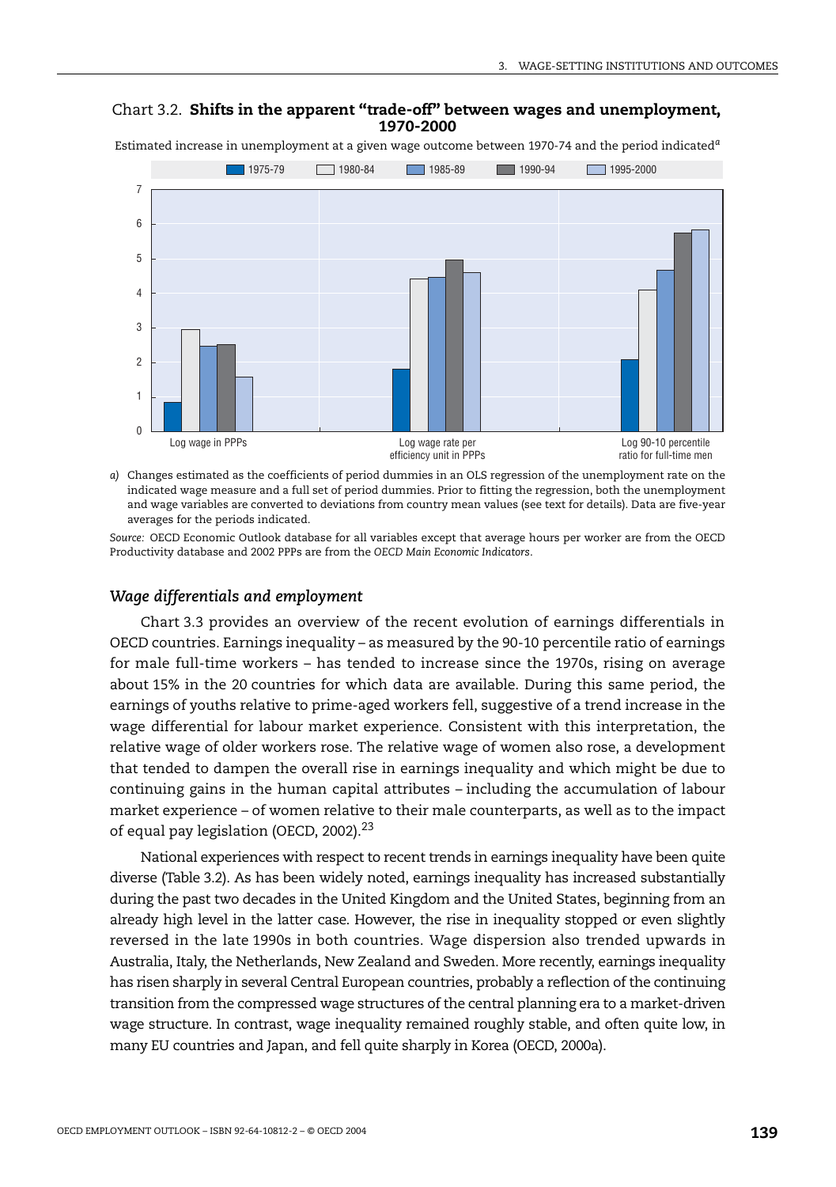Chart 3.2. **Shifts in the apparent "trade-off" between wages and unemployment, 1970-2000**

Estimated increase in unemployment at a given wage outcome between 1970-74 and the period indicated[a]

| | 1975-79 | 1980-84 | 1985-89 | 1990-94 | 1995-2000 |
|---|---|---|---|---|---|
| Log wage in PPPs | 0.85 | 2.95 | 2.5 | 2.5 | 1.6 |
| Log wage rate per efficiency unit in PPPs | 1.8 | 4.45 | 4.5 | 5.0 | 4.6 |
| Log 90-10 percentile ratio for full-time men | 2.1 | 4.1 | 4.7 | 5.75 | 5.85 |

*a)* Changes estimated as the coefficients of period dummies in an OLS regression of the unemployment rate on the indicated wage measure and a full set of period dummies. Prior to fitting the regression, both the unemployment and wage variables are converted to deviations from country mean values (see text for details). Data are five-year averages for the periods indicated.

*Source:* OECD Economic Outlook database for all variables except that average hours per worker are from the OECD Productivity database and 2002 PPPs are from the *OECD Main Economic Indicators*.

### *Wage differentials and employment*

Chart 3.3 provides an overview of the recent evolution of earnings differentials in OECD countries. Earnings inequality – as measured by the 90-10 percentile ratio of earnings for male full-time workers – has tended to increase since the 1970s, rising on average about 15% in the 20 countries for which data are available. During this same period, the earnings of youths relative to prime-aged workers fell, suggestive of a trend increase in the wage differential for labour market experience. Consistent with this interpretation, the relative wage of older workers rose. The relative wage of women also rose, a development that tended to dampen the overall rise in earnings inequality and which might be due to continuing gains in the human capital attributes – including the accumulation of labour market experience – of women relative to their male counterparts, as well as to the impact of equal pay legislation (OECD, 2002).[23]

National experiences with respect to recent trends in earnings inequality have been quite diverse (Table 3.2). As has been widely noted, earnings inequality has increased substantially during the past two decades in the United Kingdom and the United States, beginning from an already high level in the latter case. However, the rise in inequality stopped or even slightly reversed in the late 1990s in both countries. Wage dispersion also trended upwards in Australia, Italy, the Netherlands, New Zealand and Sweden. More recently, earnings inequality has risen sharply in several Central European countries, probably a reflection of the continuing transition from the compressed wage structures of the central planning era to a market-driven wage structure. In contrast, wage inequality remained roughly stable, and often quite low, in many EU countries and Japan, and fell quite sharply in Korea (OECD, 2000a).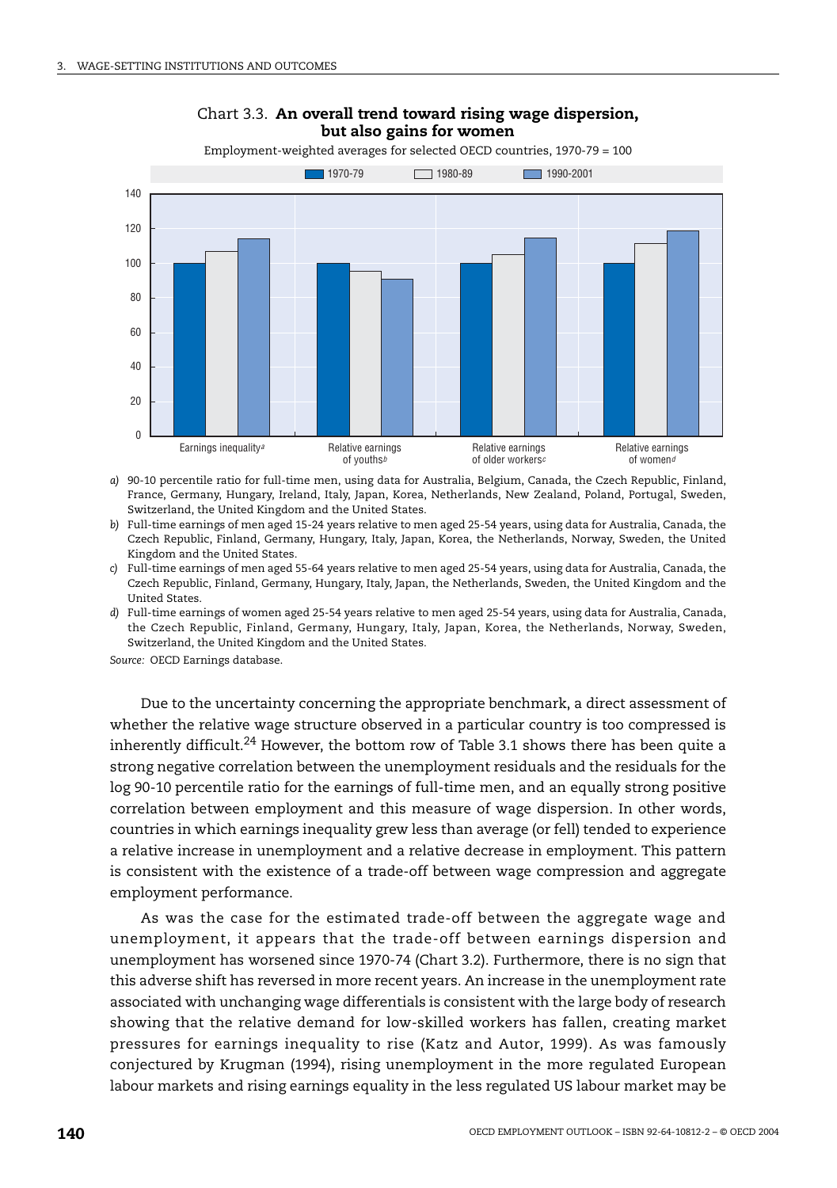Chart 3.3. **An overall trend toward rising wage dispersion, but also gains for women**

Employment-weighted averages for selected OECD countries, 1970-79 = 100

| | 1970-79 | 1980-89 | 1990-2001 |
|---|---|---|---|
| Earnings inequality[a] | 100 | 107 | 114 |
| Relative earnings of youths[b] | 100 | 96 | 91 |
| Relative earnings of older workers[c] | 100 | 105 | 115 |
| Relative earnings of women[d] | 100 | 111 | 119 |

*a)* 90-10 percentile ratio for full-time men, using data for Australia, Belgium, Canada, the Czech Republic, Finland, France, Germany, Hungary, Ireland, Italy, Japan, Korea, Netherlands, New Zealand, Poland, Portugal, Sweden, Switzerland, the United Kingdom and the United States.

*b)* Full-time earnings of men aged 15-24 years relative to men aged 25-54 years, using data for Australia, Canada, the Czech Republic, Finland, Germany, Hungary, Italy, Japan, Korea, the Netherlands, Norway, Sweden, the United Kingdom and the United States.

*c)* Full-time earnings of men aged 55-64 years relative to men aged 25-54 years, using data for Australia, Canada, the Czech Republic, Finland, Germany, Hungary, Italy, Japan, the Netherlands, Sweden, the United Kingdom and the United States.

*d)* Full-time earnings of women aged 25-54 years relative to men aged 25-54 years, using data for Australia, Canada, the Czech Republic, Finland, Germany, Hungary, Italy, Japan, Korea, the Netherlands, Norway, Sweden, Switzerland, the United Kingdom and the United States.

*Source:* OECD Earnings database.

Due to the uncertainty concerning the appropriate benchmark, a direct assessment of whether the relative wage structure observed in a particular country is too compressed is inherently difficult.[24] However, the bottom row of Table 3.1 shows there has been quite a strong negative correlation between the unemployment residuals and the residuals for the log 90-10 percentile ratio for the earnings of full-time men, and an equally strong positive correlation between employment and this measure of wage dispersion. In other words, countries in which earnings inequality grew less than average (or fell) tended to experience a relative increase in unemployment and a relative decrease in employment. This pattern is consistent with the existence of a trade-off between wage compression and aggregate employment performance.

As was the case for the estimated trade-off between the aggregate wage and unemployment, it appears that the trade-off between earnings dispersion and unemployment has worsened since 1970-74 (Chart 3.2). Furthermore, there is no sign that this adverse shift has reversed in more recent years. An increase in the unemployment rate associated with unchanging wage differentials is consistent with the large body of research showing that the relative demand for low-skilled workers has fallen, creating market pressures for earnings inequality to rise (Katz and Autor, 1999). As was famously conjectured by Krugman (1994), rising unemployment in the more regulated European labour markets and rising earnings equality in the less regulated US labour market may be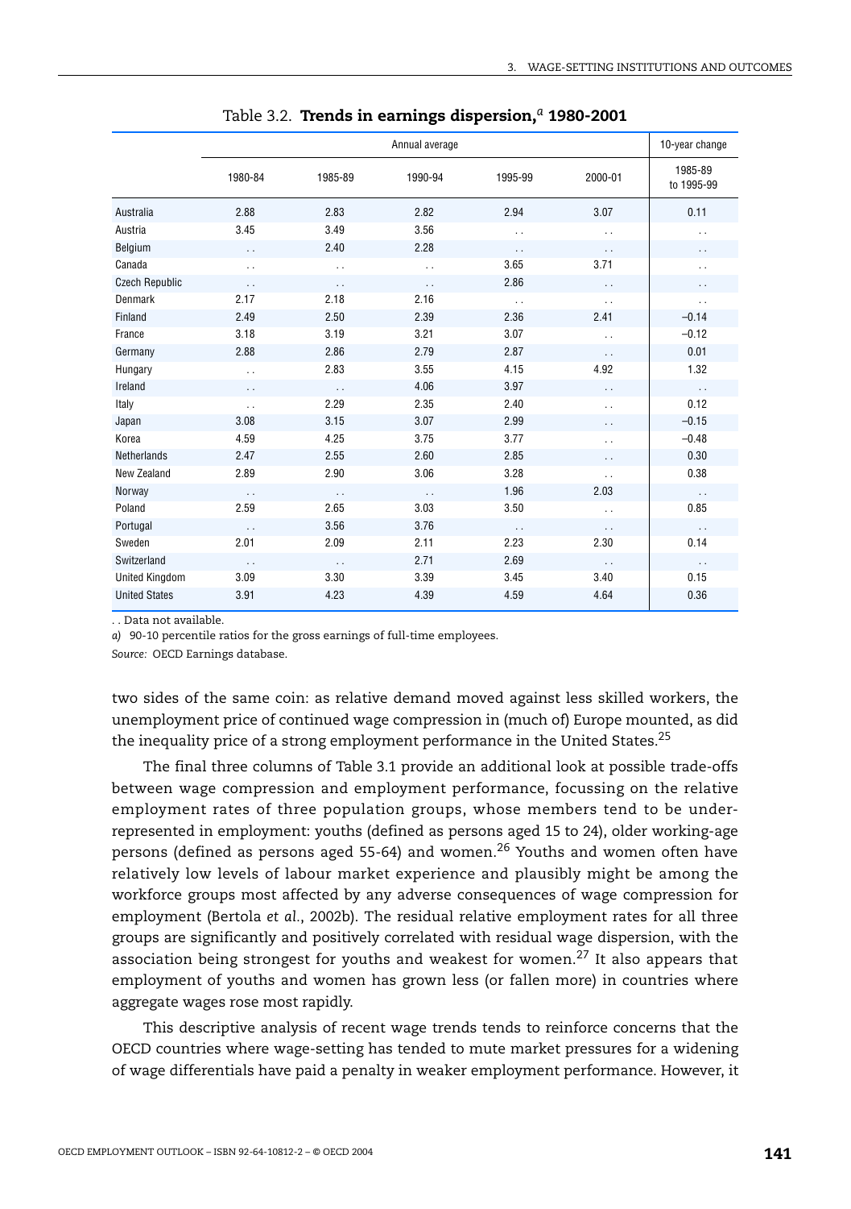Table 3.2. **Trends in earnings dispersion,[a] 1980-2001**

| | Annual average | | | | | 10-year change |
|---|---|---|---|---|---|---|
| | 1980-84 | 1985-89 | 1990-94 | 1995-99 | 2000-01 | 1985-89 to 1995-99 |
| Australia | 2.88 | 2.83 | 2.82 | 2.94 | 3.07 | 0.11 |
| Austria | 3.45 | 3.49 | 3.56 | . . | . . | . . |
| Belgium | . . | 2.40 | 2.28 | . . | . . | . . |
| Canada | . . | . . | . . | 3.65 | 3.71 | . . |
| Czech Republic | . . | . . | . . | 2.86 | . . | . . |
| Denmark | 2.17 | 2.18 | 2.16 | . . | . . | . . |
| Finland | 2.49 | 2.50 | 2.39 | 2.36 | 2.41 | –0.14 |
| France | 3.18 | 3.19 | 3.21 | 3.07 | . . | –0.12 |
| Germany | 2.88 | 2.86 | 2.79 | 2.87 | . . | 0.01 |
| Hungary | . . | 2.83 | 3.55 | 4.15 | 4.92 | 1.32 |
| Ireland | . . | . . | 4.06 | 3.97 | . . | . . |
| Italy | . . | 2.29 | 2.35 | 2.40 | . . | 0.12 |
| Japan | 3.08 | 3.15 | 3.07 | 2.99 | . . | –0.15 |
| Korea | 4.59 | 4.25 | 3.75 | 3.77 | . . | –0.48 |
| Netherlands | 2.47 | 2.55 | 2.60 | 2.85 | . . | 0.30 |
| New Zealand | 2.89 | 2.90 | 3.06 | 3.28 | . . | 0.38 |
| Norway | . . | . . | . . | 1.96 | 2.03 | . . |
| Poland | 2.59 | 2.65 | 3.03 | 3.50 | . . | 0.85 |
| Portugal | . . | 3.56 | 3.76 | . . | . . | . . |
| Sweden | 2.01 | 2.09 | 2.11 | 2.23 | 2.30 | 0.14 |
| Switzerland | . . | . . | 2.71 | 2.69 | . . | . . |
| United Kingdom | 3.09 | 3.30 | 3.39 | 3.45 | 3.40 | 0.15 |
| United States | 3.91 | 4.23 | 4.39 | 4.59 | 4.64 | 0.36 |

. . Data not available.

*a)* 90-10 percentile ratios for the gross earnings of full-time employees.

*Source:* OECD Earnings database.

two sides of the same coin: as relative demand moved against less skilled workers, the unemployment price of continued wage compression in (much of) Europe mounted, as did the inequality price of a strong employment performance in the United States.[25]

The final three columns of Table 3.1 provide an additional look at possible trade-offs between wage compression and employment performance, focussing on the relative employment rates of three population groups, whose members tend to be under-represented in employment: youths (defined as persons aged 15 to 24), older working-age persons (defined as persons aged 55-64) and women.[26] Youths and women often have relatively low levels of labour market experience and plausibly might be among the workforce groups most affected by any adverse consequences of wage compression for employment (Bertola *et al.*, 2002b). The residual relative employment rates for all three groups are significantly and positively correlated with residual wage dispersion, with the association being strongest for youths and weakest for women.[27] It also appears that employment of youths and women has grown less (or fallen more) in countries where aggregate wages rose most rapidly.

This descriptive analysis of recent wage trends tends to reinforce concerns that the OECD countries where wage-setting has tended to mute market pressures for a widening of wage differentials have paid a penalty in weaker employment performance. However, it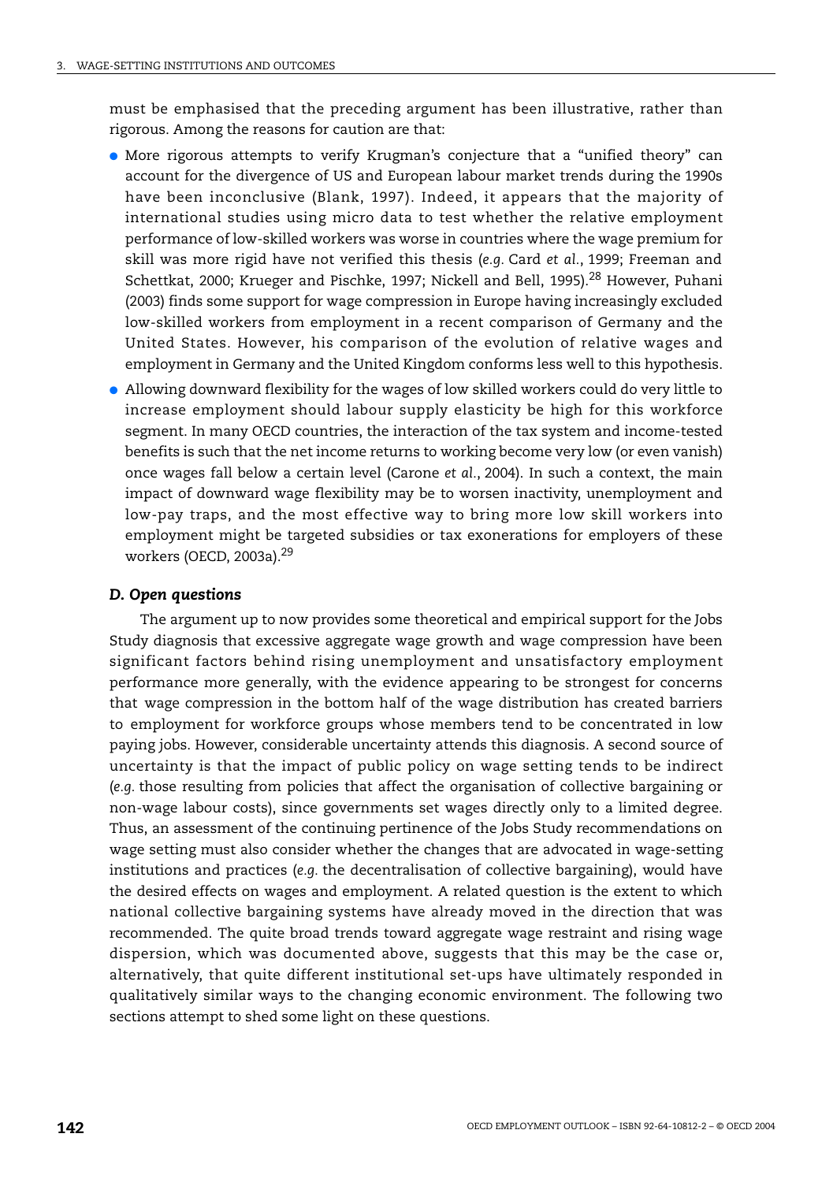must be emphasised that the preceding argument has been illustrative, rather than rigorous. Among the reasons for caution are that:

- More rigorous attempts to verify Krugman's conjecture that a "unified theory" can account for the divergence of US and European labour market trends during the 1990s have been inconclusive (Blank, 1997). Indeed, it appears that the majority of international studies using micro data to test whether the relative employment performance of low-skilled workers was worse in countries where the wage premium for skill was more rigid have not verified this thesis (*e.g.* Card *et al.*, 1999; Freeman and Schettkat, 2000; Krueger and Pischke, 1997; Nickell and Bell, 1995).[28] However, Puhani (2003) finds some support for wage compression in Europe having increasingly excluded low-skilled workers from employment in a recent comparison of Germany and the United States. However, his comparison of the evolution of relative wages and employment in Germany and the United Kingdom conforms less well to this hypothesis.
- Allowing downward flexibility for the wages of low skilled workers could do very little to increase employment should labour supply elasticity be high for this workforce segment. In many OECD countries, the interaction of the tax system and income-tested benefits is such that the net income returns to working become very low (or even vanish) once wages fall below a certain level (Carone *et al.*, 2004). In such a context, the main impact of downward wage flexibility may be to worsen inactivity, unemployment and low-pay traps, and the most effective way to bring more low skill workers into employment might be targeted subsidies or tax exonerations for employers of these workers (OECD, 2003a).[29]

### *D. Open questions*

The argument up to now provides some theoretical and empirical support for the Jobs Study diagnosis that excessive aggregate wage growth and wage compression have been significant factors behind rising unemployment and unsatisfactory employment performance more generally, with the evidence appearing to be strongest for concerns that wage compression in the bottom half of the wage distribution has created barriers to employment for workforce groups whose members tend to be concentrated in low paying jobs. However, considerable uncertainty attends this diagnosis. A second source of uncertainty is that the impact of public policy on wage setting tends to be indirect (*e.g.* those resulting from policies that affect the organisation of collective bargaining or non-wage labour costs), since governments set wages directly only to a limited degree. Thus, an assessment of the continuing pertinence of the Jobs Study recommendations on wage setting must also consider whether the changes that are advocated in wage-setting institutions and practices (*e.g.* the decentralisation of collective bargaining), would have the desired effects on wages and employment. A related question is the extent to which national collective bargaining systems have already moved in the direction that was recommended. The quite broad trends toward aggregate wage restraint and rising wage dispersion, which was documented above, suggests that this may be the case or, alternatively, that quite different institutional set-ups have ultimately responded in qualitatively similar ways to the changing economic environment. The following two sections attempt to shed some light on these questions.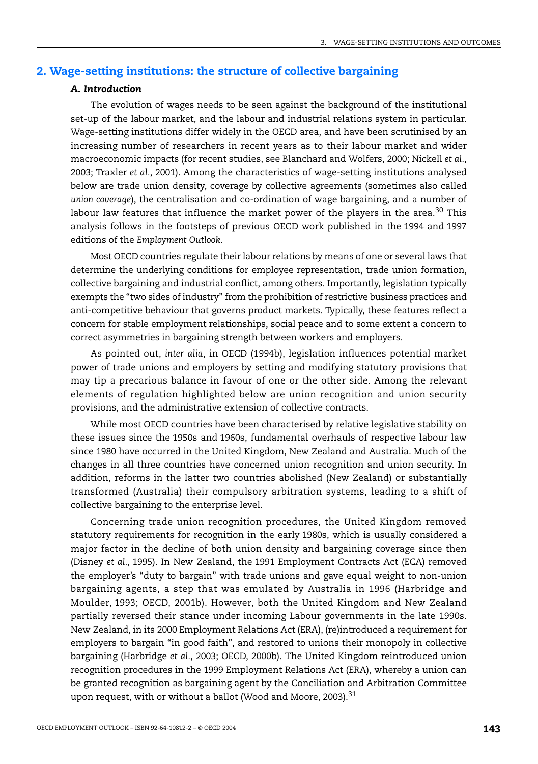## 2. Wage-setting institutions: the structure of collective bargaining

### *A. Introduction*

The evolution of wages needs to be seen against the background of the institutional set-up of the labour market, and the labour and industrial relations system in particular. Wage-setting institutions differ widely in the OECD area, and have been scrutinised by an increasing number of researchers in recent years as to their labour market and wider macroeconomic impacts (for recent studies, see Blanchard and Wolfers, 2000; Nickell *et al.*, 2003; Traxler *et al.*, 2001). Among the characteristics of wage-setting institutions analysed below are trade union density, coverage by collective agreements (sometimes also called *union coverage*), the centralisation and co-ordination of wage bargaining, and a number of labour law features that influence the market power of the players in the area.[30] This analysis follows in the footsteps of previous OECD work published in the 1994 and 1997 editions of the *Employment Outlook*.

Most OECD countries regulate their labour relations by means of one or several laws that determine the underlying conditions for employee representation, trade union formation, collective bargaining and industrial conflict, among others. Importantly, legislation typically exempts the "two sides of industry" from the prohibition of restrictive business practices and anti-competitive behaviour that governs product markets. Typically, these features reflect a concern for stable employment relationships, social peace and to some extent a concern to correct asymmetries in bargaining strength between workers and employers.

As pointed out, *inter alia*, in OECD (1994b), legislation influences potential market power of trade unions and employers by setting and modifying statutory provisions that may tip a precarious balance in favour of one or the other side. Among the relevant elements of regulation highlighted below are union recognition and union security provisions, and the administrative extension of collective contracts.

While most OECD countries have been characterised by relative legislative stability on these issues since the 1950s and 1960s, fundamental overhauls of respective labour law since 1980 have occurred in the United Kingdom, New Zealand and Australia. Much of the changes in all three countries have concerned union recognition and union security. In addition, reforms in the latter two countries abolished (New Zealand) or substantially transformed (Australia) their compulsory arbitration systems, leading to a shift of collective bargaining to the enterprise level.

Concerning trade union recognition procedures, the United Kingdom removed statutory requirements for recognition in the early 1980s, which is usually considered a major factor in the decline of both union density and bargaining coverage since then (Disney *et al.*, 1995). In New Zealand, the 1991 Employment Contracts Act (ECA) removed the employer's "duty to bargain" with trade unions and gave equal weight to non-union bargaining agents, a step that was emulated by Australia in 1996 (Harbridge and Moulder, 1993; OECD, 2001b). However, both the United Kingdom and New Zealand partially reversed their stance under incoming Labour governments in the late 1990s. New Zealand, in its 2000 Employment Relations Act (ERA), (re)introduced a requirement for employers to bargain "in good faith", and restored to unions their monopoly in collective bargaining (Harbridge *et al.*, 2003; OECD, 2000b). The United Kingdom reintroduced union recognition procedures in the 1999 Employment Relations Act (ERA), whereby a union can be granted recognition as bargaining agent by the Conciliation and Arbitration Committee upon request, with or without a ballot (Wood and Moore, 2003).[31]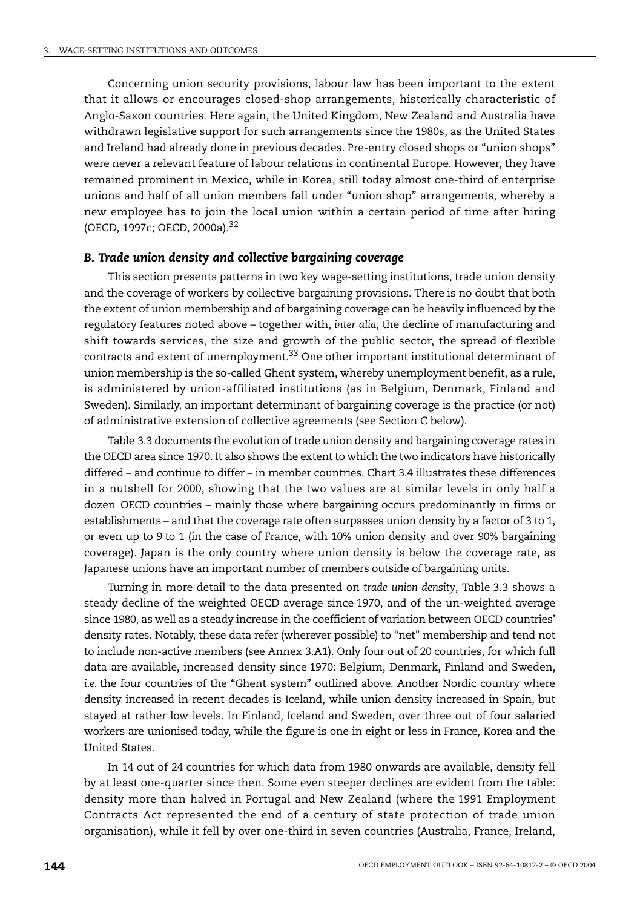Concerning union security provisions, labour law has been important to the extent that it allows or encourages closed-shop arrangements, historically characteristic of Anglo-Saxon countries. Here again, the United Kingdom, New Zealand and Australia have withdrawn legislative support for such arrangements since the 1980s, as the United States and Ireland had already done in previous decades. Pre-entry closed shops or "union shops" were never a relevant feature of labour relations in continental Europe. However, they have remained prominent in Mexico, while in Korea, still today almost one-third of enterprise unions and half of all union members fall under "union shop" arrangements, whereby a new employee has to join the local union within a certain period of time after hiring (OECD, 1997c; OECD, 2000a).[32]

### *B. Trade union density and collective bargaining coverage*

This section presents patterns in two key wage-setting institutions, trade union density and the coverage of workers by collective bargaining provisions. There is no doubt that both the extent of union membership and of bargaining coverage can be heavily influenced by the regulatory features noted above – together with, *inter alia*, the decline of manufacturing and shift towards services, the size and growth of the public sector, the spread of flexible contracts and extent of unemployment.[33] One other important institutional determinant of union membership is the so-called Ghent system, whereby unemployment benefit, as a rule, is administered by union-affiliated institutions (as in Belgium, Denmark, Finland and Sweden). Similarly, an important determinant of bargaining coverage is the practice (or not) of administrative extension of collective agreements (see Section C below).

Table 3.3 documents the evolution of trade union density and bargaining coverage rates in the OECD area since 1970. It also shows the extent to which the two indicators have historically differed – and continue to differ – in member countries. Chart 3.4 illustrates these differences in a nutshell for 2000, showing that the two values are at similar levels in only half a dozen OECD countries – mainly those where bargaining occurs predominantly in firms or establishments – and that the coverage rate often surpasses union density by a factor of 3 to 1, or even up to 9 to 1 (in the case of France, with 10% union density and over 90% bargaining coverage). Japan is the only country where union density is below the coverage rate, as Japanese unions have an important number of members outside of bargaining units.

Turning in more detail to the data presented on *trade union density*, Table 3.3 shows a steady decline of the weighted OECD average since 1970, and of the un-weighted average since 1980, as well as a steady increase in the coefficient of variation between OECD countries' density rates. Notably, these data refer (wherever possible) to "net" membership and tend not to include non-active members (see Annex 3.A1). Only four out of 20 countries, for which full data are available, increased density since 1970: Belgium, Denmark, Finland and Sweden, *i.e.* the four countries of the "Ghent system" outlined above. Another Nordic country where density increased in recent decades is Iceland, while union density increased in Spain, but stayed at rather low levels. In Finland, Iceland and Sweden, over three out of four salaried workers are unionised today, while the figure is one in eight or less in France, Korea and the United States.

In 14 out of 24 countries for which data from 1980 onwards are available, density fell by at least one-quarter since then. Some even steeper declines are evident from the table: density more than halved in Portugal and New Zealand (where the 1991 Employment Contracts Act represented the end of a century of state protection of trade union organisation), while it fell by over one-third in seven countries (Australia, France, Ireland,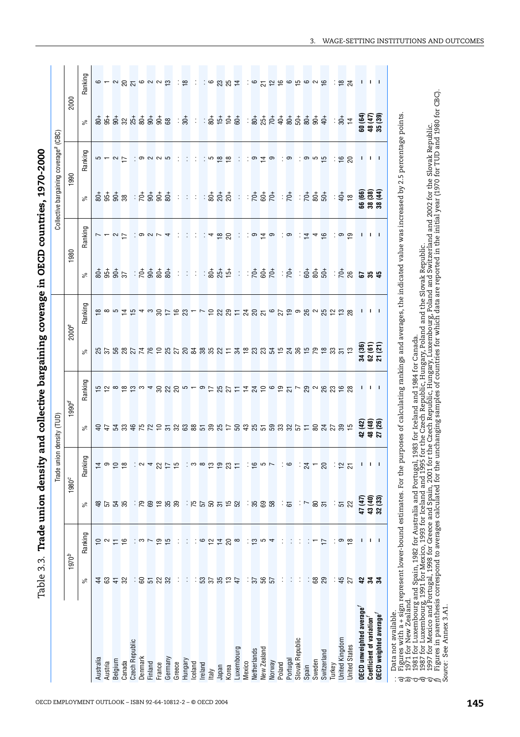Table 3.3. **Trade union density and collective bargaining coverage in OECD countries, 1970-2000**

| | Trade union density (TUD) | | | | | | | | Collective bargaining coverage[a] (CBC) | | | | | |
|---|---|---|---|---|---|---|---|---|---|---|---|---|---|---|
| | 1970[b] | | 1980[c] | | 1990[d] | | 2000[e] | | 1980 | | 1990 | | 2000 | |
| | % | Ranking | % | Ranking | % | Ranking | % | Ranking | % | Ranking | % | Ranking | % | Ranking |
| Australia | 44 | 10 | 48 | 14 | 40 | 15 | 25 | 18 | 80+ | 7 | 80+ | 5 | 80+ | 6 |
| Austria | 63 | 2 | 57 | 9 | 47 | 12 | 37 | 8 | 95+ | 1 | 95+ | 1 | 95+ | 1 |
| Belgium | 41 | 11 | 54 | 10 | 54 | 8 | 56 | 5 | 90+ | 2 | 90+ | 2 | 90+ | 2 |
| Canada | 32 | 16 | 35 | 18 | 33 | 18 | 28 | 14 | 37 | 17 | 38 | 17 | 32 | 20 |
| Czech Republic | : | : | : | : | 46 | 13 | 27 | 15 | : | : | : | : | 25+ | 21 |
| Denmark | 60 | 3 | 79 | 2 | 75 | 3 | 74 | 4 | 70+ | 9 | 70+ | 9 | 80+ | 6 |
| Finland | 51 | 7 | 69 | 4 | 72 | 4 | 76 | 3 | 90+ | 2 | 90+ | 2 | 90+ | 2 |
| France | 22 | 19 | 18 | 22 | 10 | 30 | 10 | 30 | 80+ | 7 | 90+ | 2 | 90+ | 2 |
| Germany | 32 | 15 | 35 | 17 | 31 | 22 | 25 | 17 | 80+ | 4 | 80+ | 5 | 68 | 13 |
| Greece | : | : | 39 | 15 | 32 | 20 | 27 | 16 | : | : | : | : | : | : |
| Hungary | : | : | : | : | 63 | 5 | 20 | 23 | : | : | : | : | 30+ | 18 |
| Iceland | : | : | 75 | 3 | 88 | 1 | 84 | 1 | : | : | : | : | : | : |
| Ireland | 53 | 6 | 57 | 8 | 51 | 9 | 38 | 7 | : | : | : | : | : | : |
| Italy | 37 | 12 | 50 | 13 | 39 | 17 | 35 | 10 | 80+ | 4 | 80+ | 5 | 80+ | 6 |
| Japan | 35 | 14 | 31 | 19 | 25 | 25 | 22 | 22 | 25+ | 18 | 20+ | 18 | 15+ | 23 |
| Korea | 13 | 20 | 15 | 23 | 17 | 27 | 11 | 29 | 15+ | 20 | 20+ | 18 | 10+ | 25 |
| Luxembourg | 47 | 8 | 52 | 11 | 50 | 11 | 34 | 11 | : | : | : | : | 60+ | 14 |
| Mexico | : | : | : | : | 43 | 14 | 18 | 24 | : | : | : | : | : | : |
| Netherlands | 37 | 13 | 35 | 16 | 25 | 24 | 23 | 20 | 70+ | 9 | 70+ | 9 | 80+ | 6 |
| New Zealand | 56 | 5 | 69 | 5 | 51 | 10 | 23 | 21 | 60+ | 14 | 60+ | 14 | 25+ | 21 |
| Norway | 57 | 4 | 58 | 7 | 59 | 6 | 54 | 6 | 70+ | 9 | 70+ | 9 | 70+ | 12 |
| Poland | : | : | : | : | 33 | 19 | 15 | 27 | : | : | : | : | 40+ | 16 |
| Portugal | : | : | 61 | 6 | 32 | 21 | 24 | 19 | 70+ | 9 | 70+ | 9 | 80+ | 6 |
| Slovak Republic | : | : | : | : | 57 | 7 | 36 | 9 | : | : | : | : | 50+ | 15 |
| Spain | : | : | 7 | 24 | 11 | 29 | 15 | 26 | 60+ | 14 | 70+ | 9 | 80+ | 6 |
| Sweden | 68 | 1 | 80 | 1 | 80 | 2 | 79 | 2 | 80+ | 4 | 80+ | 5 | 90+ | 2 |
| Switzerland | 29 | 17 | 31 | 20 | 24 | 26 | 18 | 25 | 50+ | 16 | 50+ | 15 | 40+ | 16 |
| Turkey | : | : | : | : | 27 | 23 | 33 | 12 | : | : | : | : | : | : |
| United Kingdom | 45 | 9 | 51 | 12 | 39 | 16 | 31 | 13 | 70+ | 9 | 40+ | 16 | 30+ | 18 |
| United States | 27 | 18 | 22 | 21 | 15 | 28 | 13 | 28 | 26 | 19 | 18 | 20 | 14 | 24 |
| **OECD unweighted average[f]** | **42** | **–** | **47 (47)** | **–** | **42 (42)** | **–** | **34 (36)** | **–** | **67** | **–** | **66 (66)** | **–** | **60 (64)** | **–** |
| **Coefficient of variation[f]** | **34** | **–** | **43 (40)** | **–** | **48 (48)** | **–** | **62 (61)** | **–** | **35** | **–** | **38 (38)** | **–** | **48 (47)** | **–** |
| **OECD weighted average[f]** | **34** | **–** | **32 (33)** | **–** | **27 (26)** | **–** | **21 (21)** | **–** | **45** | **–** | **38 (44)** | **–** | **35 (39)** | **–** |

: Data not available.

a) Figures with a + sign represent lower-bound estimates. For the purposes of calculating rankings and averages, the indicated value was increased by 2.5 percentage points.

b) 1971 for New Zealand.

c) 1981 for Luxembourg and Spain, 1982 for Australia and Portugal, 1983 for Iceland and 1984 for Canada.

d) 1987 for Luxembourg, 1991 for Mexico, 1993 for Iceland and 1995 for the Czech Republic, Hungary, Poland and the Slovak Republic.

e) 1997 for Mexico and Portugal, 1998 for Greece and Spain, 2001 for the Czech Republic, Hungary, Luxembourg, Poland and Switzerland and 2002 for the Slovak Republic.

f) Figures in parenthesis correspond to averages calculated for the unchanging samples of countries for which data are reported in the initial year (1970 for TUD and 1980 for CBC).

*Source:* See Annex 3.A1.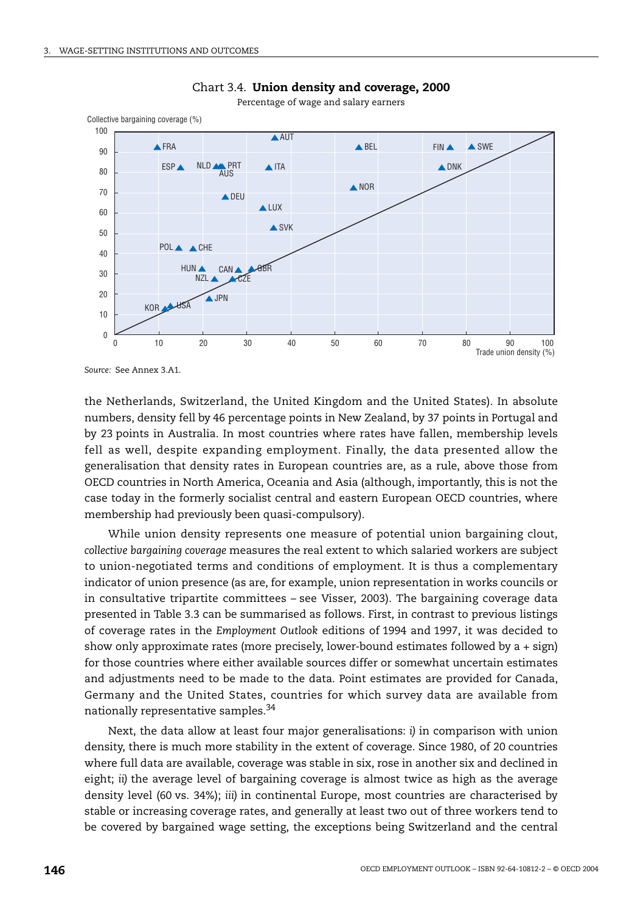Chart 3.4. **Union density and coverage, 2000**

Percentage of wage and salary earners

Source: See Annex 3.A1.

the Netherlands, Switzerland, the United Kingdom and the United States). In absolute numbers, density fell by 46 percentage points in New Zealand, by 37 points in Portugal and by 23 points in Australia. In most countries where rates have fallen, membership levels fell as well, despite expanding employment. Finally, the data presented allow the generalisation that density rates in European countries are, as a rule, above those from OECD countries in North America, Oceania and Asia (although, importantly, this is not the case today in the formerly socialist central and eastern European OECD countries, where membership had previously been quasi-compulsory).

While union density represents one measure of potential union bargaining clout, *collective bargaining coverage* measures the real extent to which salaried workers are subject to union-negotiated terms and conditions of employment. It is thus a complementary indicator of union presence (as are, for example, union representation in works councils or in consultative tripartite committees – see Visser, 2003). The bargaining coverage data presented in Table 3.3 can be summarised as follows. First, in contrast to previous listings of coverage rates in the *Employment Outlook* editions of 1994 and 1997, it was decided to show only approximate rates (more precisely, lower-bound estimates followed by a + sign) for those countries where either available sources differ or somewhat uncertain estimates and adjustments need to be made to the data. Point estimates are provided for Canada, Germany and the United States, countries for which survey data are available from nationally representative samples.[34]

Next, the data allow at least four major generalisations: *i)* in comparison with union density, there is much more stability in the extent of coverage. Since 1980, of 20 countries where full data are available, coverage was stable in six, rose in another six and declined in eight; *ii)* the average level of bargaining coverage is almost twice as high as the average density level (60 vs. 34%); *iii)* in continental Europe, most countries are characterised by stable or increasing coverage rates, and generally at least two out of three workers tend to be covered by bargained wage setting, the exceptions being Switzerland and the central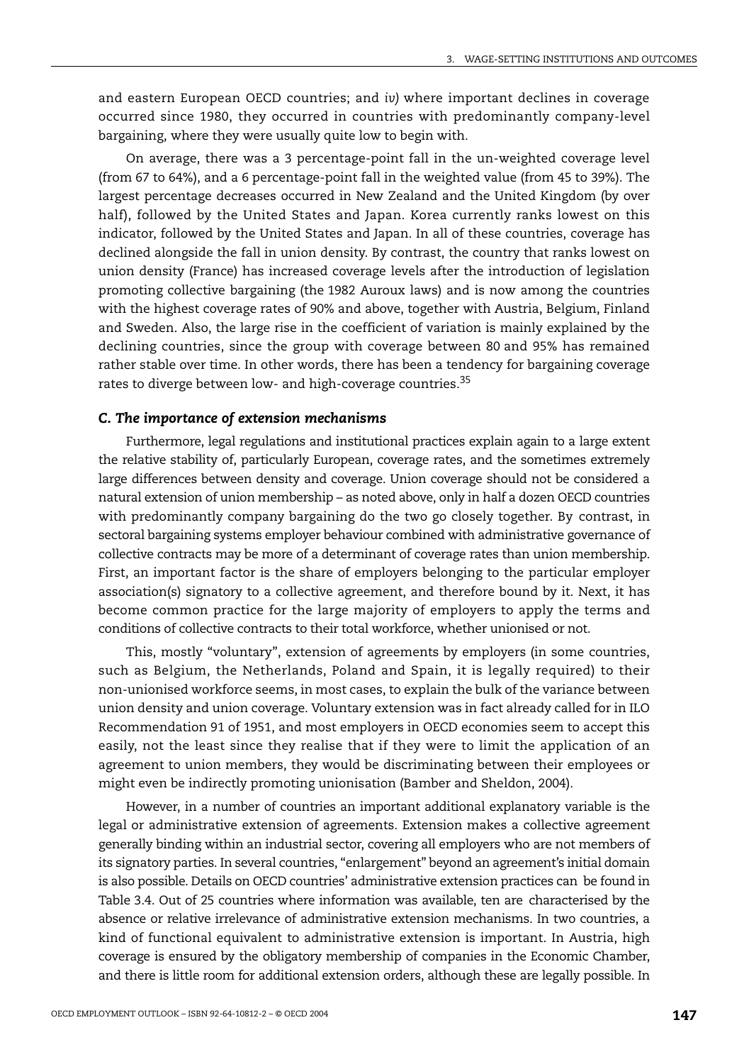and eastern European OECD countries; and *iv)* where important declines in coverage occurred since 1980, they occurred in countries with predominantly company-level bargaining, where they were usually quite low to begin with.

On average, there was a 3 percentage-point fall in the un-weighted coverage level (from 67 to 64%), and a 6 percentage-point fall in the weighted value (from 45 to 39%). The largest percentage decreases occurred in New Zealand and the United Kingdom (by over half), followed by the United States and Japan. Korea currently ranks lowest on this indicator, followed by the United States and Japan. In all of these countries, coverage has declined alongside the fall in union density. By contrast, the country that ranks lowest on union density (France) has increased coverage levels after the introduction of legislation promoting collective bargaining (the 1982 Auroux laws) and is now among the countries with the highest coverage rates of 90% and above, together with Austria, Belgium, Finland and Sweden. Also, the large rise in the coefficient of variation is mainly explained by the declining countries, since the group with coverage between 80 and 95% has remained rather stable over time. In other words, there has been a tendency for bargaining coverage rates to diverge between low- and high-coverage countries.[35]

### *C. The importance of extension mechanisms*

Furthermore, legal regulations and institutional practices explain again to a large extent the relative stability of, particularly European, coverage rates, and the sometimes extremely large differences between density and coverage. Union coverage should not be considered a natural extension of union membership – as noted above, only in half a dozen OECD countries with predominantly company bargaining do the two go closely together. By contrast, in sectoral bargaining systems employer behaviour combined with administrative governance of collective contracts may be more of a determinant of coverage rates than union membership. First, an important factor is the share of employers belonging to the particular employer association(s) signatory to a collective agreement, and therefore bound by it. Next, it has become common practice for the large majority of employers to apply the terms and conditions of collective contracts to their total workforce, whether unionised or not.

This, mostly "voluntary", extension of agreements by employers (in some countries, such as Belgium, the Netherlands, Poland and Spain, it is legally required) to their non-unionised workforce seems, in most cases, to explain the bulk of the variance between union density and union coverage. Voluntary extension was in fact already called for in ILO Recommendation 91 of 1951, and most employers in OECD economies seem to accept this easily, not the least since they realise that if they were to limit the application of an agreement to union members, they would be discriminating between their employees or might even be indirectly promoting unionisation (Bamber and Sheldon, 2004).

However, in a number of countries an important additional explanatory variable is the legal or administrative extension of agreements. Extension makes a collective agreement generally binding within an industrial sector, covering all employers who are not members of its signatory parties. In several countries, "enlargement" beyond an agreement's initial domain is also possible. Details on OECD countries' administrative extension practices can be found in Table 3.4. Out of 25 countries where information was available, ten are characterised by the absence or relative irrelevance of administrative extension mechanisms. In two countries, a kind of functional equivalent to administrative extension is important. In Austria, high coverage is ensured by the obligatory membership of companies in the Economic Chamber, and there is little room for additional extension orders, although these are legally possible. In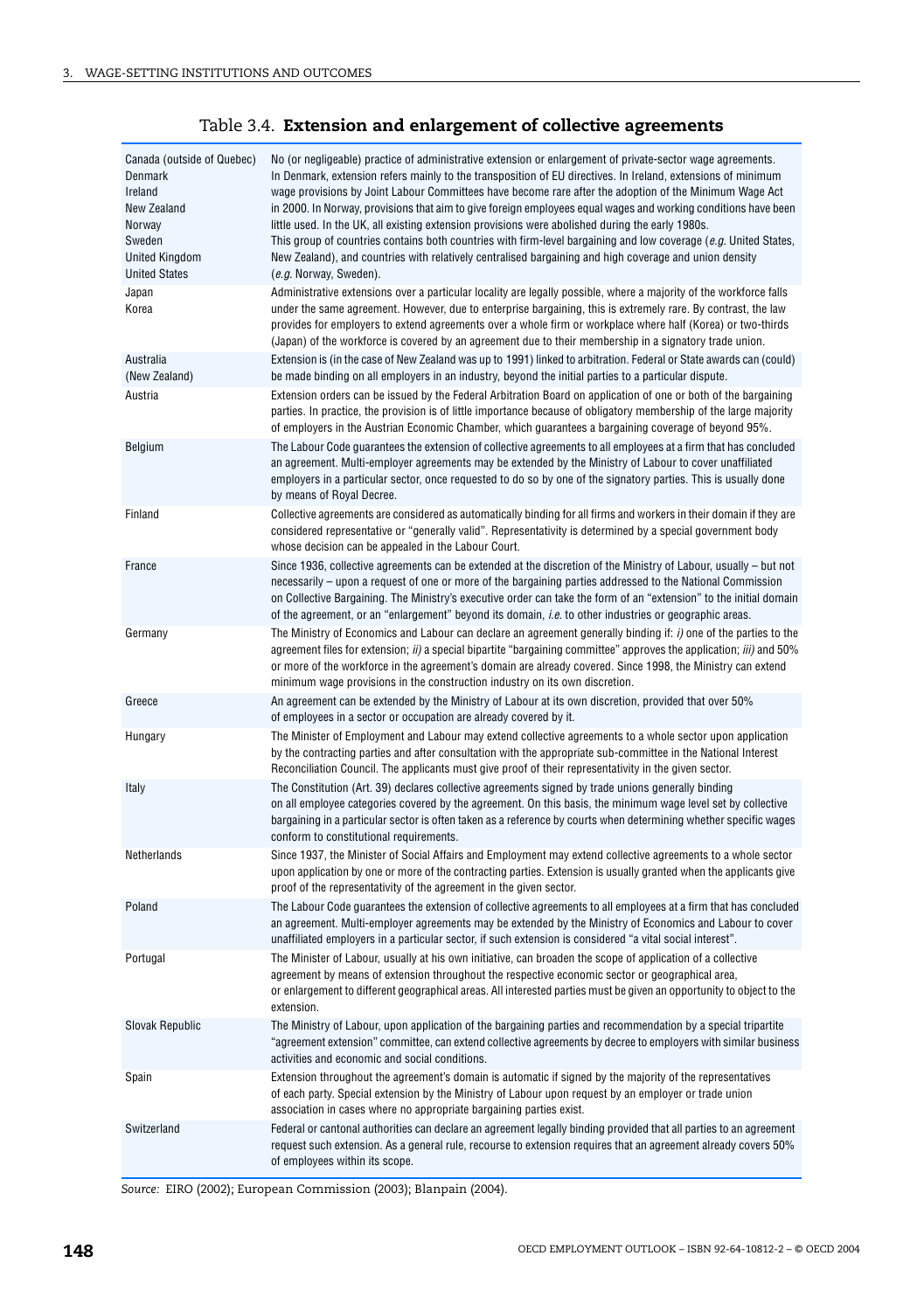Table 3.4. **Extension and enlargement of collective agreements**

| | |
|---|---|
| Canada (outside of Quebec)<br>Denmark<br>Ireland<br>New Zealand<br>Norway<br>Sweden<br>United Kingdom<br>United States | No (or negligeable) practice of administrative extension or enlargement of private-sector wage agreements. In Denmark, extension refers mainly to the transposition of EU directives. In Ireland, extensions of minimum wage provisions by Joint Labour Committees have become rare after the adoption of the Minimum Wage Act in 2000. In Norway, provisions that aim to give foreign employees equal wages and working conditions have been little used. In the UK, all existing extension provisions were abolished during the early 1980s.<br>This group of countries contains both countries with firm-level bargaining and low coverage (*e.g.* United States, New Zealand), and countries with relatively centralised bargaining and high coverage and union density (*e.g.* Norway, Sweden). |
| Japan<br>Korea | Administrative extensions over a particular locality are legally possible, where a majority of the workforce falls under the same agreement. However, due to enterprise bargaining, this is extremely rare. By contrast, the law provides for employers to extend agreements over a whole firm or workplace where half (Korea) or two-thirds (Japan) of the workforce is covered by an agreement due to their membership in a signatory trade union. |
| Australia<br>(New Zealand) | Extension is (in the case of New Zealand was up to 1991) linked to arbitration. Federal or State awards can (could) be made binding on all employers in an industry, beyond the initial parties to a particular dispute. |
| Austria | Extension orders can be issued by the Federal Arbitration Board on application of one or both of the bargaining parties. In practice, the provision is of little importance because of obligatory membership of the large majority of employers in the Austrian Economic Chamber, which guarantees a bargaining coverage of beyond 95%. |
| Belgium | The Labour Code guarantees the extension of collective agreements to all employees at a firm that has concluded an agreement. Multi-employer agreements may be extended by the Ministry of Labour to cover unaffiliated employers in a particular sector, once requested to do so by one of the signatory parties. This is usually done by means of Royal Decree. |
| Finland | Collective agreements are considered as automatically binding for all firms and workers in their domain if they are considered representative or "generally valid". Representativity is determined by a special government body whose decision can be appealed in the Labour Court. |
| France | Since 1936, collective agreements can be extended at the discretion of the Ministry of Labour, usually – but not necessarily – upon a request of one or more of the bargaining parties addressed to the National Commission on Collective Bargaining. The Ministry's executive order can take the form of an "extension" to the initial domain of the agreement, or an "enlargement" beyond its domain, *i.e.* to other industries or geographic areas. |
| Germany | The Ministry of Economics and Labour can declare an agreement generally binding if: *i)* one of the parties to the agreement files for extension; *ii)* a special bipartite "bargaining committee" approves the application; *iii)* and 50% or more of the workforce in the agreement's domain are already covered. Since 1998, the Ministry can extend minimum wage provisions in the construction industry on its own discretion. |
| Greece | An agreement can be extended by the Ministry of Labour at its own discretion, provided that over 50% of employees in a sector or occupation are already covered by it. |
| Hungary | The Minister of Employment and Labour may extend collective agreements to a whole sector upon application by the contracting parties and after consultation with the appropriate sub-committee in the National Interest Reconciliation Council. The applicants must give proof of their representativity in the given sector. |
| Italy | The Constitution (Art. 39) declares collective agreements signed by trade unions generally binding on all employee categories covered by the agreement. On this basis, the minimum wage level set by collective bargaining in a particular sector is often taken as a reference by courts when determining whether specific wages conform to constitutional requirements. |
| Netherlands | Since 1937, the Minister of Social Affairs and Employment may extend collective agreements to a whole sector upon application by one or more of the contracting parties. Extension is usually granted when the applicants give proof of the representativity of the agreement in the given sector. |
| Poland | The Labour Code guarantees the extension of collective agreements to all employees at a firm that has concluded an agreement. Multi-employer agreements may be extended by the Ministry of Economics and Labour to cover unaffiliated employers in a particular sector, if such extension is considered "a vital social interest". |
| Portugal | The Minister of Labour, usually at his own initiative, can broaden the scope of application of a collective agreement by means of extension throughout the respective economic sector or geographical area, or enlargement to different geographical areas. All interested parties must be given an opportunity to object to the extension. |
| Slovak Republic | The Ministry of Labour, upon application of the bargaining parties and recommendation by a special tripartite "agreement extension" committee, can extend collective agreements by decree to employers with similar business activities and economic and social conditions. |
| Spain | Extension throughout the agreement's domain is automatic if signed by the majority of the representatives of each party. Special extension by the Ministry of Labour upon request by an employer or trade union association in cases where no appropriate bargaining parties exist. |
| Switzerland | Federal or cantonal authorities can declare an agreement legally binding provided that all parties to an agreement request such extension. As a general rule, recourse to extension requires that an agreement already covers 50% of employees within its scope. |

*Source:* EIRO (2002); European Commission (2003); Blanpain (2004).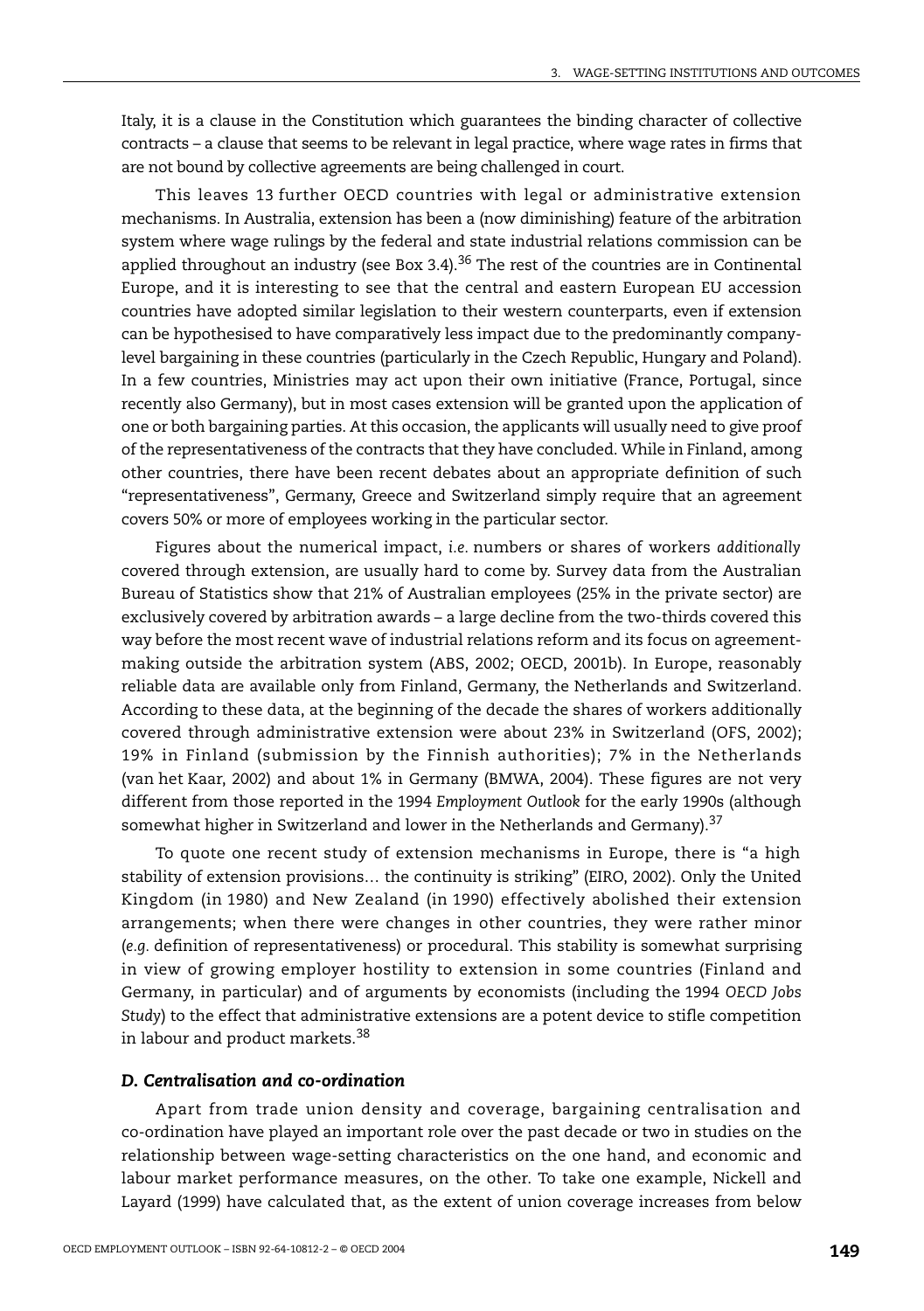Italy, it is a clause in the Constitution which guarantees the binding character of collective contracts – a clause that seems to be relevant in legal practice, where wage rates in firms that are not bound by collective agreements are being challenged in court.

This leaves 13 further OECD countries with legal or administrative extension mechanisms. In Australia, extension has been a (now diminishing) feature of the arbitration system where wage rulings by the federal and state industrial relations commission can be applied throughout an industry (see Box 3.4).[36] The rest of the countries are in Continental Europe, and it is interesting to see that the central and eastern European EU accession countries have adopted similar legislation to their western counterparts, even if extension can be hypothesised to have comparatively less impact due to the predominantly company-level bargaining in these countries (particularly in the Czech Republic, Hungary and Poland). In a few countries, Ministries may act upon their own initiative (France, Portugal, since recently also Germany), but in most cases extension will be granted upon the application of one or both bargaining parties. At this occasion, the applicants will usually need to give proof of the representativeness of the contracts that they have concluded. While in Finland, among other countries, there have been recent debates about an appropriate definition of such "representativeness", Germany, Greece and Switzerland simply require that an agreement covers 50% or more of employees working in the particular sector.

Figures about the numerical impact, *i.e.* numbers or shares of workers *additionally* covered through extension, are usually hard to come by. Survey data from the Australian Bureau of Statistics show that 21% of Australian employees (25% in the private sector) are exclusively covered by arbitration awards – a large decline from the two-thirds covered this way before the most recent wave of industrial relations reform and its focus on agreement-making outside the arbitration system (ABS, 2002; OECD, 2001b). In Europe, reasonably reliable data are available only from Finland, Germany, the Netherlands and Switzerland. According to these data, at the beginning of the decade the shares of workers additionally covered through administrative extension were about 23% in Switzerland (OFS, 2002); 19% in Finland (submission by the Finnish authorities); 7% in the Netherlands (van het Kaar, 2002) and about 1% in Germany (BMWA, 2004). These figures are not very different from those reported in the 1994 *Employment Outlook* for the early 1990s (although somewhat higher in Switzerland and lower in the Netherlands and Germany).[37]

To quote one recent study of extension mechanisms in Europe, there is "a high stability of extension provisions… the continuity is striking" (EIRO, 2002). Only the United Kingdom (in 1980) and New Zealand (in 1990) effectively abolished their extension arrangements; when there were changes in other countries, they were rather minor (*e.g.* definition of representativeness) or procedural. This stability is somewhat surprising in view of growing employer hostility to extension in some countries (Finland and Germany, in particular) and of arguments by economists (including the 1994 *OECD Jobs Study*) to the effect that administrative extensions are a potent device to stifle competition in labour and product markets.[38]

### *D. Centralisation and co-ordination*

Apart from trade union density and coverage, bargaining centralisation and co-ordination have played an important role over the past decade or two in studies on the relationship between wage-setting characteristics on the one hand, and economic and labour market performance measures, on the other. To take one example, Nickell and Layard (1999) have calculated that, as the extent of union coverage increases from below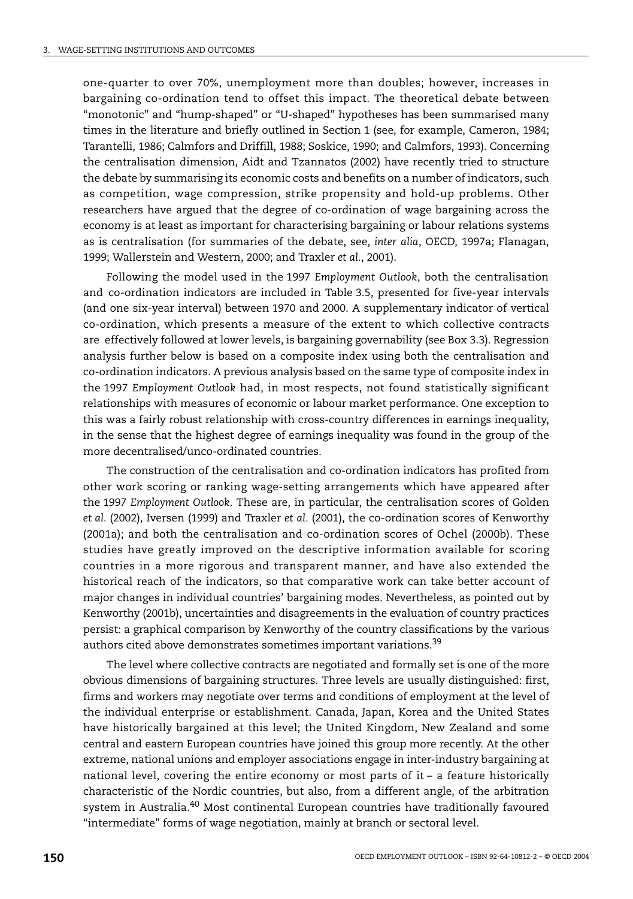one-quarter to over 70%, unemployment more than doubles; however, increases in bargaining co-ordination tend to offset this impact. The theoretical debate between "monotonic" and "hump-shaped" or "U-shaped" hypotheses has been summarised many times in the literature and briefly outlined in Section 1 (see, for example, Cameron, 1984; Tarantelli, 1986; Calmfors and Driffill, 1988; Soskice, 1990; and Calmfors, 1993). Concerning the centralisation dimension, Aidt and Tzannatos (2002) have recently tried to structure the debate by summarising its economic costs and benefits on a number of indicators, such as competition, wage compression, strike propensity and hold-up problems. Other researchers have argued that the degree of co-ordination of wage bargaining across the economy is at least as important for characterising bargaining or labour relations systems as is centralisation (for summaries of the debate, see, *inter alia*, OECD, 1997a; Flanagan, 1999; Wallerstein and Western, 2000; and Traxler *et al.*, 2001).

Following the model used in the 1997 *Employment Outlook*, both the centralisation and co-ordination indicators are included in Table 3.5, presented for five-year intervals (and one six-year interval) between 1970 and 2000. A supplementary indicator of vertical co-ordination, which presents a measure of the extent to which collective contracts are effectively followed at lower levels, is bargaining governability (see Box 3.3). Regression analysis further below is based on a composite index using both the centralisation and co-ordination indicators. A previous analysis based on the same type of composite index in the 1997 *Employment Outlook* had, in most respects, not found statistically significant relationships with measures of economic or labour market performance. One exception to this was a fairly robust relationship with cross-country differences in earnings inequality, in the sense that the highest degree of earnings inequality was found in the group of the more decentralised/unco-ordinated countries.

The construction of the centralisation and co-ordination indicators has profited from other work scoring or ranking wage-setting arrangements which have appeared after the 1997 *Employment Outlook*. These are, in particular, the centralisation scores of Golden *et al.* (2002), Iversen (1999) and Traxler *et al.* (2001), the co-ordination scores of Kenworthy (2001a); and both the centralisation and co-ordination scores of Ochel (2000b). These studies have greatly improved on the descriptive information available for scoring countries in a more rigorous and transparent manner, and have also extended the historical reach of the indicators, so that comparative work can take better account of major changes in individual countries' bargaining modes. Nevertheless, as pointed out by Kenworthy (2001b), uncertainties and disagreements in the evaluation of country practices persist: a graphical comparison by Kenworthy of the country classifications by the various authors cited above demonstrates sometimes important variations.[39]

The level where collective contracts are negotiated and formally set is one of the more obvious dimensions of bargaining structures. Three levels are usually distinguished: first, firms and workers may negotiate over terms and conditions of employment at the level of the individual enterprise or establishment. Canada, Japan, Korea and the United States have historically bargained at this level; the United Kingdom, New Zealand and some central and eastern European countries have joined this group more recently. At the other extreme, national unions and employer associations engage in inter-industry bargaining at national level, covering the entire economy or most parts of it – a feature historically characteristic of the Nordic countries, but also, from a different angle, of the arbitration system in Australia.[40] Most continental European countries have traditionally favoured "intermediate" forms of wage negotiation, mainly at branch or sectoral level.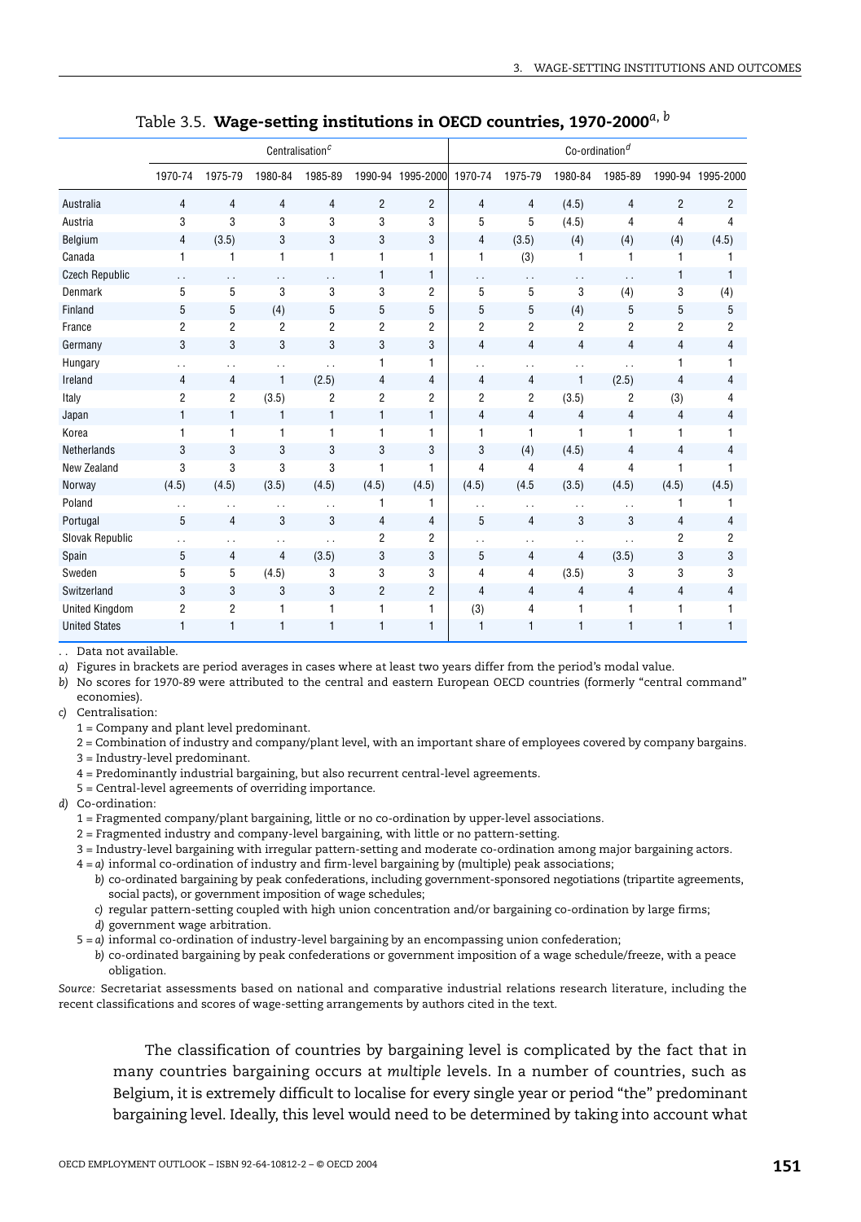Table 3.5. **Wage-setting institutions in OECD countries, 1970-2000**[a, b]

| | Centralisation[c] | | | | | | Co-ordination[d] | | | | | |
|---|---|---|---|---|---|---|---|---|---|---|---|---|
| | 1970-74 | 1975-79 | 1980-84 | 1985-89 | 1990-94 | 1995-2000 | 1970-74 | 1975-79 | 1980-84 | 1985-89 | 1990-94 | 1995-2000 |
| Australia | 4 | 4 | 4 | 4 | 2 | 2 | 4 | 4 | (4.5) | 4 | 2 | 2 |
| Austria | 3 | 3 | 3 | 3 | 3 | 3 | 5 | 5 | (4.5) | 4 | 4 | 4 |
| Belgium | 4 | (3.5) | 3 | 3 | 3 | 3 | 4 | (3.5) | (4) | (4) | (4) | (4.5) |
| Canada | 1 | 1 | 1 | 1 | 1 | 1 | 1 | (3) | 1 | 1 | 1 | 1 |
| Czech Republic | . . | . . | . . | . . | 1 | 1 | . . | . . | . . | . . | 1 | 1 |
| Denmark | 5 | 5 | 3 | 3 | 3 | 2 | 5 | 5 | 3 | (4) | 3 | (4) |
| Finland | 5 | 5 | (4) | 5 | 5 | 5 | 5 | 5 | (4) | 5 | 5 | 5 |
| France | 2 | 2 | 2 | 2 | 2 | 2 | 2 | 2 | 2 | 2 | 2 | 2 |
| Germany | 3 | 3 | 3 | 3 | 3 | 3 | 4 | 4 | 4 | 4 | 4 | 4 |
| Hungary | . . | . . | . . | . . | 1 | 1 | . . | . . | . . | . . | 1 | 1 |
| Ireland | 4 | 4 | 1 | (2.5) | 4 | 4 | 4 | 4 | 1 | (2.5) | 4 | 4 |
| Italy | 2 | 2 | (3.5) | 2 | 2 | 2 | 2 | 2 | (3.5) | 2 | (3) | 4 |
| Japan | 1 | 1 | 1 | 1 | 1 | 1 | 4 | 4 | 4 | 4 | 4 | 4 |
| Korea | 1 | 1 | 1 | 1 | 1 | 1 | 1 | 1 | 1 | 1 | 1 | 1 |
| Netherlands | 3 | 3 | 3 | 3 | 3 | 3 | 3 | (4) | (4.5) | 4 | 4 | 4 |
| New Zealand | 3 | 3 | 3 | 3 | 1 | 1 | 4 | 4 | 4 | 4 | 1 | 1 |
| Norway | (4.5) | (4.5) | (3.5) | (4.5) | (4.5) | (4.5) | (4.5) | (4.5 | (3.5) | (4.5) | (4.5) | (4.5) |
| Poland | . . | . . | . . | . . | 1 | 1 | . . | . . | . . | . . | 1 | 1 |
| Portugal | 5 | 4 | 3 | 3 | 4 | 4 | 5 | 4 | 3 | 3 | 4 | 4 |
| Slovak Republic | . . | . . | . . | . . | 2 | 2 | . . | . . | . . | . . | 2 | 2 |
| Spain | 5 | 4 | 4 | (3.5) | 3 | 3 | 5 | 4 | 4 | (3.5) | 3 | 3 |
| Sweden | 5 | 5 | (4.5) | 3 | 3 | 3 | 4 | 4 | (3.5) | 3 | 3 | 3 |
| Switzerland | 3 | 3 | 3 | 3 | 2 | 2 | 4 | 4 | 4 | 4 | 4 | 4 |
| United Kingdom | 2 | 2 | 1 | 1 | 1 | 1 | (3) | 4 | 1 | 1 | 1 | 1 |
| United States | 1 | 1 | 1 | 1 | 1 | 1 | 1 | 1 | 1 | 1 | 1 | 1 |

. . Data not available.

*a)* Figures in brackets are period averages in cases where at least two years differ from the period's modal value.

*b)* No scores for 1970-89 were attributed to the central and eastern European OECD countries (formerly "central command" economies).

*c)* Centralisation:
1 = Company and plant level predominant.
2 = Combination of industry and company/plant level, with an important share of employees covered by company bargains.
3 = Industry-level predominant.
4 = Predominantly industrial bargaining, but also recurrent central-level agreements.
5 = Central-level agreements of overriding importance.

*d)* Co-ordination:
1 = Fragmented company/plant bargaining, little or no co-ordination by upper-level associations.
2 = Fragmented industry and company-level bargaining, with little or no pattern-setting.
3 = Industry-level bargaining with irregular pattern-setting and moderate co-ordination among major bargaining actors.
4 = *a)* informal co-ordination of industry and firm-level bargaining by (multiple) peak associations;
*b)* co-ordinated bargaining by peak confederations, including government-sponsored negotiations (tripartite agreements, social pacts), or government imposition of wage schedules;
*c)* regular pattern-setting coupled with high union concentration and/or bargaining co-ordination by large firms;
*d)* government wage arbitration.
5 = *a)* informal co-ordination of industry-level bargaining by an encompassing union confederation;
*b)* co-ordinated bargaining by peak confederations or government imposition of a wage schedule/freeze, with a peace obligation.

*Source:* Secretariat assessments based on national and comparative industrial relations research literature, including the recent classifications and scores of wage-setting arrangements by authors cited in the text.

The classification of countries by bargaining level is complicated by the fact that in many countries bargaining occurs at *multiple* levels. In a number of countries, such as Belgium, it is extremely difficult to localise for every single year or period "the" predominant bargaining level. Ideally, this level would need to be determined by taking into account what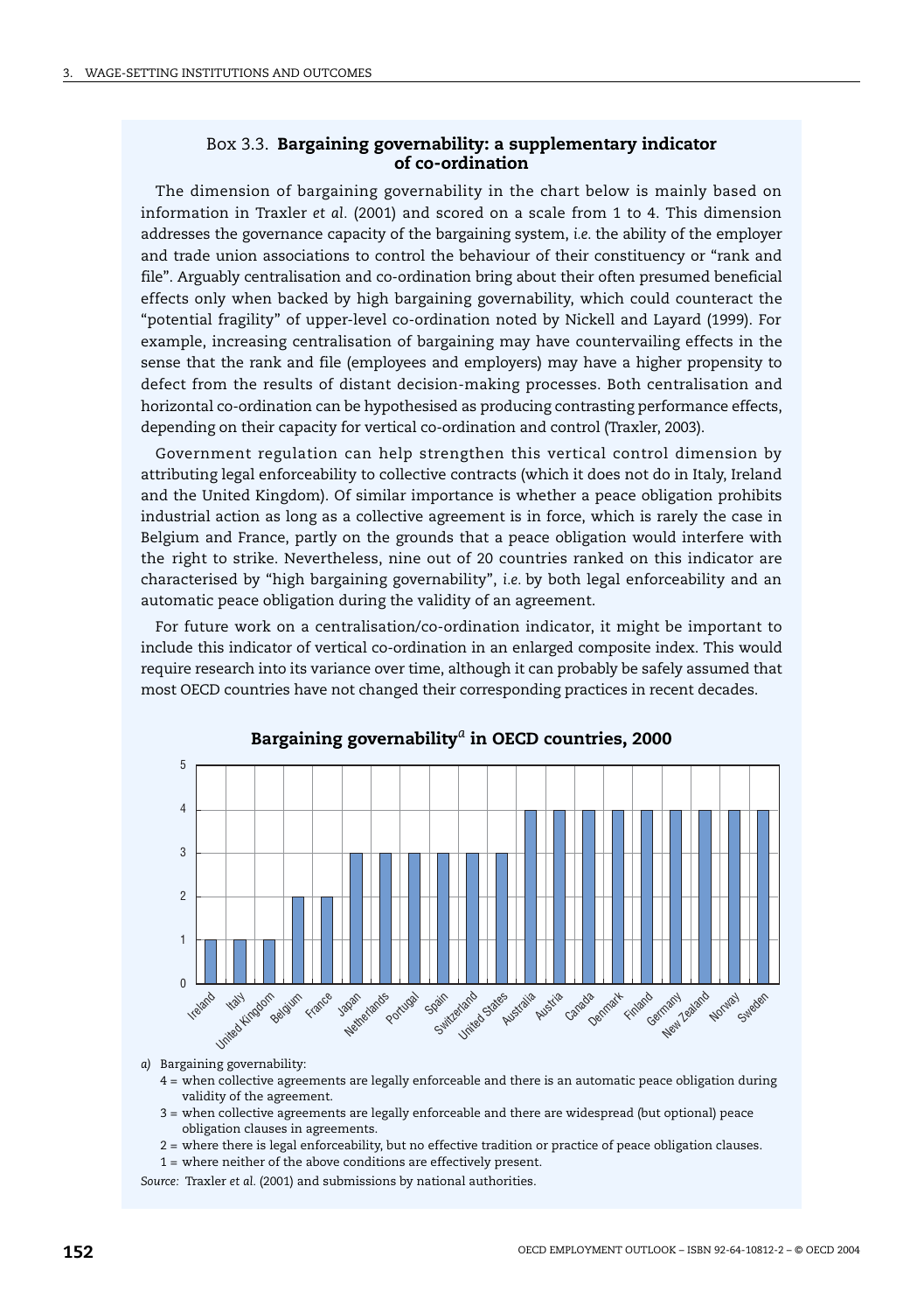### Box 3.3. **Bargaining governability: a supplementary indicator of co-ordination**

The dimension of bargaining governability in the chart below is mainly based on information in Traxler *et al.* (2001) and scored on a scale from 1 to 4. This dimension addresses the governance capacity of the bargaining system, *i.e.* the ability of the employer and trade union associations to control the behaviour of their constituency or "rank and file". Arguably centralisation and co-ordination bring about their often presumed beneficial effects only when backed by high bargaining governability, which could counteract the "potential fragility" of upper-level co-ordination noted by Nickell and Layard (1999). For example, increasing centralisation of bargaining may have countervailing effects in the sense that the rank and file (employees and employers) may have a higher propensity to defect from the results of distant decision-making processes. Both centralisation and horizontal co-ordination can be hypothesised as producing contrasting performance effects, depending on their capacity for vertical co-ordination and control (Traxler, 2003).

Government regulation can help strengthen this vertical control dimension by attributing legal enforceability to collective contracts (which it does not do in Italy, Ireland and the United Kingdom). Of similar importance is whether a peace obligation prohibits industrial action as long as a collective agreement is in force, which is rarely the case in Belgium and France, partly on the grounds that a peace obligation would interfere with the right to strike. Nevertheless, nine out of 20 countries ranked on this indicator are characterised by "high bargaining governability", *i.e.* by both legal enforceability and an automatic peace obligation during the validity of an agreement.

For future work on a centralisation/co-ordination indicator, it might be important to include this indicator of vertical co-ordination in an enlarged composite index. This would require research into its variance over time, although it can probably be safely assumed that most OECD countries have not changed their corresponding practices in recent decades.

**Bargaining governability[a] in OECD countries, 2000**

5
4
3
2
1
0

Ireland, Italy, United Kingdom, Belgium, France, Japan, Netherlands, Portugal, Spain, Switzerland, United States, Australia, Austria, Canada, Denmark, Finland, Germany, New Zealand, Norway, Sweden

*a)* Bargaining governability:

4 = when collective agreements are legally enforceable and there is an automatic peace obligation during validity of the agreement.

3 = when collective agreements are legally enforceable and there are widespread (but optional) peace obligation clauses in agreements.

2 = where there is legal enforceability, but no effective tradition or practice of peace obligation clauses.

1 = where neither of the above conditions are effectively present.

*Source:* Traxler *et al.* (2001) and submissions by national authorities.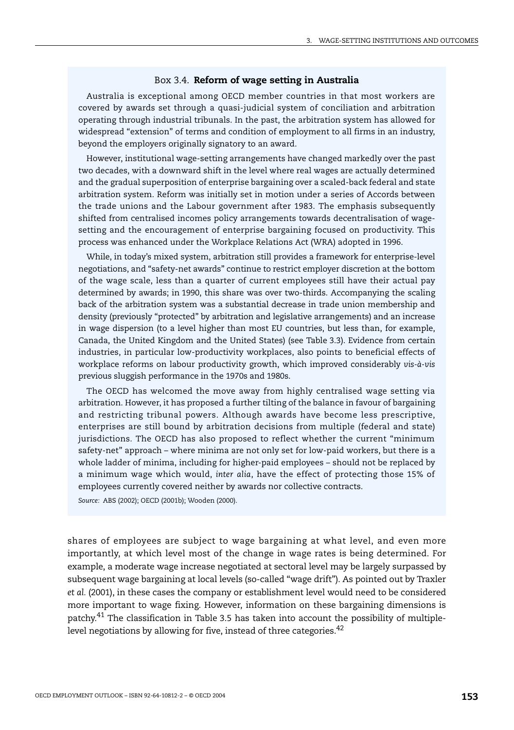### Box 3.4. **Reform of wage setting in Australia**

Australia is exceptional among OECD member countries in that most workers are covered by awards set through a quasi-judicial system of conciliation and arbitration operating through industrial tribunals. In the past, the arbitration system has allowed for widespread "extension" of terms and condition of employment to all firms in an industry, beyond the employers originally signatory to an award.

However, institutional wage-setting arrangements have changed markedly over the past two decades, with a downward shift in the level where real wages are actually determined and the gradual superposition of enterprise bargaining over a scaled-back federal and state arbitration system. Reform was initially set in motion under a series of Accords between the trade unions and the Labour government after 1983. The emphasis subsequently shifted from centralised incomes policy arrangements towards decentralisation of wage-setting and the encouragement of enterprise bargaining focused on productivity. This process was enhanced under the Workplace Relations Act (WRA) adopted in 1996.

While, in today's mixed system, arbitration still provides a framework for enterprise-level negotiations, and "safety-net awards" continue to restrict employer discretion at the bottom of the wage scale, less than a quarter of current employees still have their actual pay determined by awards; in 1990, this share was over two-thirds. Accompanying the scaling back of the arbitration system was a substantial decrease in trade union membership and density (previously "protected" by arbitration and legislative arrangements) and an increase in wage dispersion (to a level higher than most EU countries, but less than, for example, Canada, the United Kingdom and the United States) (see Table 3.3). Evidence from certain industries, in particular low-productivity workplaces, also points to beneficial effects of workplace reforms on labour productivity growth, which improved considerably *vis-à-vis* previous sluggish performance in the 1970s and 1980s.

The OECD has welcomed the move away from highly centralised wage setting via arbitration. However, it has proposed a further tilting of the balance in favour of bargaining and restricting tribunal powers. Although awards have become less prescriptive, enterprises are still bound by arbitration decisions from multiple (federal and state) jurisdictions. The OECD has also proposed to reflect whether the current "minimum safety-net" approach – where minima are not only set for low-paid workers, but there is a whole ladder of minima, including for higher-paid employees – should not be replaced by a minimum wage which would, *inter alia*, have the effect of protecting those 15% of employees currently covered neither by awards nor collective contracts.

*Source:* ABS (2002); OECD (2001b); Wooden (2000).

shares of employees are subject to wage bargaining at what level, and even more importantly, at which level most of the change in wage rates is being determined. For example, a moderate wage increase negotiated at sectoral level may be largely surpassed by subsequent wage bargaining at local levels (so-called "wage drift"). As pointed out by Traxler *et al.* (2001), in these cases the company or establishment level would need to be considered more important to wage fixing. However, information on these bargaining dimensions is patchy.[41] The classification in Table 3.5 has taken into account the possibility of multiple-level negotiations by allowing for five, instead of three categories.[42]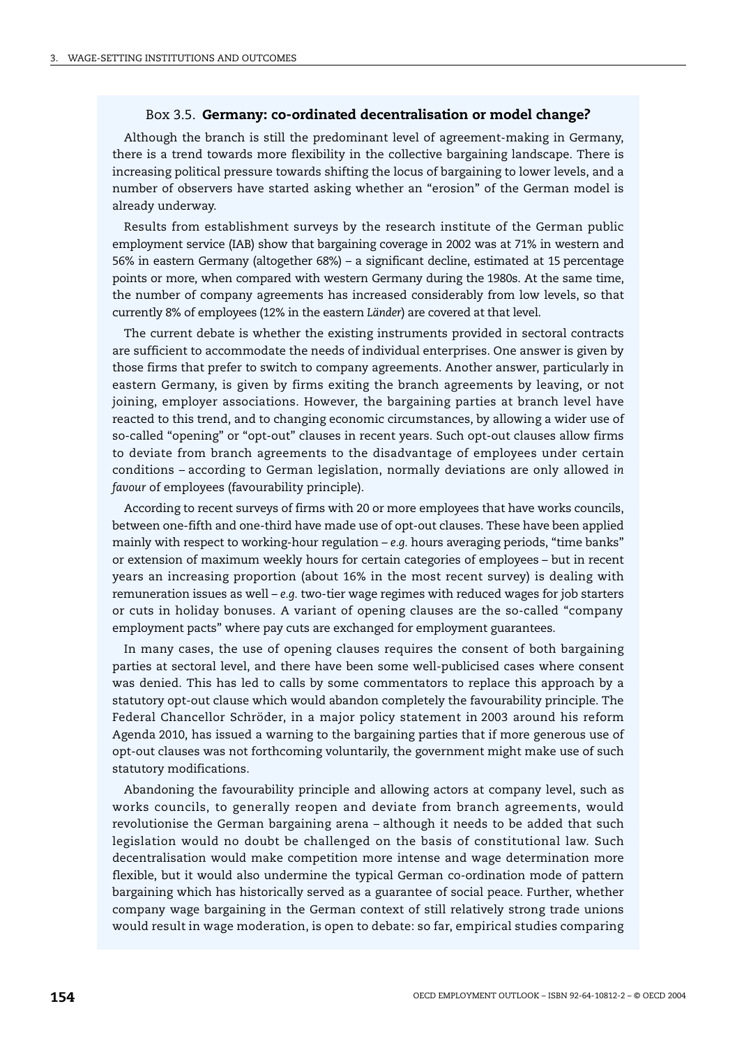### Box 3.5. **Germany: co-ordinated decentralisation or model change?**

Although the branch is still the predominant level of agreement-making in Germany, there is a trend towards more flexibility in the collective bargaining landscape. There is increasing political pressure towards shifting the locus of bargaining to lower levels, and a number of observers have started asking whether an "erosion" of the German model is already underway.

Results from establishment surveys by the research institute of the German public employment service (IAB) show that bargaining coverage in 2002 was at 71% in western and 56% in eastern Germany (altogether 68%) – a significant decline, estimated at 15 percentage points or more, when compared with western Germany during the 1980s. At the same time, the number of company agreements has increased considerably from low levels, so that currently 8% of employees (12% in the eastern *Länder*) are covered at that level.

The current debate is whether the existing instruments provided in sectoral contracts are sufficient to accommodate the needs of individual enterprises. One answer is given by those firms that prefer to switch to company agreements. Another answer, particularly in eastern Germany, is given by firms exiting the branch agreements by leaving, or not joining, employer associations. However, the bargaining parties at branch level have reacted to this trend, and to changing economic circumstances, by allowing a wider use of so-called "opening" or "opt-out" clauses in recent years. Such opt-out clauses allow firms to deviate from branch agreements to the disadvantage of employees under certain conditions – according to German legislation, normally deviations are only allowed *in favour* of employees (favourability principle).

According to recent surveys of firms with 20 or more employees that have works councils, between one-fifth and one-third have made use of opt-out clauses. These have been applied mainly with respect to working-hour regulation – *e.g.* hours averaging periods, "time banks" or extension of maximum weekly hours for certain categories of employees – but in recent years an increasing proportion (about 16% in the most recent survey) is dealing with remuneration issues as well – *e.g.* two-tier wage regimes with reduced wages for job starters or cuts in holiday bonuses. A variant of opening clauses are the so-called "company employment pacts" where pay cuts are exchanged for employment guarantees.

In many cases, the use of opening clauses requires the consent of both bargaining parties at sectoral level, and there have been some well-publicised cases where consent was denied. This has led to calls by some commentators to replace this approach by a statutory opt-out clause which would abandon completely the favourability principle. The Federal Chancellor Schröder, in a major policy statement in 2003 around his reform Agenda 2010, has issued a warning to the bargaining parties that if more generous use of opt-out clauses was not forthcoming voluntarily, the government might make use of such statutory modifications.

Abandoning the favourability principle and allowing actors at company level, such as works councils, to generally reopen and deviate from branch agreements, would revolutionise the German bargaining arena – although it needs to be added that such legislation would no doubt be challenged on the basis of constitutional law. Such decentralisation would make competition more intense and wage determination more flexible, but it would also undermine the typical German co-ordination mode of pattern bargaining which has historically served as a guarantee of social peace. Further, whether company wage bargaining in the German context of still relatively strong trade unions would result in wage moderation, is open to debate: so far, empirical studies comparing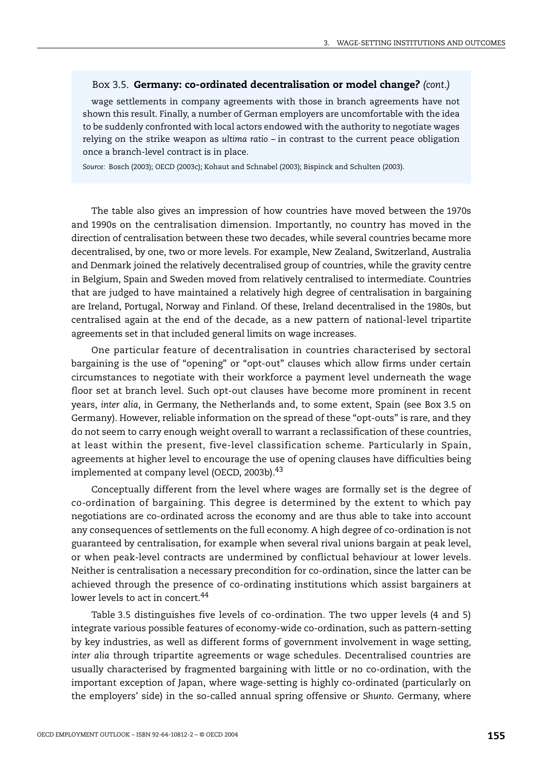Box 3.5. **Germany: co-ordinated decentralisation or model change?** *(cont.)*

wage settlements in company agreements with those in branch agreements have not shown this result. Finally, a number of German employers are uncomfortable with the idea to be suddenly confronted with local actors endowed with the authority to negotiate wages relying on the strike weapon as *ultima ratio* – in contrast to the current peace obligation once a branch-level contract is in place.

*Source:* Bosch (2003); OECD (2003c); Kohaut and Schnabel (2003); Bispinck and Schulten (2003).

The table also gives an impression of how countries have moved between the 1970s and 1990s on the centralisation dimension. Importantly, no country has moved in the direction of centralisation between these two decades, while several countries became more decentralised, by one, two or more levels. For example, New Zealand, Switzerland, Australia and Denmark joined the relatively decentralised group of countries, while the gravity centre in Belgium, Spain and Sweden moved from relatively centralised to intermediate. Countries that are judged to have maintained a relatively high degree of centralisation in bargaining are Ireland, Portugal, Norway and Finland. Of these, Ireland decentralised in the 1980s, but centralised again at the end of the decade, as a new pattern of national-level tripartite agreements set in that included general limits on wage increases.

One particular feature of decentralisation in countries characterised by sectoral bargaining is the use of "opening" or "opt-out" clauses which allow firms under certain circumstances to negotiate with their workforce a payment level underneath the wage floor set at branch level. Such opt-out clauses have become more prominent in recent years, *inter alia*, in Germany, the Netherlands and, to some extent, Spain (see Box 3.5 on Germany). However, reliable information on the spread of these "opt-outs" is rare, and they do not seem to carry enough weight overall to warrant a reclassification of these countries, at least within the present, five-level classification scheme. Particularly in Spain, agreements at higher level to encourage the use of opening clauses have difficulties being implemented at company level (OECD, 2003b).[43]

Conceptually different from the level where wages are formally set is the degree of co-ordination of bargaining. This degree is determined by the extent to which pay negotiations are co-ordinated across the economy and are thus able to take into account any consequences of settlements on the full economy. A high degree of co-ordination is not guaranteed by centralisation, for example when several rival unions bargain at peak level, or when peak-level contracts are undermined by conflictual behaviour at lower levels. Neither is centralisation a necessary precondition for co-ordination, since the latter can be achieved through the presence of co-ordinating institutions which assist bargainers at lower levels to act in concert.[44]

Table 3.5 distinguishes five levels of co-ordination. The two upper levels (4 and 5) integrate various possible features of economy-wide co-ordination, such as pattern-setting by key industries, as well as different forms of government involvement in wage setting, *inter alia* through tripartite agreements or wage schedules. Decentralised countries are usually characterised by fragmented bargaining with little or no co-ordination, with the important exception of Japan, where wage-setting is highly co-ordinated (particularly on the employers' side) in the so-called annual spring offensive or *Shunto*. Germany, where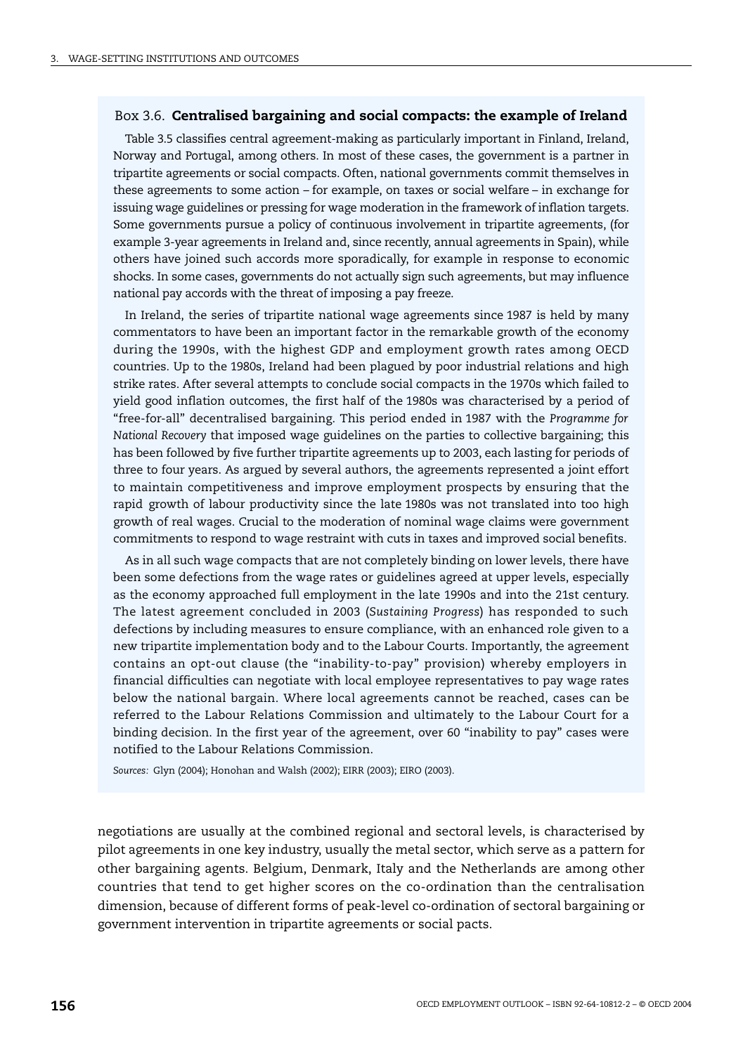### Box 3.6. **Centralised bargaining and social compacts: the example of Ireland**

Table 3.5 classifies central agreement-making as particularly important in Finland, Ireland, Norway and Portugal, among others. In most of these cases, the government is a partner in tripartite agreements or social compacts. Often, national governments commit themselves in these agreements to some action – for example, on taxes or social welfare – in exchange for issuing wage guidelines or pressing for wage moderation in the framework of inflation targets. Some governments pursue a policy of continuous involvement in tripartite agreements, (for example 3-year agreements in Ireland and, since recently, annual agreements in Spain), while others have joined such accords more sporadically, for example in response to economic shocks. In some cases, governments do not actually sign such agreements, but may influence national pay accords with the threat of imposing a pay freeze.

In Ireland, the series of tripartite national wage agreements since 1987 is held by many commentators to have been an important factor in the remarkable growth of the economy during the 1990s, with the highest GDP and employment growth rates among OECD countries. Up to the 1980s, Ireland had been plagued by poor industrial relations and high strike rates. After several attempts to conclude social compacts in the 1970s which failed to yield good inflation outcomes, the first half of the 1980s was characterised by a period of "free-for-all" decentralised bargaining. This period ended in 1987 with the *Programme for National Recovery* that imposed wage guidelines on the parties to collective bargaining; this has been followed by five further tripartite agreements up to 2003, each lasting for periods of three to four years. As argued by several authors, the agreements represented a joint effort to maintain competitiveness and improve employment prospects by ensuring that the rapid growth of labour productivity since the late 1980s was not translated into too high growth of real wages. Crucial to the moderation of nominal wage claims were government commitments to respond to wage restraint with cuts in taxes and improved social benefits.

As in all such wage compacts that are not completely binding on lower levels, there have been some defections from the wage rates or guidelines agreed at upper levels, especially as the economy approached full employment in the late 1990s and into the 21st century. The latest agreement concluded in 2003 (*Sustaining Progress*) has responded to such defections by including measures to ensure compliance, with an enhanced role given to a new tripartite implementation body and to the Labour Courts. Importantly, the agreement contains an opt-out clause (the "inability-to-pay" provision) whereby employers in financial difficulties can negotiate with local employee representatives to pay wage rates below the national bargain. Where local agreements cannot be reached, cases can be referred to the Labour Relations Commission and ultimately to the Labour Court for a binding decision. In the first year of the agreement, over 60 "inability to pay" cases were notified to the Labour Relations Commission.

*Sources:* Glyn (2004); Honohan and Walsh (2002); EIRR (2003); EIRO (2003).

negotiations are usually at the combined regional and sectoral levels, is characterised by pilot agreements in one key industry, usually the metal sector, which serve as a pattern for other bargaining agents. Belgium, Denmark, Italy and the Netherlands are among other countries that tend to get higher scores on the co-ordination than the centralisation dimension, because of different forms of peak-level co-ordination of sectoral bargaining or government intervention in tripartite agreements or social pacts.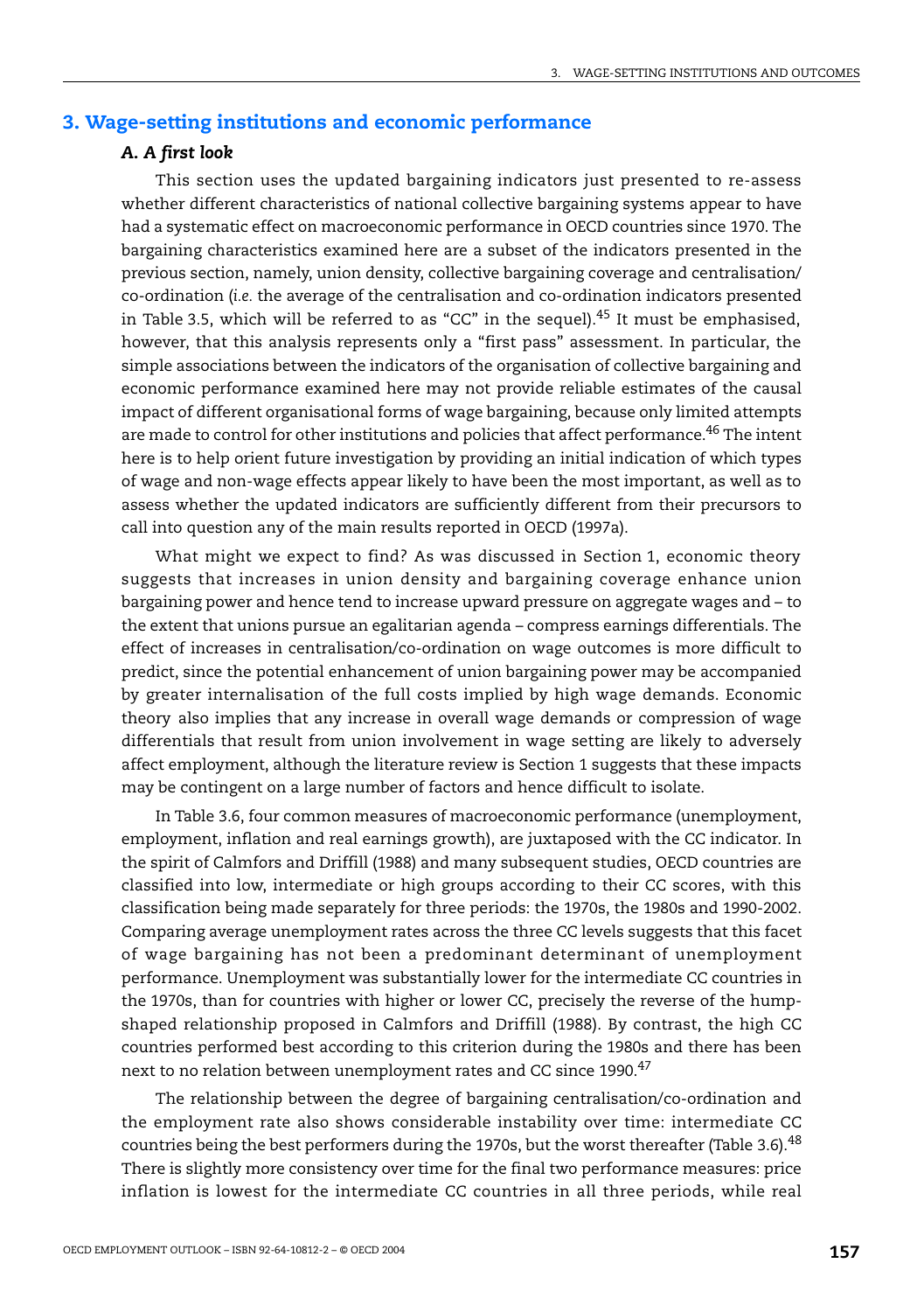## 3. Wage-setting institutions and economic performance

### *A. A first look*

This section uses the updated bargaining indicators just presented to re-assess whether different characteristics of national collective bargaining systems appear to have had a systematic effect on macroeconomic performance in OECD countries since 1970. The bargaining characteristics examined here are a subset of the indicators presented in the previous section, namely, union density, collective bargaining coverage and centralisation/co-ordination (*i.e.* the average of the centralisation and co-ordination indicators presented in Table 3.5, which will be referred to as "CC" in the sequel).[45] It must be emphasised, however, that this analysis represents only a "first pass" assessment. In particular, the simple associations between the indicators of the organisation of collective bargaining and economic performance examined here may not provide reliable estimates of the causal impact of different organisational forms of wage bargaining, because only limited attempts are made to control for other institutions and policies that affect performance.[46] The intent here is to help orient future investigation by providing an initial indication of which types of wage and non-wage effects appear likely to have been the most important, as well as to assess whether the updated indicators are sufficiently different from their precursors to call into question any of the main results reported in OECD (1997a).

What might we expect to find? As was discussed in Section 1, economic theory suggests that increases in union density and bargaining coverage enhance union bargaining power and hence tend to increase upward pressure on aggregate wages and – to the extent that unions pursue an egalitarian agenda – compress earnings differentials. The effect of increases in centralisation/co-ordination on wage outcomes is more difficult to predict, since the potential enhancement of union bargaining power may be accompanied by greater internalisation of the full costs implied by high wage demands. Economic theory also implies that any increase in overall wage demands or compression of wage differentials that result from union involvement in wage setting are likely to adversely affect employment, although the literature review is Section 1 suggests that these impacts may be contingent on a large number of factors and hence difficult to isolate.

In Table 3.6, four common measures of macroeconomic performance (unemployment, employment, inflation and real earnings growth), are juxtaposed with the CC indicator. In the spirit of Calmfors and Driffill (1988) and many subsequent studies, OECD countries are classified into low, intermediate or high groups according to their CC scores, with this classification being made separately for three periods: the 1970s, the 1980s and 1990-2002. Comparing average unemployment rates across the three CC levels suggests that this facet of wage bargaining has not been a predominant determinant of unemployment performance. Unemployment was substantially lower for the intermediate CC countries in the 1970s, than for countries with higher or lower CC, precisely the reverse of the hump-shaped relationship proposed in Calmfors and Driffill (1988). By contrast, the high CC countries performed best according to this criterion during the 1980s and there has been next to no relation between unemployment rates and CC since 1990.[47]

The relationship between the degree of bargaining centralisation/co-ordination and the employment rate also shows considerable instability over time: intermediate CC countries being the best performers during the 1970s, but the worst thereafter (Table 3.6).[48] There is slightly more consistency over time for the final two performance measures: price inflation is lowest for the intermediate CC countries in all three periods, while real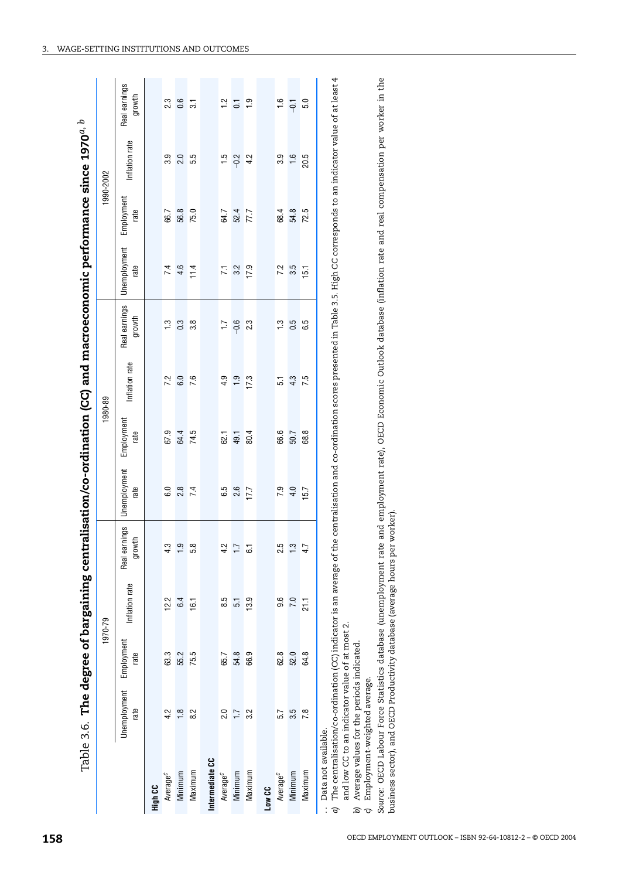Table 3.6. **The degree of bargaining centralisation/co-ordination (CC) and macroeconomic performance since 1970**[a, b]

| | 1970-79 | | | | 1980-89 | | | | 1990-2002 | | | |
|---|---|---|---|---|---|---|---|---|---|---|---|---|
| | Unemployment rate | Employment rate | Inflation rate | Real earnings growth | Unemployment rate | Employment rate | Inflation rate | Real earnings growth | Unemployment rate | Employment rate | Inflation rate | Real earnings growth |
| **High CC** | | | | | | | | | | | | |
| Average[c] | 4.2 | 63.3 | 12.2 | 4.3 | 6.0 | 67.9 | 7.2 | 1.3 | 7.4 | 66.7 | 3.9 | 2.3 |
| Minimum | 1.8 | 55.2 | 6.4 | 1.9 | 2.8 | 64.4 | 6.0 | 0.3 | 4.6 | 56.8 | 2.0 | 0.6 |
| Maximum | 8.2 | 75.5 | 16.1 | 5.8 | 7.4 | 74.5 | 7.6 | 3.8 | 11.4 | 75.0 | 5.5 | 3.1 |
| **Intermediate CC** | | | | | | | | | | | | |
| Average[c] | 2.0 | 65.7 | 8.5 | 4.2 | 6.5 | 62.1 | 4.9 | 1.7 | 7.1 | 64.7 | 1.5 | 1.2 |
| Minimum | 1.7 | 54.8 | 5.1 | 1.7 | 2.6 | 49.1 | 1.9 | –0.6 | 3.2 | 52.4 | –0.2 | 0.1 |
| Maximum | 3.2 | 66.9 | 13.9 | 6.1 | 17.7 | 80.4 | 17.3 | 2.3 | 17.9 | 77.7 | 4.2 | 1.9 |
| **Low CC** | | | | | | | | | | | | |
| Average[c] | 5.7 | 62.8 | 9.6 | 2.5 | 7.9 | 66.6 | 5.1 | 1.3 | 7.2 | 68.4 | 3.9 | 1.6 |
| Minimum | 3.5 | 52.0 | 7.0 | 1.3 | 4.0 | 50.7 | 4.3 | 0.5 | 3.5 | 54.8 | 1.6 | –0.1 |
| Maximum | 7.8 | 64.8 | 21.1 | 4.7 | 15.7 | 68.8 | 7.5 | 6.5 | 15.1 | 72.5 | 20.5 | 5.0 |

.. Data not available.

*a)* The centralisation/co-ordination (CC) indicator is an average of the centralisation and co-ordination scores presented in Table 3.5. High CC corresponds to an indicator value of at least 4 and low CC to an indicator value of at most 2.

*b)* Average values for the periods indicated.

*c)* Employment-weighted average.

*Source:* OECD Labour Force Statistics database (unemployment rate and employment rate), OECD Economic Outlook database (inflation rate and real compensation per worker in the business sector), and OECD Productivity database (average hours per worker).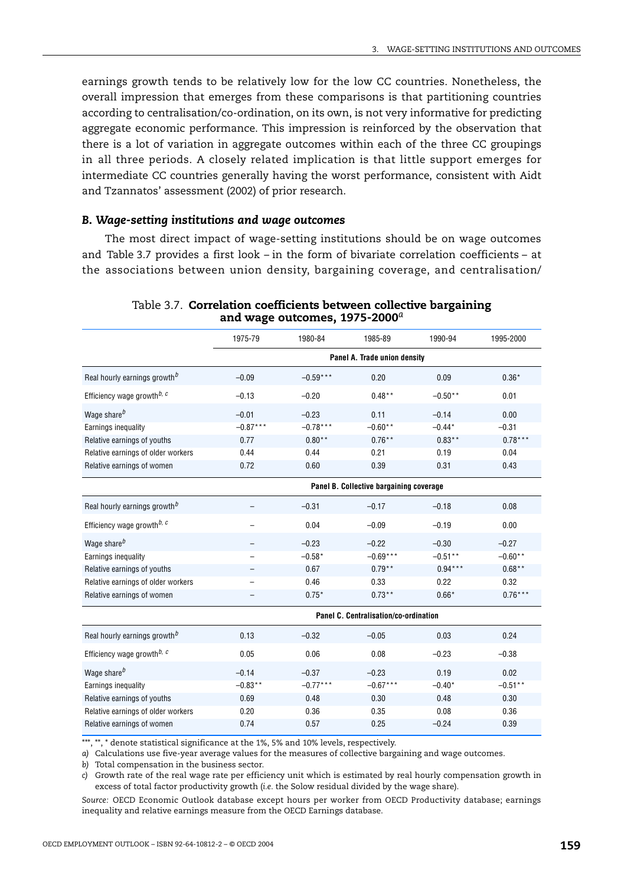earnings growth tends to be relatively low for the low CC countries. Nonetheless, the overall impression that emerges from these comparisons is that partitioning countries according to centralisation/co-ordination, on its own, is not very informative for predicting aggregate economic performance. This impression is reinforced by the observation that there is a lot of variation in aggregate outcomes within each of the three CC groupings in all three periods. A closely related implication is that little support emerges for intermediate CC countries generally having the worst performance, consistent with Aidt and Tzannatos' assessment (2002) of prior research.

### *B. Wage-setting institutions and wage outcomes*

The most direct impact of wage-setting institutions should be on wage outcomes and Table 3.7 provides a first look – in the form of bivariate correlation coefficients – at the associations between union density, bargaining coverage, and centralisation/

Table 3.7. **Correlation coefficients between collective bargaining and wage outcomes, 1975-2000**[a]

| | 1975-79 | 1980-84 | 1985-89 | 1990-94 | 1995-2000 |
|---|---|---|---|---|---|
| | **Panel A. Trade union density** | | | | |
| Real hourly earnings growth[b] | –0.09 | –0.59*** | 0.20 | 0.09 | 0.36* |
| Efficiency wage growth[b, c] | –0.13 | –0.20 | 0.48** | –0.50** | 0.01 |
| Wage share[b] | –0.01 | –0.23 | 0.11 | –0.14 | 0.00 |
| Earnings inequality | –0.87*** | –0.78*** | –0.60** | –0.44* | –0.31 |
| Relative earnings of youths | 0.77 | 0.80** | 0.76** | 0.83** | 0.78*** |
| Relative earnings of older workers | 0.44 | 0.44 | 0.21 | 0.19 | 0.04 |
| Relative earnings of women | 0.72 | 0.60 | 0.39 | 0.31 | 0.43 |
| | **Panel B. Collective bargaining coverage** | | | | |
| Real hourly earnings growth[b] | – | –0.31 | –0.17 | –0.18 | 0.08 |
| Efficiency wage growth[b, c] | – | 0.04 | –0.09 | –0.19 | 0.00 |
| Wage share[b] | – | –0.23 | –0.22 | –0.30 | –0.27 |
| Earnings inequality | – | –0.58* | –0.69*** | –0.51** | –0.60** |
| Relative earnings of youths | – | 0.67 | 0.79** | 0.94*** | 0.68** |
| Relative earnings of older workers | – | 0.46 | 0.33 | 0.22 | 0.32 |
| Relative earnings of women | – | 0.75* | 0.73** | 0.66* | 0.76*** |
| | **Panel C. Centralisation/co-ordination** | | | | |
| Real hourly earnings growth[b] | 0.13 | –0.32 | –0.05 | 0.03 | 0.24 |
| Efficiency wage growth[b, c] | 0.05 | 0.06 | 0.08 | –0.23 | –0.38 |
| Wage share[b] | –0.14 | –0.37 | –0.23 | 0.19 | 0.02 |
| Earnings inequality | –0.83** | –0.77*** | –0.67*** | –0.40* | –0.51** |
| Relative earnings of youths | 0.69 | 0.48 | 0.30 | 0.48 | 0.30 |
| Relative earnings of older workers | 0.20 | 0.36 | 0.35 | 0.08 | 0.36 |
| Relative earnings of women | 0.74 | 0.57 | 0.25 | –0.24 | 0.39 |

***, **, * denote statistical significance at the 1%, 5% and 10% levels, respectively.

*a)* Calculations use five-year average values for the measures of collective bargaining and wage outcomes.

*b)* Total compensation in the business sector.

*c)* Growth rate of the real wage rate per efficiency unit which is estimated by real hourly compensation growth in excess of total factor productivity growth (*i.e.* the Solow residual divided by the wage share).

*Source:* OECD Economic Outlook database except hours per worker from OECD Productivity database; earnings inequality and relative earnings measure from the OECD Earnings database.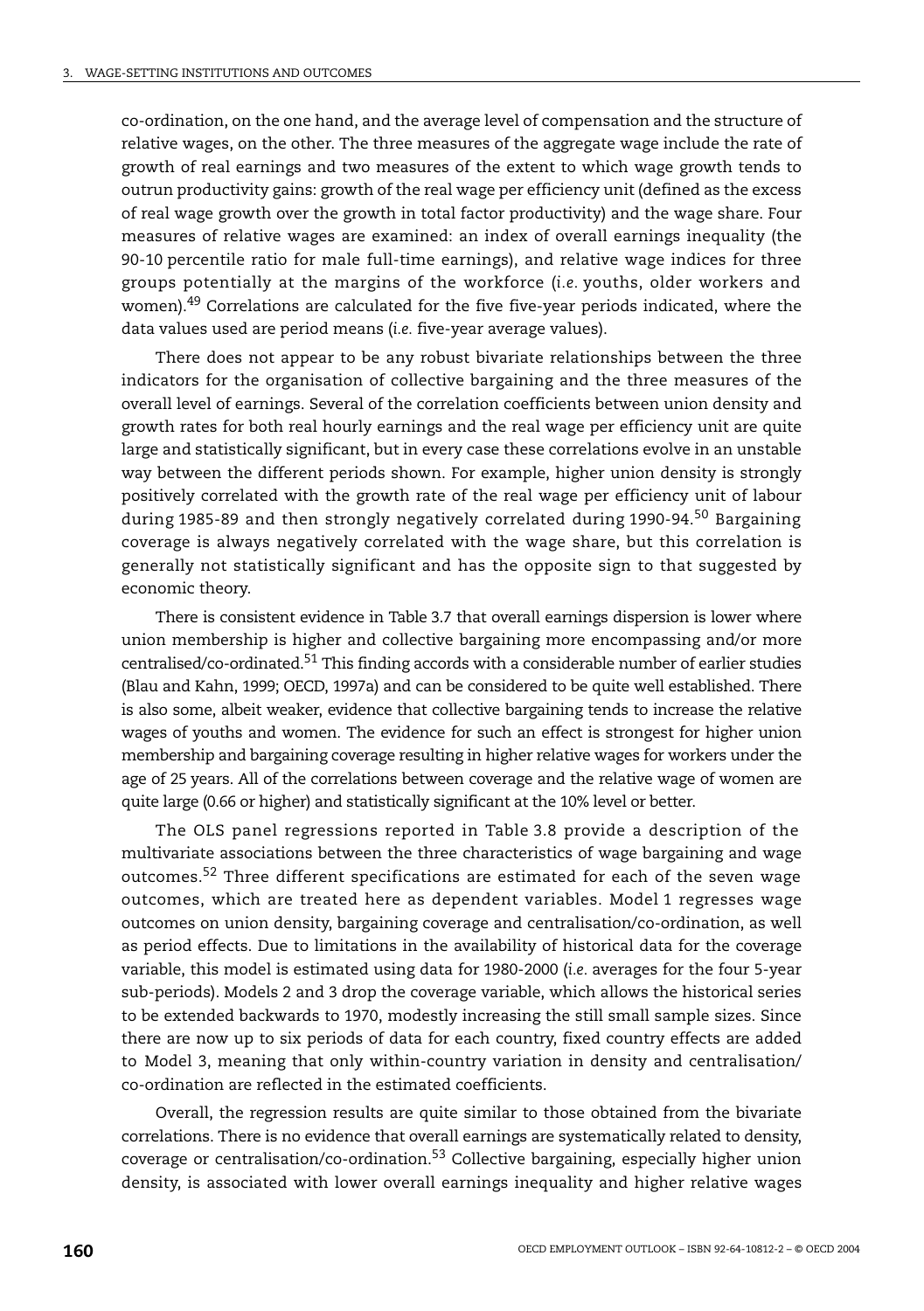co-ordination, on the one hand, and the average level of compensation and the structure of relative wages, on the other. The three measures of the aggregate wage include the rate of growth of real earnings and two measures of the extent to which wage growth tends to outrun productivity gains: growth of the real wage per efficiency unit (defined as the excess of real wage growth over the growth in total factor productivity) and the wage share. Four measures of relative wages are examined: an index of overall earnings inequality (the 90-10 percentile ratio for male full-time earnings), and relative wage indices for three groups potentially at the margins of the workforce (*i.e.* youths, older workers and women).[49] Correlations are calculated for the five five-year periods indicated, where the data values used are period means (*i.e.* five-year average values).

There does not appear to be any robust bivariate relationships between the three indicators for the organisation of collective bargaining and the three measures of the overall level of earnings. Several of the correlation coefficients between union density and growth rates for both real hourly earnings and the real wage per efficiency unit are quite large and statistically significant, but in every case these correlations evolve in an unstable way between the different periods shown. For example, higher union density is strongly positively correlated with the growth rate of the real wage per efficiency unit of labour during 1985-89 and then strongly negatively correlated during 1990-94.[50] Bargaining coverage is always negatively correlated with the wage share, but this correlation is generally not statistically significant and has the opposite sign to that suggested by economic theory.

There is consistent evidence in Table 3.7 that overall earnings dispersion is lower where union membership is higher and collective bargaining more encompassing and/or more centralised/co-ordinated.[51] This finding accords with a considerable number of earlier studies (Blau and Kahn, 1999; OECD, 1997a) and can be considered to be quite well established. There is also some, albeit weaker, evidence that collective bargaining tends to increase the relative wages of youths and women. The evidence for such an effect is strongest for higher union membership and bargaining coverage resulting in higher relative wages for workers under the age of 25 years. All of the correlations between coverage and the relative wage of women are quite large (0.66 or higher) and statistically significant at the 10% level or better.

The OLS panel regressions reported in Table 3.8 provide a description of the multivariate associations between the three characteristics of wage bargaining and wage outcomes.[52] Three different specifications are estimated for each of the seven wage outcomes, which are treated here as dependent variables. Model 1 regresses wage outcomes on union density, bargaining coverage and centralisation/co-ordination, as well as period effects. Due to limitations in the availability of historical data for the coverage variable, this model is estimated using data for 1980-2000 (*i.e.* averages for the four 5-year sub-periods). Models 2 and 3 drop the coverage variable, which allows the historical series to be extended backwards to 1970, modestly increasing the still small sample sizes. Since there are now up to six periods of data for each country, fixed country effects are added to Model 3, meaning that only within-country variation in density and centralisation/co-ordination are reflected in the estimated coefficients.

Overall, the regression results are quite similar to those obtained from the bivariate correlations. There is no evidence that overall earnings are systematically related to density, coverage or centralisation/co-ordination.[53] Collective bargaining, especially higher union density, is associated with lower overall earnings inequality and higher relative wages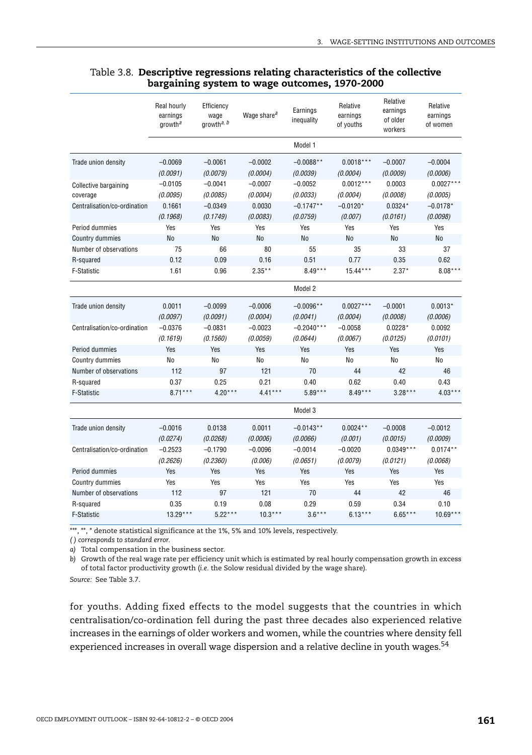Table 3.8. **Descriptive regressions relating characteristics of the collective bargaining system to wage outcomes, 1970-2000**

| | Real hourly earnings growth[a] | Efficiency wage growth[a, b] | Wage share[a] | Earnings inequality | Relative earnings of youths | Relative earnings of older workers | Relative earnings of women |
|---|---|---|---|---|---|---|---|
| | | | | Model 1 | | | |
| Trade union density | −0.0069 | −0.0061 | −0.0002 | −0.0088** | 0.0018*** | −0.0007 | −0.0004 |
| | *(0.0091)* | *(0.0079)* | *(0.0004)* | *(0.0039)* | *(0.0004)* | *(0.0009)* | *(0.0006)* |
| Collective bargaining coverage | −0.0105 | −0.0041 | −0.0007 | −0.0052 | 0.0012*** | 0.0003 | 0.0027*** |
| | *(0.0095)* | *(0.0085)* | *(0.0004)* | *(0.0033)* | *(0.0004)* | *(0.0008)* | *(0.0005)* |
| Centralisation/co-ordination | 0.1661 | −0.0349 | 0.0030 | −0.1747** | −0.0120* | 0.0324* | −0.0178* |
| | *(0.1968)* | *(0.1749)* | *(0.0083)* | *(0.0759)* | *(0.007)* | *(0.0161)* | *(0.0098)* |
| Period dummies | Yes | Yes | Yes | Yes | Yes | Yes | Yes |
| Country dummies | No | No | No | No | No | No | No |
| Number of observations | 75 | 66 | 80 | 55 | 35 | 33 | 37 |
| R-squared | 0.12 | 0.09 | 0.16 | 0.51 | 0.77 | 0.35 | 0.62 |
| F-Statistic | 1.61 | 0.96 | 2.35** | 8.49*** | 15.44*** | 2.37* | 8.08*** |
| | | | | Model 2 | | | |
| Trade union density | 0.0011 | −0.0099 | −0.0006 | −0.0096** | 0.0027*** | −0.0001 | 0.0013* |
| | *(0.0097)* | *(0.0091)* | *(0.0004)* | *(0.0041)* | *(0.0004)* | *(0.0008)* | *(0.0006)* |
| Centralisation/co-ordination | −0.0376 | −0.0831 | −0.0023 | −0.2040*** | −0.0058 | 0.0228* | 0.0092 |
| | *(0.1619)* | *(0.1560)* | *(0.0059)* | *(0.0644)* | *(0.0067)* | *(0.0125)* | *(0.0101)* |
| Period dummies | Yes | Yes | Yes | Yes | Yes | Yes | Yes |
| Country dummies | No | No | No | No | No | No | No |
| Number of observations | 112 | 97 | 121 | 70 | 44 | 42 | 46 |
| R-squared | 0.37 | 0.25 | 0.21 | 0.40 | 0.62 | 0.40 | 0.43 |
| F-Statistic | 8.71*** | 4.20*** | 4.41*** | 5.89*** | 8.49*** | 3.28*** | 4.03*** |
| | | | | Model 3 | | | |
| Trade union density | −0.0016 | 0.0138 | 0.0011 | −0.0143** | 0.0024** | −0.0008 | −0.0012 |
| | *(0.0274)* | *(0.0268)* | *(0.0006)* | *(0.0066)* | *(0.001)* | *(0.0015)* | *(0.0009)* |
| Centralisation/co-ordination | −0.2523 | −0.1790 | −0.0096 | −0.0014 | −0.0020 | 0.0349*** | 0.0174** |
| | *(0.2626)* | *(0.2360)* | *(0.006)* | *(0.0651)* | *(0.0079)* | *(0.0121)* | *(0.0068)* |
| Period dummies | Yes | Yes | Yes | Yes | Yes | Yes | Yes |
| Country dummies | Yes | Yes | Yes | Yes | Yes | Yes | Yes |
| Number of observations | 112 | 97 | 121 | 70 | 44 | 42 | 46 |
| R-squared | 0.35 | 0.19 | 0.08 | 0.29 | 0.59 | 0.34 | 0.10 |
| F-Statistic | 13.29*** | 5.22*** | 10.3*** | 3.6*** | 6.13*** | 6.65*** | 10.69*** |

***, **, * denote statistical significance at the 1%, 5% and 10% levels, respectively.

*( ) corresponds to standard error.*

*a)* Total compensation in the business sector.

*b)* Growth of the real wage rate per efficiency unit which is estimated by real hourly compensation growth in excess of total factor productivity growth (*i.e.* the Solow residual divided by the wage share).

*Source:* See Table 3.7.

for youths. Adding fixed effects to the model suggests that the countries in which centralisation/co-ordination fell during the past three decades also experienced relative increases in the earnings of older workers and women, while the countries where density fell experienced increases in overall wage dispersion and a relative decline in youth wages.[54]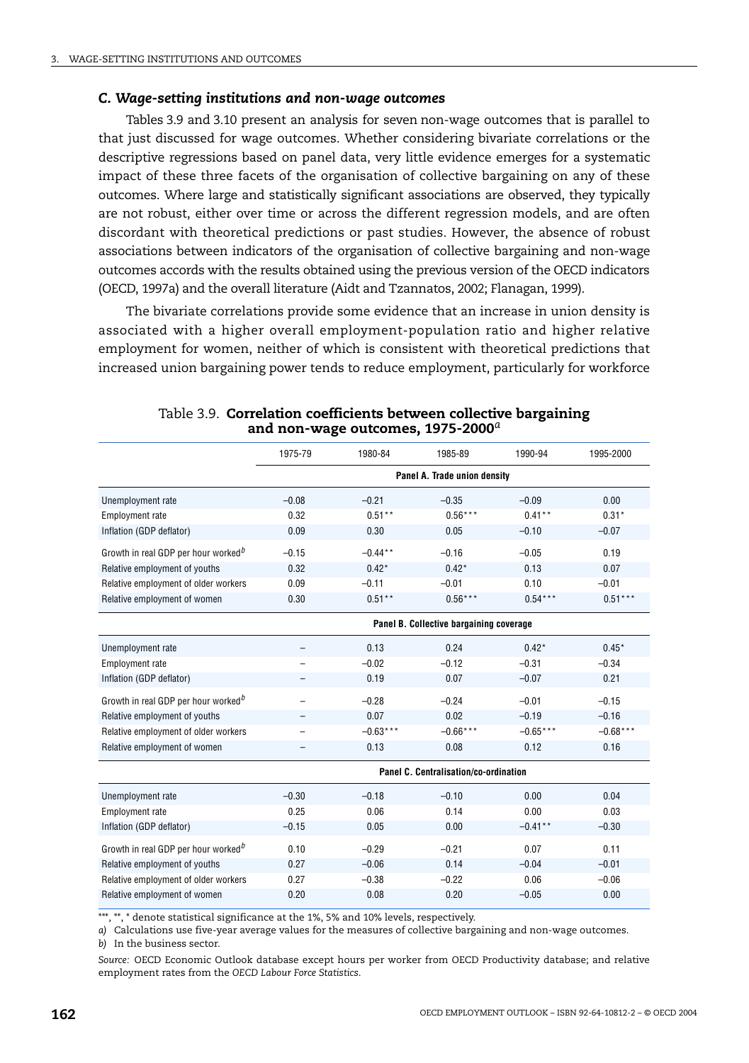### *C. Wage-setting institutions and non-wage outcomes*

Tables 3.9 and 3.10 present an analysis for seven non-wage outcomes that is parallel to that just discussed for wage outcomes. Whether considering bivariate correlations or the descriptive regressions based on panel data, very little evidence emerges for a systematic impact of these three facets of the organisation of collective bargaining on any of these outcomes. Where large and statistically significant associations are observed, they typically are not robust, either over time or across the different regression models, and are often discordant with theoretical predictions or past studies. However, the absence of robust associations between indicators of the organisation of collective bargaining and non-wage outcomes accords with the results obtained using the previous version of the OECD indicators (OECD, 1997a) and the overall literature (Aidt and Tzannatos, 2002; Flanagan, 1999).

The bivariate correlations provide some evidence that an increase in union density is associated with a higher overall employment-population ratio and higher relative employment for women, neither of which is consistent with theoretical predictions that increased union bargaining power tends to reduce employment, particularly for workforce

Table 3.9. **Correlation coefficients between collective bargaining and non-wage outcomes, 1975-2000**[a]

| | 1975-79 | 1980-84 | 1985-89 | 1990-94 | 1995-2000 |
|---|---|---|---|---|---|
| | **Panel A. Trade union density** | | | | |
| Unemployment rate | –0.08 | –0.21 | –0.35 | –0.09 | 0.00 |
| Employment rate | 0.32 | 0.51** | 0.56*** | 0.41** | 0.31* |
| Inflation (GDP deflator) | 0.09 | 0.30 | 0.05 | –0.10 | –0.07 |
| Growth in real GDP per hour worked[b] | –0.15 | –0.44** | –0.16 | –0.05 | 0.19 |
| Relative employment of youths | 0.32 | 0.42* | 0.42* | 0.13 | 0.07 |
| Relative employment of older workers | 0.09 | –0.11 | –0.01 | 0.10 | –0.01 |
| Relative employment of women | 0.30 | 0.51** | 0.56*** | 0.54*** | 0.51*** |
| | **Panel B. Collective bargaining coverage** | | | | |
| Unemployment rate | – | 0.13 | 0.24 | 0.42* | 0.45* |
| Employment rate | – | –0.02 | –0.12 | –0.31 | –0.34 |
| Inflation (GDP deflator) | – | 0.19 | 0.07 | –0.07 | 0.21 |
| Growth in real GDP per hour worked[b] | – | –0.28 | –0.24 | –0.01 | –0.15 |
| Relative employment of youths | – | 0.07 | 0.02 | –0.19 | –0.16 |
| Relative employment of older workers | – | –0.63*** | –0.66*** | –0.65*** | –0.68*** |
| Relative employment of women | – | 0.13 | 0.08 | 0.12 | 0.16 |
| | **Panel C. Centralisation/co-ordination** | | | | |
| Unemployment rate | –0.30 | –0.18 | –0.10 | 0.00 | 0.04 |
| Employment rate | 0.25 | 0.06 | 0.14 | 0.00 | 0.03 |
| Inflation (GDP deflator) | –0.15 | 0.05 | 0.00 | –0.41** | –0.30 |
| Growth in real GDP per hour worked[b] | 0.10 | –0.29 | –0.21 | 0.07 | 0.11 |
| Relative employment of youths | 0.27 | –0.06 | 0.14 | –0.04 | –0.01 |
| Relative employment of older workers | 0.27 | –0.38 | –0.22 | 0.06 | –0.06 |
| Relative employment of women | 0.20 | 0.08 | 0.20 | –0.05 | 0.00 |

***, **, * denote statistical significance at the 1%, 5% and 10% levels, respectively.

*a)* Calculations use five-year average values for the measures of collective bargaining and non-wage outcomes.

*b)* In the business sector.

*Source:* OECD Economic Outlook database except hours per worker from OECD Productivity database; and relative employment rates from the *OECD Labour Force Statistics*.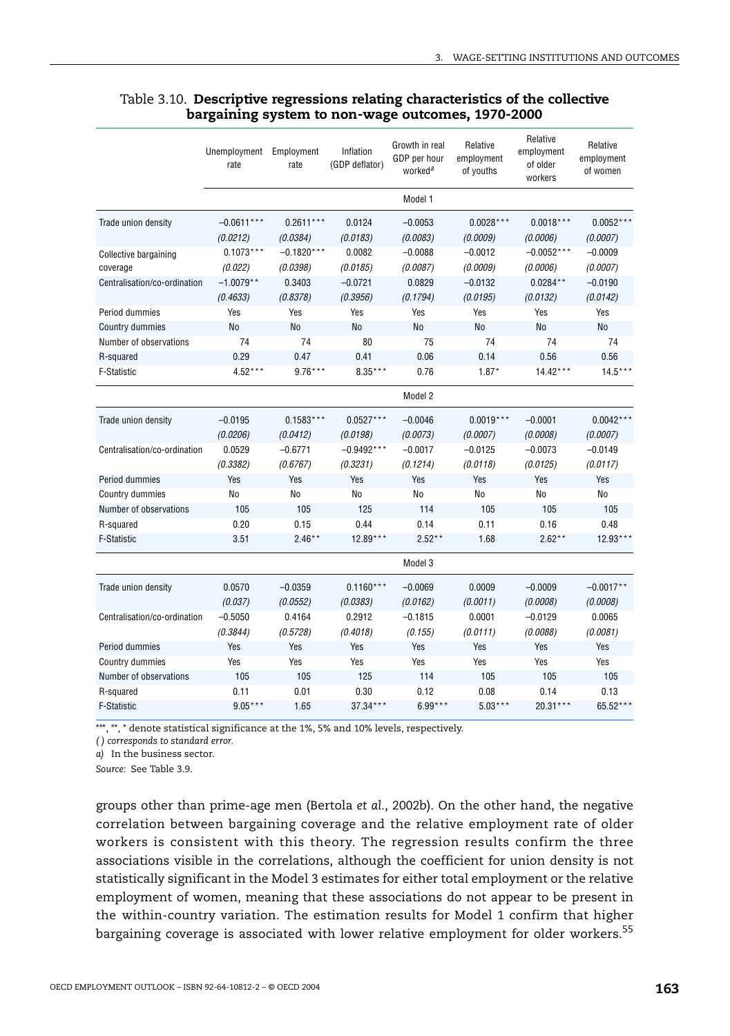Table 3.10. **Descriptive regressions relating characteristics of the collective bargaining system to non-wage outcomes, 1970-2000**

| | Unemployment rate | Employment rate | Inflation (GDP deflator) | Growth in real GDP per hour worked[a] | Relative employment of youths | Relative employment of older workers | Relative employment of women |
|---|---|---|---|---|---|---|---|
| | | | | Model 1 | | | |
| Trade union density | −0.0611*** | 0.2611*** | 0.0124 | −0.0053 | 0.0028*** | 0.0018*** | 0.0052*** |
| | *(0.0212)* | *(0.0384)* | *(0.0183)* | *(0.0083)* | *(0.0009)* | *(0.0006)* | *(0.0007)* |
| Collective bargaining coverage | 0.1073*** | −0.1820*** | 0.0082 | −0.0088 | −0.0012 | −0.0052*** | −0.0009 |
| | *(0.022)* | *(0.0398)* | *(0.0185)* | *(0.0087)* | *(0.0009)* | *(0.0006)* | *(0.0007)* |
| Centralisation/co-ordination | −1.0079** | 0.3403 | −0.0721 | 0.0829 | −0.0132 | 0.0284** | −0.0190 |
| | *(0.4633)* | *(0.8378)* | *(0.3956)* | *(0.1794)* | *(0.0195)* | *(0.0132)* | *(0.0142)* |
| Period dummies | Yes | Yes | Yes | Yes | Yes | Yes | Yes |
| Country dummies | No | No | No | No | No | No | No |
| Number of observations | 74 | 74 | 80 | 75 | 74 | 74 | 74 |
| R-squared | 0.29 | 0.47 | 0.41 | 0.06 | 0.14 | 0.56 | 0.56 |
| F-Statistic | 4.52*** | 9.76*** | 8.35*** | 0.76 | 1.87* | 14.42*** | 14.5*** |
| | | | | Model 2 | | | |
| Trade union density | −0.0195 | 0.1583*** | 0.0527*** | −0.0046 | 0.0019*** | −0.0001 | 0.0042*** |
| | *(0.0206)* | *(0.0412)* | *(0.0198)* | *(0.0073)* | *(0.0007)* | *(0.0008)* | *(0.0007)* |
| Centralisation/co-ordination | 0.0529 | −0.6771 | −0.9492*** | −0.0017 | −0.0125 | −0.0073 | −0.0149 |
| | *(0.3382)* | *(0.6767)* | *(0.3231)* | *(0.1214)* | *(0.0118)* | *(0.0125)* | *(0.0117)* |
| Period dummies | Yes | Yes | Yes | Yes | Yes | Yes | Yes |
| Country dummies | No | No | No | No | No | No | No |
| Number of observations | 105 | 105 | 125 | 114 | 105 | 105 | 105 |
| R-squared | 0.20 | 0.15 | 0.44 | 0.14 | 0.11 | 0.16 | 0.48 |
| F-Statistic | 3.51 | 2.46** | 12.89*** | 2.52** | 1.68 | 2.62** | 12.93*** |
| | | | | Model 3 | | | |
| Trade union density | 0.0570 | −0.0359 | 0.1160*** | −0.0069 | 0.0009 | −0.0009 | −0.0017** |
| | *(0.037)* | *(0.0552)* | *(0.0383)* | *(0.0162)* | *(0.0011)* | *(0.0008)* | *(0.0008)* |
| Centralisation/co-ordination | −0.5050 | 0.4164 | 0.2912 | −0.1815 | 0.0001 | −0.0129 | 0.0065 |
| | *(0.3844)* | *(0.5728)* | *(0.4018)* | *(0.155)* | *(0.0111)* | *(0.0088)* | *(0.0081)* |
| Period dummies | Yes | Yes | Yes | Yes | Yes | Yes | Yes |
| Country dummies | Yes | Yes | Yes | Yes | Yes | Yes | Yes |
| Number of observations | 105 | 105 | 125 | 114 | 105 | 105 | 105 |
| R-squared | 0.11 | 0.01 | 0.30 | 0.12 | 0.08 | 0.14 | 0.13 |
| F-Statistic | 9.05*** | 1.65 | 37.34*** | 6.99*** | 5.03*** | 20.31*** | 65.52*** |

***, **, * denote statistical significance at the 1%, 5% and 10% levels, respectively.

*( ) corresponds to standard error.*

*a)* In the business sector.

*Source:* See Table 3.9.

groups other than prime-age men (Bertola *et al.*, 2002b). On the other hand, the negative correlation between bargaining coverage and the relative employment rate of older workers is consistent with this theory. The regression results confirm the three associations visible in the correlations, although the coefficient for union density is not statistically significant in the Model 3 estimates for either total employment or the relative employment of women, meaning that these associations do not appear to be present in the within-country variation. The estimation results for Model 1 confirm that higher bargaining coverage is associated with lower relative employment for older workers.[55]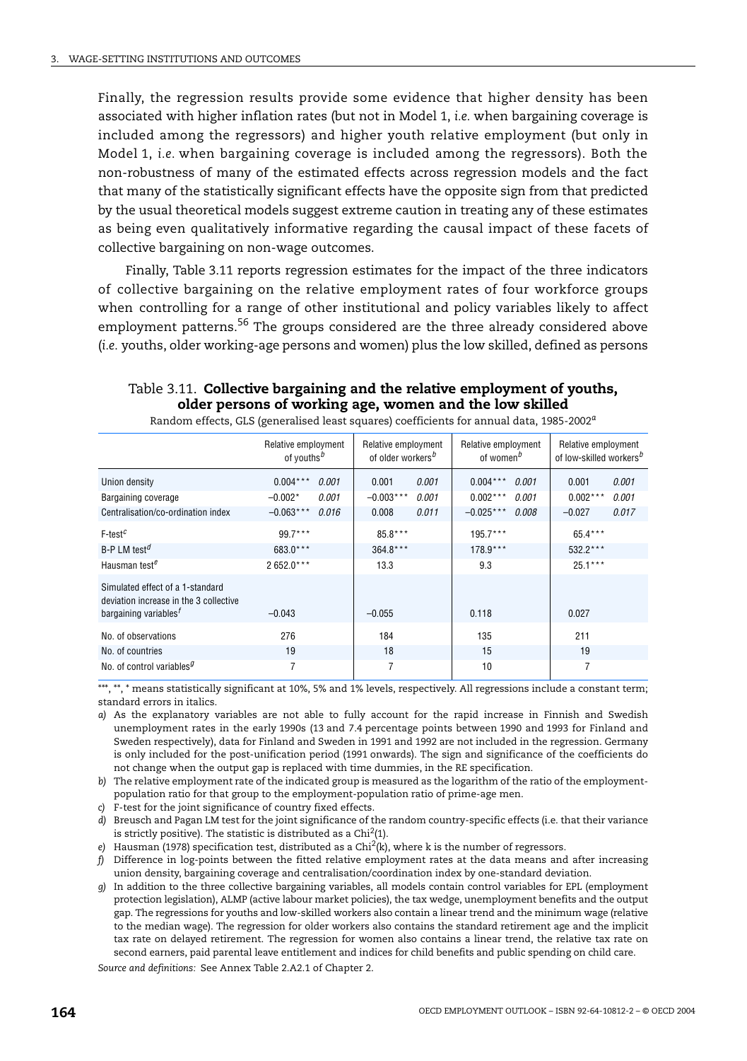Finally, the regression results provide some evidence that higher density has been associated with higher inflation rates (but not in Model 1, *i.e.* when bargaining coverage is included among the regressors) and higher youth relative employment (but only in Model 1, *i.e.* when bargaining coverage is included among the regressors). Both the non-robustness of many of the estimated effects across regression models and the fact that many of the statistically significant effects have the opposite sign from that predicted by the usual theoretical models suggest extreme caution in treating any of these estimates as being even qualitatively informative regarding the causal impact of these facets of collective bargaining on non-wage outcomes.

Finally, Table 3.11 reports regression estimates for the impact of the three indicators of collective bargaining on the relative employment rates of four workforce groups when controlling for a range of other institutional and policy variables likely to affect employment patterns.[56] The groups considered are the three already considered above (*i.e.* youths, older working-age persons and women) plus the low skilled, defined as persons

### Table 3.11. **Collective bargaining and the relative employment of youths, older persons of working age, women and the low skilled**

Random effects, GLS (generalised least squares) coefficients for annual data, 1985-2002[a]

| | Relative employment of youths[b] | | Relative employment of older workers[b] | | Relative employment of women[b] | | Relative employment of low-skilled workers[b] | |
|---|---|---|---|---|---|---|---|---|
| Union density | 0.004*** | *0.001* | 0.001 | *0.001* | 0.004*** | *0.001* | 0.001 | *0.001* |
| Bargaining coverage | −0.002* | *0.001* | −0.003*** | *0.001* | 0.002*** | *0.001* | 0.002*** | *0.001* |
| Centralisation/co-ordination index | −0.063*** | *0.016* | 0.008 | *0.011* | −0.025*** | *0.008* | −0.027 | *0.017* |
| F-test[c] | 99.7*** | | 85.8*** | | 195.7*** | | 65.4*** | |
| B-P LM test[d] | 683.0*** | | 364.8*** | | 178.9*** | | 532.2*** | |
| Hausman test[e] | 2 652.0*** | | 13.3 | | 9.3 | | 25.1*** | |
| Simulated effect of a 1-standard deviation increase in the 3 collective bargaining variables[f] | −0.043 | | −0.055 | | 0.118 | | 0.027 | |
| No. of observations | 276 | | 184 | | 135 | | 211 | |
| No. of countries | 19 | | 18 | | 15 | | 19 | |
| No. of control variables[g] | 7 | | 7 | | 10 | | 7 | |

***, **, * means statistically significant at 10%, 5% and 1% levels, respectively. All regressions include a constant term; standard errors in italics.

*a)* As the explanatory variables are not able to fully account for the rapid increase in Finnish and Swedish unemployment rates in the early 1990s (13 and 7.4 percentage points between 1990 and 1993 for Finland and Sweden respectively), data for Finland and Sweden in 1991 and 1992 are not included in the regression. Germany is only included for the post-unification period (1991 onwards). The sign and significance of the coefficients do not change when the output gap is replaced with time dummies, in the RE specification.

*b)* The relative employment rate of the indicated group is measured as the logarithm of the ratio of the employment-population ratio for that group to the employment-population ratio of prime-age men.

*c)* F-test for the joint significance of country fixed effects.

*d)* Breusch and Pagan LM test for the joint significance of the random country-specific effects (i.e. that their variance is strictly positive). The statistic is distributed as a $Chi^2(1)$.

*e)* Hausman (1978) specification test, distributed as a $Chi^2(k)$, where k is the number of regressors.

*f)* Difference in log-points between the fitted relative employment rates at the data means and after increasing union density, bargaining coverage and centralisation/coordination index by one-standard deviation.

*g)* In addition to the three collective bargaining variables, all models contain control variables for EPL (employment protection legislation), ALMP (active labour market policies), the tax wedge, unemployment benefits and the output gap. The regressions for youths and low-skilled workers also contain a linear trend and the minimum wage (relative to the median wage). The regression for older workers also contains the standard retirement age and the implicit tax rate on delayed retirement. The regression for women also contains a linear trend, the relative tax rate on second earners, paid parental leave entitlement and indices for child benefits and public spending on child care.

*Source and definitions:* See Annex Table 2.A2.1 of Chapter 2.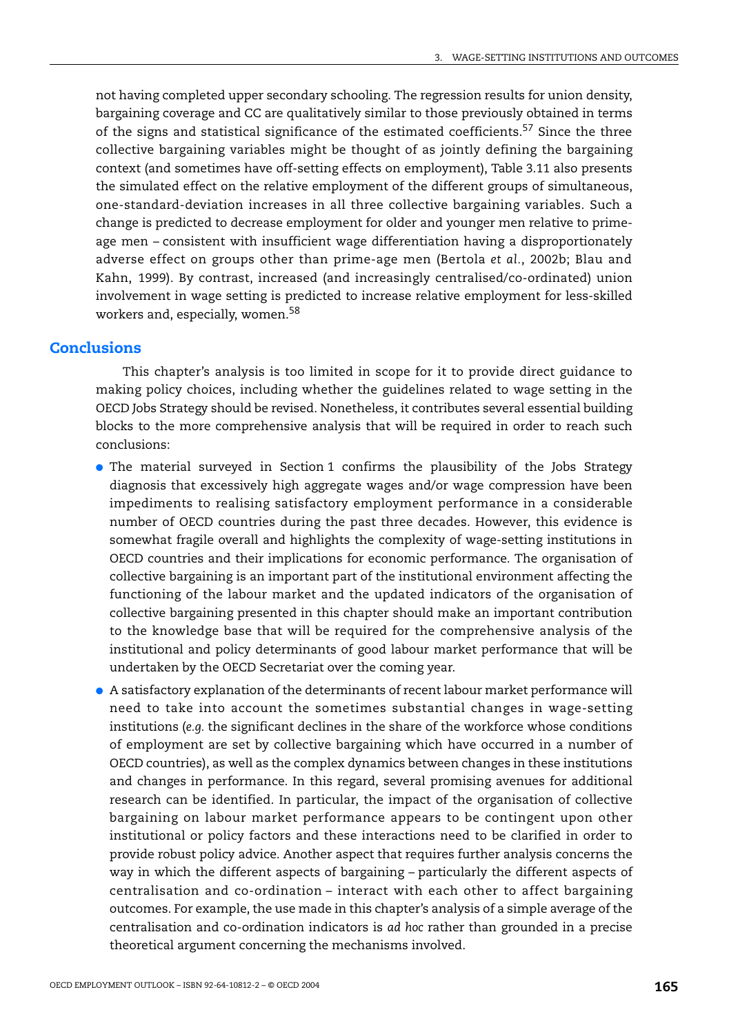not having completed upper secondary schooling. The regression results for union density, bargaining coverage and CC are qualitatively similar to those previously obtained in terms of the signs and statistical significance of the estimated coefficients.[57] Since the three collective bargaining variables might be thought of as jointly defining the bargaining context (and sometimes have off-setting effects on employment), Table 3.11 also presents the simulated effect on the relative employment of the different groups of simultaneous, one-standard-deviation increases in all three collective bargaining variables. Such a change is predicted to decrease employment for older and younger men relative to prime-age men – consistent with insufficient wage differentiation having a disproportionately adverse effect on groups other than prime-age men (Bertola *et al.*, 2002b; Blau and Kahn, 1999). By contrast, increased (and increasingly centralised/co-ordinated) union involvement in wage setting is predicted to increase relative employment for less-skilled workers and, especially, women.[58]

## Conclusions

This chapter's analysis is too limited in scope for it to provide direct guidance to making policy choices, including whether the guidelines related to wage setting in the OECD Jobs Strategy should be revised. Nonetheless, it contributes several essential building blocks to the more comprehensive analysis that will be required in order to reach such conclusions:

- The material surveyed in Section 1 confirms the plausibility of the Jobs Strategy diagnosis that excessively high aggregate wages and/or wage compression have been impediments to realising satisfactory employment performance in a considerable number of OECD countries during the past three decades. However, this evidence is somewhat fragile overall and highlights the complexity of wage-setting institutions in OECD countries and their implications for economic performance. The organisation of collective bargaining is an important part of the institutional environment affecting the functioning of the labour market and the updated indicators of the organisation of collective bargaining presented in this chapter should make an important contribution to the knowledge base that will be required for the comprehensive analysis of the institutional and policy determinants of good labour market performance that will be undertaken by the OECD Secretariat over the coming year.
- A satisfactory explanation of the determinants of recent labour market performance will need to take into account the sometimes substantial changes in wage-setting institutions (*e.g.* the significant declines in the share of the workforce whose conditions of employment are set by collective bargaining which have occurred in a number of OECD countries), as well as the complex dynamics between changes in these institutions and changes in performance. In this regard, several promising avenues for additional research can be identified. In particular, the impact of the organisation of collective bargaining on labour market performance appears to be contingent upon other institutional or policy factors and these interactions need to be clarified in order to provide robust policy advice. Another aspect that requires further analysis concerns the way in which the different aspects of bargaining – particularly the different aspects of centralisation and co-ordination – interact with each other to affect bargaining outcomes. For example, the use made in this chapter's analysis of a simple average of the centralisation and co-ordination indicators is *ad hoc* rather than grounded in a precise theoretical argument concerning the mechanisms involved.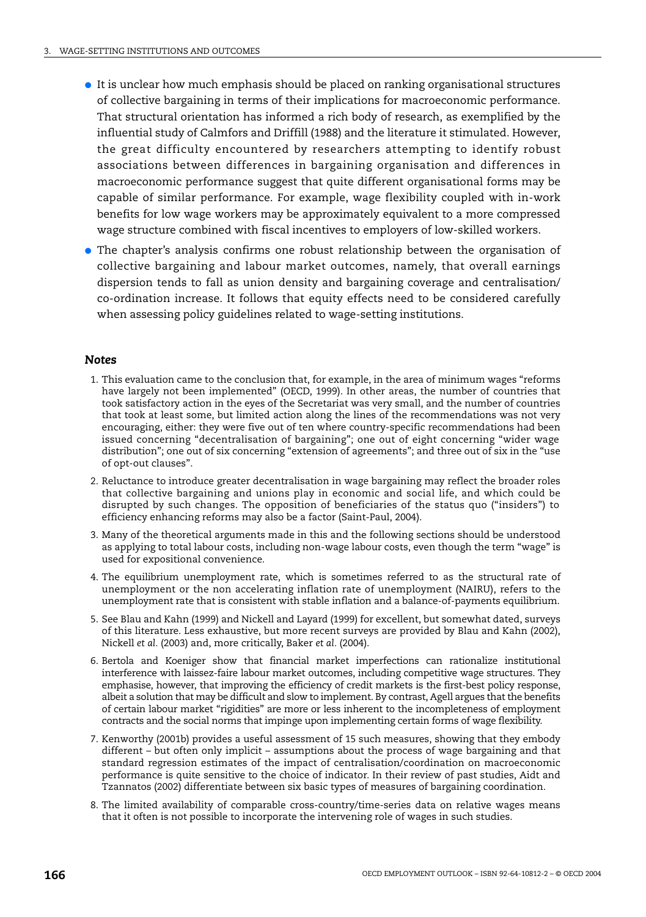- It is unclear how much emphasis should be placed on ranking organisational structures of collective bargaining in terms of their implications for macroeconomic performance. That structural orientation has informed a rich body of research, as exemplified by the influential study of Calmfors and Driffill (1988) and the literature it stimulated. However, the great difficulty encountered by researchers attempting to identify robust associations between differences in bargaining organisation and differences in macroeconomic performance suggest that quite different organisational forms may be capable of similar performance. For example, wage flexibility coupled with in-work benefits for low wage workers may be approximately equivalent to a more compressed wage structure combined with fiscal incentives to employers of low-skilled workers.
- The chapter's analysis confirms one robust relationship between the organisation of collective bargaining and labour market outcomes, namely, that overall earnings dispersion tends to fall as union density and bargaining coverage and centralisation/co-ordination increase. It follows that equity effects need to be considered carefully when assessing policy guidelines related to wage-setting institutions.

### *Notes*

1. This evaluation came to the conclusion that, for example, in the area of minimum wages "reforms have largely not been implemented" (OECD, 1999). In other areas, the number of countries that took satisfactory action in the eyes of the Secretariat was very small, and the number of countries that took at least some, but limited action along the lines of the recommendations was not very encouraging, either: they were five out of ten where country-specific recommendations had been issued concerning "decentralisation of bargaining"; one out of eight concerning "wider wage distribution"; one out of six concerning "extension of agreements"; and three out of six in the "use of opt-out clauses".
2. Reluctance to introduce greater decentralisation in wage bargaining may reflect the broader roles that collective bargaining and unions play in economic and social life, and which could be disrupted by such changes. The opposition of beneficiaries of the status quo ("insiders") to efficiency enhancing reforms may also be a factor (Saint-Paul, 2004).
3. Many of the theoretical arguments made in this and the following sections should be understood as applying to total labour costs, including non-wage labour costs, even though the term "wage" is used for expositional convenience.
4. The equilibrium unemployment rate, which is sometimes referred to as the structural rate of unemployment or the non accelerating inflation rate of unemployment (NAIRU), refers to the unemployment rate that is consistent with stable inflation and a balance-of-payments equilibrium.
5. See Blau and Kahn (1999) and Nickell and Layard (1999) for excellent, but somewhat dated, surveys of this literature. Less exhaustive, but more recent surveys are provided by Blau and Kahn (2002), Nickell *et al.* (2003) and, more critically, Baker *et al.* (2004).
6. Bertola and Koeniger show that financial market imperfections can rationalize institutional interference with laissez-faire labour market outcomes, including competitive wage structures. They emphasise, however, that improving the efficiency of credit markets is the first-best policy response, albeit a solution that may be difficult and slow to implement. By contrast, Agell argues that the benefits of certain labour market "rigidities" are more or less inherent to the incompleteness of employment contracts and the social norms that impinge upon implementing certain forms of wage flexibility.
7. Kenworthy (2001b) provides a useful assessment of 15 such measures, showing that they embody different – but often only implicit – assumptions about the process of wage bargaining and that standard regression estimates of the impact of centralisation/coordination on macroeconomic performance is quite sensitive to the choice of indicator. In their review of past studies, Aidt and Tzannatos (2002) differentiate between six basic types of measures of bargaining coordination.
8. The limited availability of comparable cross-country/time-series data on relative wages means that it often is not possible to incorporate the intervening role of wages in such studies.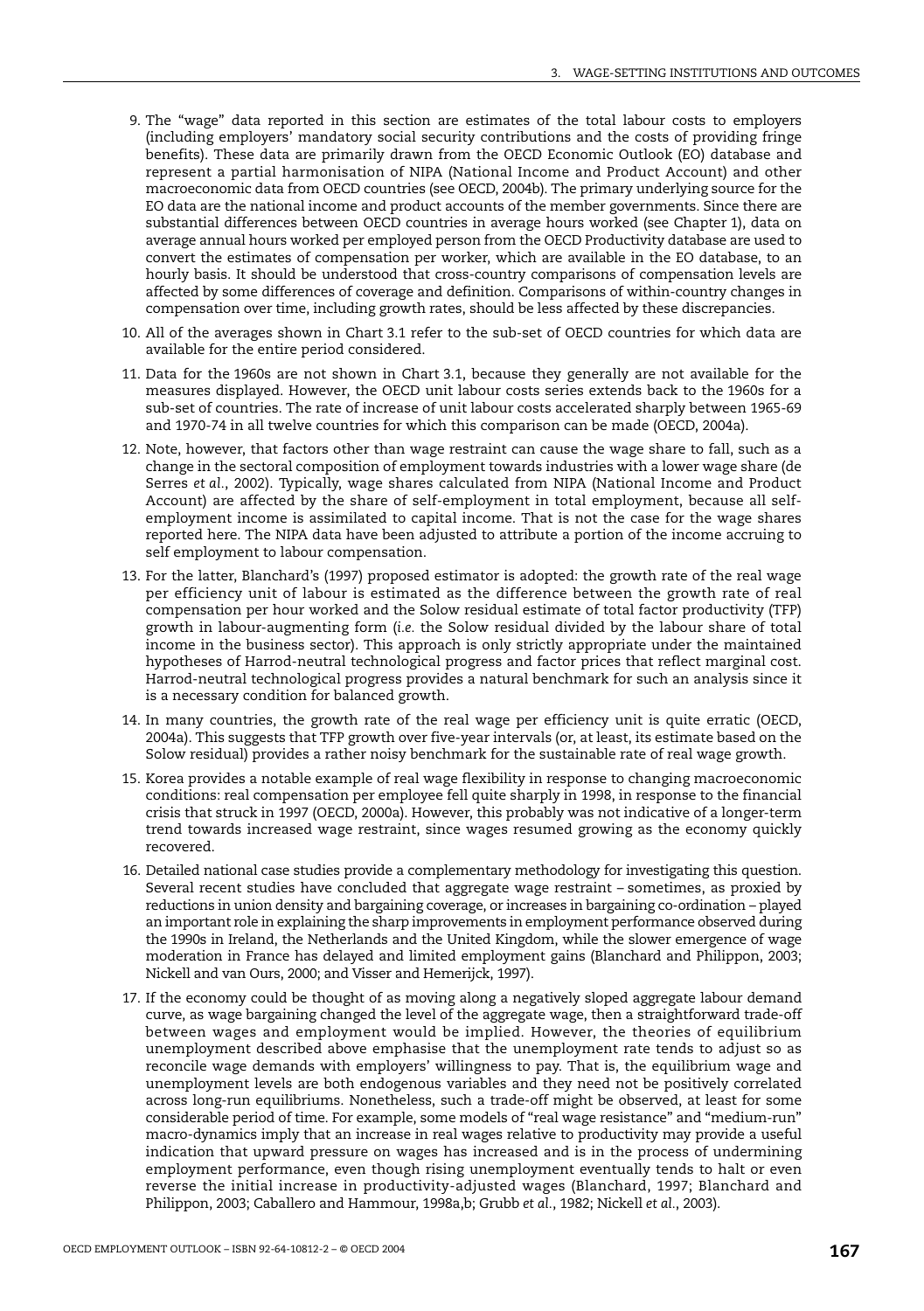9. The "wage" data reported in this section are estimates of the total labour costs to employers (including employers' mandatory social security contributions and the costs of providing fringe benefits). These data are primarily drawn from the OECD Economic Outlook (EO) database and represent a partial harmonisation of NIPA (National Income and Product Account) and other macroeconomic data from OECD countries (see OECD, 2004b). The primary underlying source for the EO data are the national income and product accounts of the member governments. Since there are substantial differences between OECD countries in average hours worked (see Chapter 1), data on average annual hours worked per employed person from the OECD Productivity database are used to convert the estimates of compensation per worker, which are available in the EO database, to an hourly basis. It should be understood that cross-country comparisons of compensation levels are affected by some differences of coverage and definition. Comparisons of within-country changes in compensation over time, including growth rates, should be less affected by these discrepancies.

10. All of the averages shown in Chart 3.1 refer to the sub-set of OECD countries for which data are available for the entire period considered.

11. Data for the 1960s are not shown in Chart 3.1, because they generally are not available for the measures displayed. However, the OECD unit labour costs series extends back to the 1960s for a sub-set of countries. The rate of increase of unit labour costs accelerated sharply between 1965-69 and 1970-74 in all twelve countries for which this comparison can be made (OECD, 2004a).

12. Note, however, that factors other than wage restraint can cause the wage share to fall, such as a change in the sectoral composition of employment towards industries with a lower wage share (de Serres *et al*., 2002). Typically, wage shares calculated from NIPA (National Income and Product Account) are affected by the share of self-employment in total employment, because all self-employment income is assimilated to capital income. That is not the case for the wage shares reported here. The NIPA data have been adjusted to attribute a portion of the income accruing to self employment to labour compensation.

13. For the latter, Blanchard's (1997) proposed estimator is adopted: the growth rate of the real wage per efficiency unit of labour is estimated as the difference between the growth rate of real compensation per hour worked and the Solow residual estimate of total factor productivity (TFP) growth in labour-augmenting form (*i.e.* the Solow residual divided by the labour share of total income in the business sector). This approach is only strictly appropriate under the maintained hypotheses of Harrod-neutral technological progress and factor prices that reflect marginal cost. Harrod-neutral technological progress provides a natural benchmark for such an analysis since it is a necessary condition for balanced growth.

14. In many countries, the growth rate of the real wage per efficiency unit is quite erratic (OECD, 2004a). This suggests that TFP growth over five-year intervals (or, at least, its estimate based on the Solow residual) provides a rather noisy benchmark for the sustainable rate of real wage growth.

15. Korea provides a notable example of real wage flexibility in response to changing macroeconomic conditions: real compensation per employee fell quite sharply in 1998, in response to the financial crisis that struck in 1997 (OECD, 2000a). However, this probably was not indicative of a longer-term trend towards increased wage restraint, since wages resumed growing as the economy quickly recovered.

16. Detailed national case studies provide a complementary methodology for investigating this question. Several recent studies have concluded that aggregate wage restraint – sometimes, as proxied by reductions in union density and bargaining coverage, or increases in bargaining co-ordination – played an important role in explaining the sharp improvements in employment performance observed during the 1990s in Ireland, the Netherlands and the United Kingdom, while the slower emergence of wage moderation in France has delayed and limited employment gains (Blanchard and Philippon, 2003; Nickell and van Ours, 2000; and Visser and Hemerijck, 1997).

17. If the economy could be thought of as moving along a negatively sloped aggregate labour demand curve, as wage bargaining changed the level of the aggregate wage, then a straightforward trade-off between wages and employment would be implied. However, the theories of equilibrium unemployment described above emphasise that the unemployment rate tends to adjust so as reconcile wage demands with employers' willingness to pay. That is, the equilibrium wage and unemployment levels are both endogenous variables and they need not be positively correlated across long-run equilibriums. Nonetheless, such a trade-off might be observed, at least for some considerable period of time. For example, some models of "real wage resistance" and "medium-run" macro-dynamics imply that an increase in real wages relative to productivity may provide a useful indication that upward pressure on wages has increased and is in the process of undermining employment performance, even though rising unemployment eventually tends to halt or even reverse the initial increase in productivity-adjusted wages (Blanchard, 1997; Blanchard and Philippon, 2003; Caballero and Hammour, 1998a,b; Grubb *et al*., 1982; Nickell *et al*., 2003).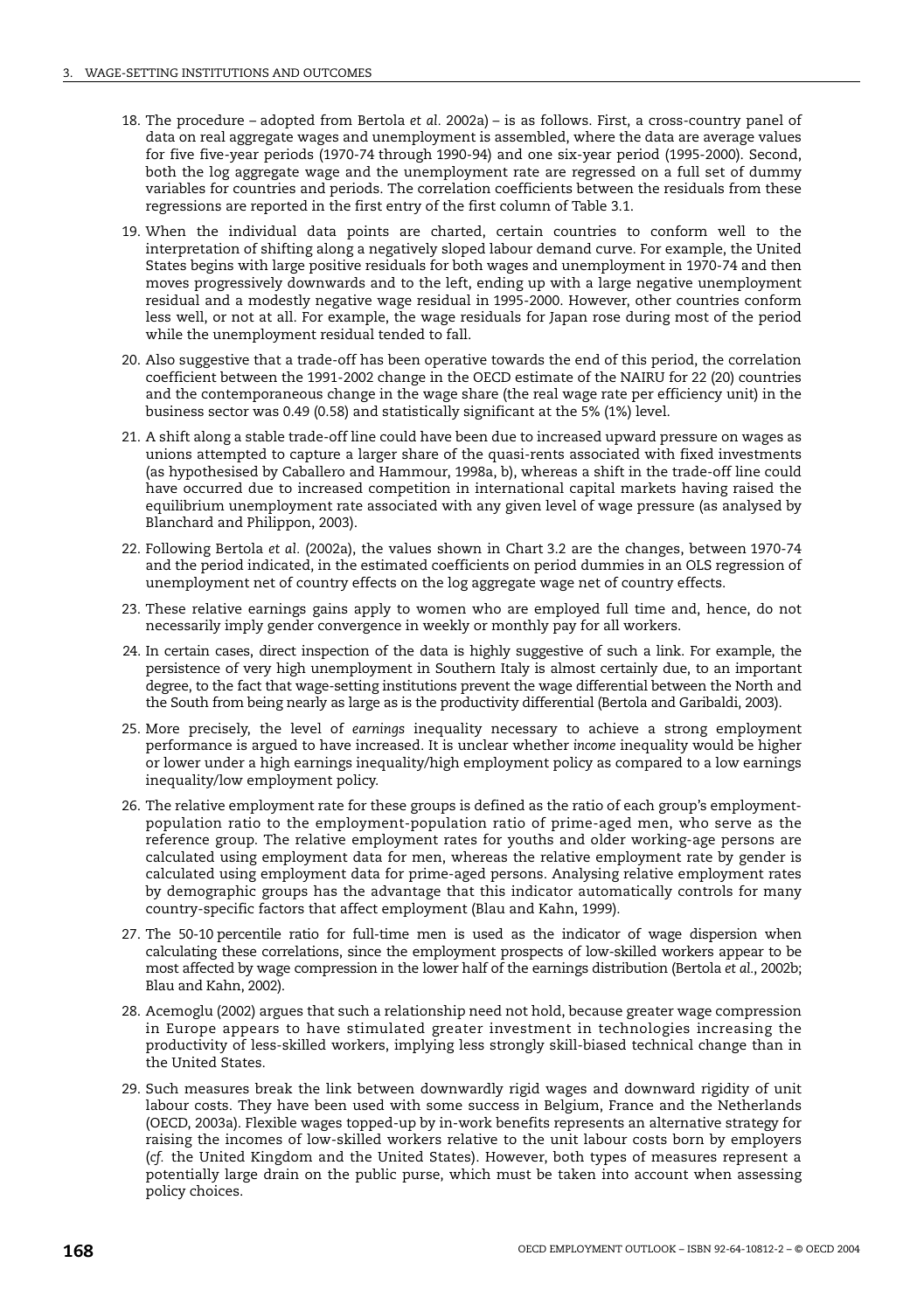18. The procedure – adopted from Bertola *et al.* 2002a) – is as follows. First, a cross-country panel of data on real aggregate wages and unemployment is assembled, where the data are average values for five five-year periods (1970-74 through 1990-94) and one six-year period (1995-2000). Second, both the log aggregate wage and the unemployment rate are regressed on a full set of dummy variables for countries and periods. The correlation coefficients between the residuals from these regressions are reported in the first entry of the first column of Table 3.1.

19. When the individual data points are charted, certain countries to conform well to the interpretation of shifting along a negatively sloped labour demand curve. For example, the United States begins with large positive residuals for both wages and unemployment in 1970-74 and then moves progressively downwards and to the left, ending up with a large negative unemployment residual and a modestly negative wage residual in 1995-2000. However, other countries conform less well, or not at all. For example, the wage residuals for Japan rose during most of the period while the unemployment residual tended to fall.

20. Also suggestive that a trade-off has been operative towards the end of this period, the correlation coefficient between the 1991-2002 change in the OECD estimate of the NAIRU for 22 (20) countries and the contemporaneous change in the wage share (the real wage rate per efficiency unit) in the business sector was 0.49 (0.58) and statistically significant at the 5% (1%) level.

21. A shift along a stable trade-off line could have been due to increased upward pressure on wages as unions attempted to capture a larger share of the quasi-rents associated with fixed investments (as hypothesised by Caballero and Hammour, 1998a, b), whereas a shift in the trade-off line could have occurred due to increased competition in international capital markets having raised the equilibrium unemployment rate associated with any given level of wage pressure (as analysed by Blanchard and Philippon, 2003).

22. Following Bertola *et al.* (2002a), the values shown in Chart 3.2 are the changes, between 1970-74 and the period indicated, in the estimated coefficients on period dummies in an OLS regression of unemployment net of country effects on the log aggregate wage net of country effects.

23. These relative earnings gains apply to women who are employed full time and, hence, do not necessarily imply gender convergence in weekly or monthly pay for all workers.

24. In certain cases, direct inspection of the data is highly suggestive of such a link. For example, the persistence of very high unemployment in Southern Italy is almost certainly due, to an important degree, to the fact that wage-setting institutions prevent the wage differential between the North and the South from being nearly as large as is the productivity differential (Bertola and Garibaldi, 2003).

25. More precisely, the level of *earnings* inequality necessary to achieve a strong employment performance is argued to have increased. It is unclear whether *income* inequality would be higher or lower under a high earnings inequality/high employment policy as compared to a low earnings inequality/low employment policy.

26. The relative employment rate for these groups is defined as the ratio of each group's employment-population ratio to the employment-population ratio of prime-aged men, who serve as the reference group. The relative employment rates for youths and older working-age persons are calculated using employment data for men, whereas the relative employment rate by gender is calculated using employment data for prime-aged persons. Analysing relative employment rates by demographic groups has the advantage that this indicator automatically controls for many country-specific factors that affect employment (Blau and Kahn, 1999).

27. The 50-10 percentile ratio for full-time men is used as the indicator of wage dispersion when calculating these correlations, since the employment prospects of low-skilled workers appear to be most affected by wage compression in the lower half of the earnings distribution (Bertola *et al.*, 2002b; Blau and Kahn, 2002).

28. Acemoglu (2002) argues that such a relationship need not hold, because greater wage compression in Europe appears to have stimulated greater investment in technologies increasing the productivity of less-skilled workers, implying less strongly skill-biased technical change than in the United States.

29. Such measures break the link between downwardly rigid wages and downward rigidity of unit labour costs. They have been used with some success in Belgium, France and the Netherlands (OECD, 2003a). Flexible wages topped-up by in-work benefits represents an alternative strategy for raising the incomes of low-skilled workers relative to the unit labour costs born by employers (*cf.* the United Kingdom and the United States). However, both types of measures represent a potentially large drain on the public purse, which must be taken into account when assessing policy choices.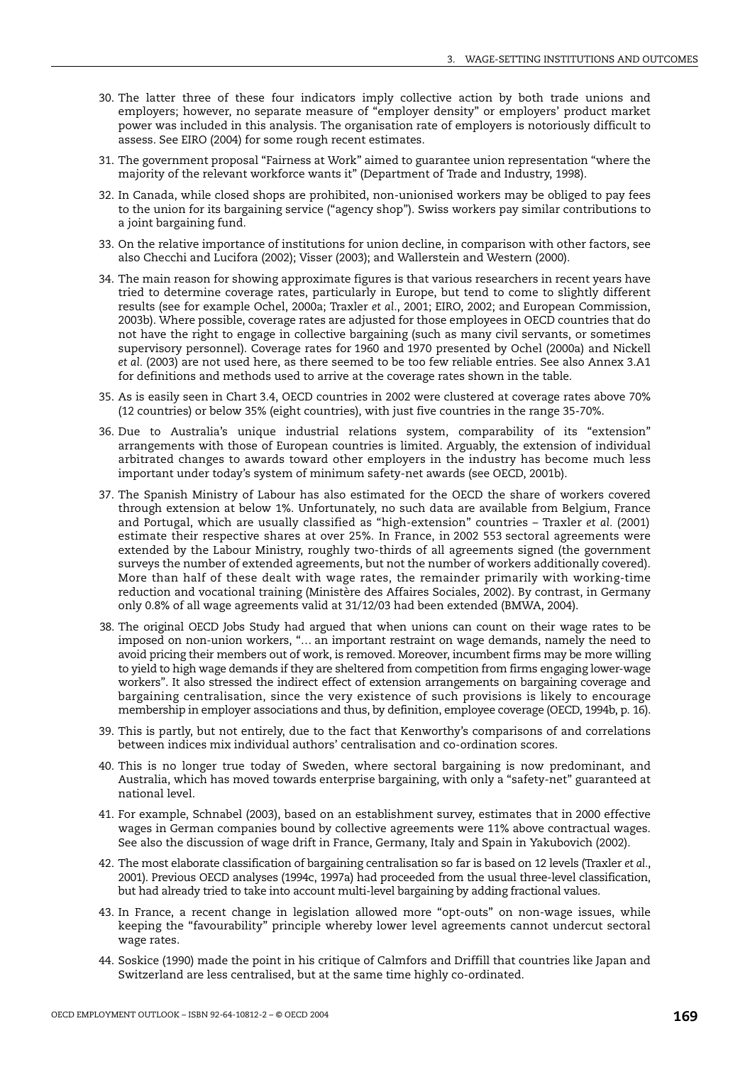30. The latter three of these four indicators imply collective action by both trade unions and employers; however, no separate measure of "employer density" or employers' product market power was included in this analysis. The organisation rate of employers is notoriously difficult to assess. See EIRO (2004) for some rough recent estimates.

31. The government proposal "Fairness at Work" aimed to guarantee union representation "where the majority of the relevant workforce wants it" (Department of Trade and Industry, 1998).

32. In Canada, while closed shops are prohibited, non-unionised workers may be obliged to pay fees to the union for its bargaining service ("agency shop"). Swiss workers pay similar contributions to a joint bargaining fund.

33. On the relative importance of institutions for union decline, in comparison with other factors, see also Checchi and Lucifora (2002); Visser (2003); and Wallerstein and Western (2000).

34. The main reason for showing approximate figures is that various researchers in recent years have tried to determine coverage rates, particularly in Europe, but tend to come to slightly different results (see for example Ochel, 2000a; Traxler *et al.*, 2001; EIRO, 2002; and European Commission, 2003b). Where possible, coverage rates are adjusted for those employees in OECD countries that do not have the right to engage in collective bargaining (such as many civil servants, or sometimes supervisory personnel). Coverage rates for 1960 and 1970 presented by Ochel (2000a) and Nickell *et al.* (2003) are not used here, as there seemed to be too few reliable entries. See also Annex 3.A1 for definitions and methods used to arrive at the coverage rates shown in the table.

35. As is easily seen in Chart 3.4, OECD countries in 2002 were clustered at coverage rates above 70% (12 countries) or below 35% (eight countries), with just five countries in the range 35-70%.

36. Due to Australia's unique industrial relations system, comparability of its "extension" arrangements with those of European countries is limited. Arguably, the extension of individual arbitrated changes to awards toward other employers in the industry has become much less important under today's system of minimum safety-net awards (see OECD, 2001b).

37. The Spanish Ministry of Labour has also estimated for the OECD the share of workers covered through extension at below 1%. Unfortunately, no such data are available from Belgium, France and Portugal, which are usually classified as "high-extension" countries – Traxler *et al.* (2001) estimate their respective shares at over 25%. In France, in 2002 553 sectoral agreements were extended by the Labour Ministry, roughly two-thirds of all agreements signed (the government surveys the number of extended agreements, but not the number of workers additionally covered). More than half of these dealt with wage rates, the remainder primarily with working-time reduction and vocational training (Ministère des Affaires Sociales, 2002). By contrast, in Germany only 0.8% of all wage agreements valid at 31/12/03 had been extended (BMWA, 2004).

38. The original OECD Jobs Study had argued that when unions can count on their wage rates to be imposed on non-union workers, "… an important restraint on wage demands, namely the need to avoid pricing their members out of work, is removed. Moreover, incumbent firms may be more willing to yield to high wage demands if they are sheltered from competition from firms engaging lower-wage workers". It also stressed the indirect effect of extension arrangements on bargaining coverage and bargaining centralisation, since the very existence of such provisions is likely to encourage membership in employer associations and thus, by definition, employee coverage (OECD, 1994b, p. 16).

39. This is partly, but not entirely, due to the fact that Kenworthy's comparisons of and correlations between indices mix individual authors' centralisation and co-ordination scores.

40. This is no longer true today of Sweden, where sectoral bargaining is now predominant, and Australia, which has moved towards enterprise bargaining, with only a "safety-net" guaranteed at national level.

41. For example, Schnabel (2003), based on an establishment survey, estimates that in 2000 effective wages in German companies bound by collective agreements were 11% above contractual wages. See also the discussion of wage drift in France, Germany, Italy and Spain in Yakubovich (2002).

42. The most elaborate classification of bargaining centralisation so far is based on 12 levels (Traxler *et al.*, 2001). Previous OECD analyses (1994c, 1997a) had proceeded from the usual three-level classification, but had already tried to take into account multi-level bargaining by adding fractional values.

43. In France, a recent change in legislation allowed more "opt-outs" on non-wage issues, while keeping the "favourability" principle whereby lower level agreements cannot undercut sectoral wage rates.

44. Soskice (1990) made the point in his critique of Calmfors and Driffill that countries like Japan and Switzerland are less centralised, but at the same time highly co-ordinated.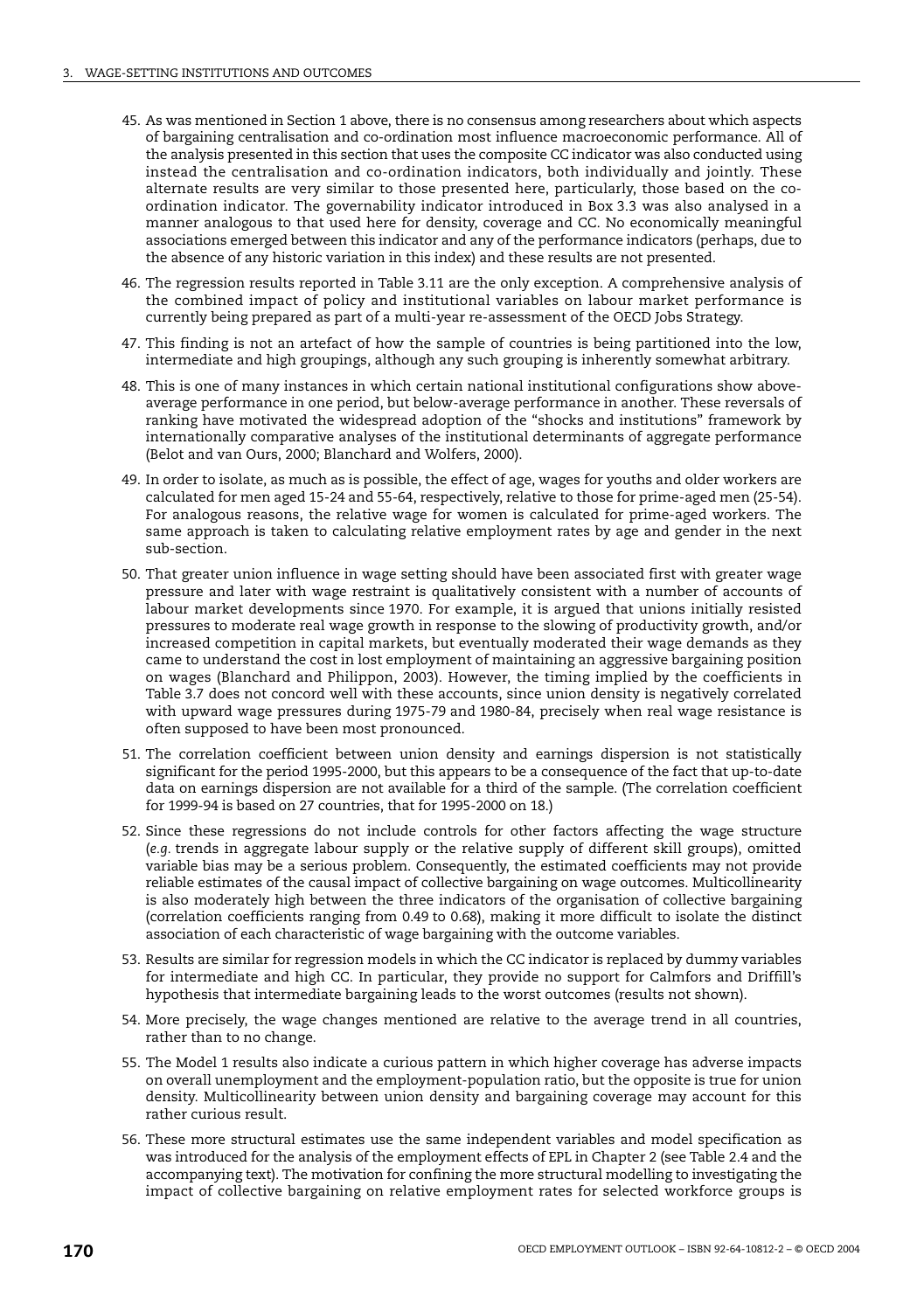45. As was mentioned in Section 1 above, there is no consensus among researchers about which aspects of bargaining centralisation and co-ordination most influence macroeconomic performance. All of the analysis presented in this section that uses the composite CC indicator was also conducted using instead the centralisation and co-ordination indicators, both individually and jointly. These alternate results are very similar to those presented here, particularly, those based on the co-ordination indicator. The governability indicator introduced in Box 3.3 was also analysed in a manner analogous to that used here for density, coverage and CC. No economically meaningful associations emerged between this indicator and any of the performance indicators (perhaps, due to the absence of any historic variation in this index) and these results are not presented.

46. The regression results reported in Table 3.11 are the only exception. A comprehensive analysis of the combined impact of policy and institutional variables on labour market performance is currently being prepared as part of a multi-year re-assessment of the OECD Jobs Strategy.

47. This finding is not an artefact of how the sample of countries is being partitioned into the low, intermediate and high groupings, although any such grouping is inherently somewhat arbitrary.

48. This is one of many instances in which certain national institutional configurations show above-average performance in one period, but below-average performance in another. These reversals of ranking have motivated the widespread adoption of the "shocks and institutions" framework by internationally comparative analyses of the institutional determinants of aggregate performance (Belot and van Ours, 2000; Blanchard and Wolfers, 2000).

49. In order to isolate, as much as is possible, the effect of age, wages for youths and older workers are calculated for men aged 15-24 and 55-64, respectively, relative to those for prime-aged men (25-54). For analogous reasons, the relative wage for women is calculated for prime-aged workers. The same approach is taken to calculating relative employment rates by age and gender in the next sub-section.

50. That greater union influence in wage setting should have been associated first with greater wage pressure and later with wage restraint is qualitatively consistent with a number of accounts of labour market developments since 1970. For example, it is argued that unions initially resisted pressures to moderate real wage growth in response to the slowing of productivity growth, and/or increased competition in capital markets, but eventually moderated their wage demands as they came to understand the cost in lost employment of maintaining an aggressive bargaining position on wages (Blanchard and Philippon, 2003). However, the timing implied by the coefficients in Table 3.7 does not concord well with these accounts, since union density is negatively correlated with upward wage pressures during 1975-79 and 1980-84, precisely when real wage resistance is often supposed to have been most pronounced.

51. The correlation coefficient between union density and earnings dispersion is not statistically significant for the period 1995-2000, but this appears to be a consequence of the fact that up-to-date data on earnings dispersion are not available for a third of the sample. (The correlation coefficient for 1999-94 is based on 27 countries, that for 1995-2000 on 18.)

52. Since these regressions do not include controls for other factors affecting the wage structure (*e.g.* trends in aggregate labour supply or the relative supply of different skill groups), omitted variable bias may be a serious problem. Consequently, the estimated coefficients may not provide reliable estimates of the causal impact of collective bargaining on wage outcomes. Multicollinearity is also moderately high between the three indicators of the organisation of collective bargaining (correlation coefficients ranging from 0.49 to 0.68), making it more difficult to isolate the distinct association of each characteristic of wage bargaining with the outcome variables.

53. Results are similar for regression models in which the CC indicator is replaced by dummy variables for intermediate and high CC. In particular, they provide no support for Calmfors and Driffill's hypothesis that intermediate bargaining leads to the worst outcomes (results not shown).

54. More precisely, the wage changes mentioned are relative to the average trend in all countries, rather than to no change.

55. The Model 1 results also indicate a curious pattern in which higher coverage has adverse impacts on overall unemployment and the employment-population ratio, but the opposite is true for union density. Multicollinearity between union density and bargaining coverage may account for this rather curious result.

56. These more structural estimates use the same independent variables and model specification as was introduced for the analysis of the employment effects of EPL in Chapter 2 (see Table 2.4 and the accompanying text). The motivation for confining the more structural modelling to investigating the impact of collective bargaining on relative employment rates for selected workforce groups is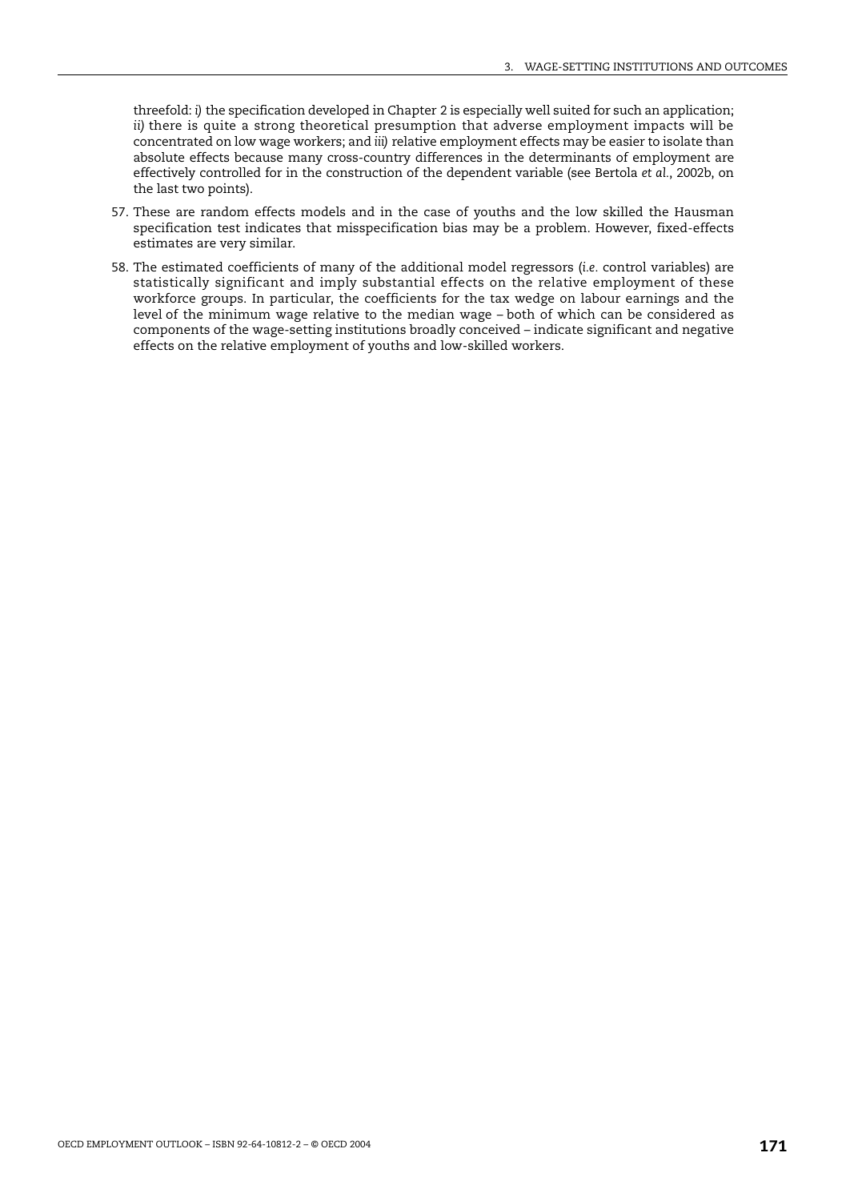threefold: *i)* the specification developed in Chapter 2 is especially well suited for such an application; *ii)* there is quite a strong theoretical presumption that adverse employment impacts will be concentrated on low wage workers; and *iii)* relative employment effects may be easier to isolate than absolute effects because many cross-country differences in the determinants of employment are effectively controlled for in the construction of the dependent variable (see Bertola *et al.*, 2002b, on the last two points).

57. These are random effects models and in the case of youths and the low skilled the Hausman specification test indicates that misspecification bias may be a problem. However, fixed-effects estimates are very similar.

58. The estimated coefficients of many of the additional model regressors (*i.e.* control variables) are statistically significant and imply substantial effects on the relative employment of these workforce groups. In particular, the coefficients for the tax wedge on labour earnings and the level of the minimum wage relative to the median wage – both of which can be considered as components of the wage-setting institutions broadly conceived – indicate significant and negative effects on the relative employment of youths and low-skilled workers.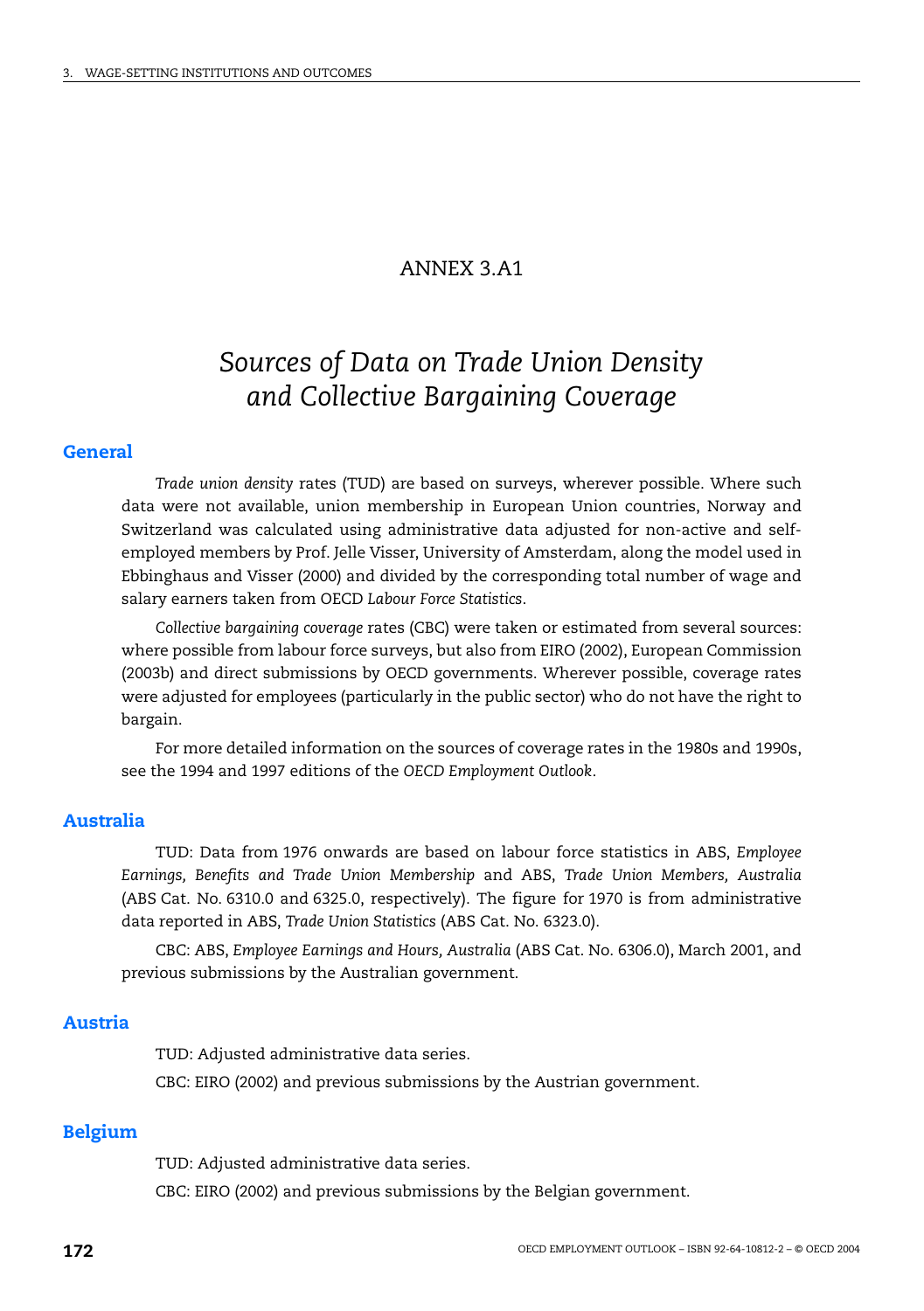# ANNEX 3.A1

# *Sources of Data on Trade Union Density and Collective Bargaining Coverage*

## General

*Trade union density* rates (TUD) are based on surveys, wherever possible. Where such data were not available, union membership in European Union countries, Norway and Switzerland was calculated using administrative data adjusted for non-active and self-employed members by Prof. Jelle Visser, University of Amsterdam, along the model used in Ebbinghaus and Visser (2000) and divided by the corresponding total number of wage and salary earners taken from OECD *Labour Force Statistics*.

*Collective bargaining coverage* rates (CBC) were taken or estimated from several sources: where possible from labour force surveys, but also from EIRO (2002), European Commission (2003b) and direct submissions by OECD governments. Wherever possible, coverage rates were adjusted for employees (particularly in the public sector) who do not have the right to bargain.

For more detailed information on the sources of coverage rates in the 1980s and 1990s, see the 1994 and 1997 editions of the *OECD Employment Outlook*.

## Australia

TUD: Data from 1976 onwards are based on labour force statistics in ABS, *Employee Earnings, Benefits and Trade Union Membership* and ABS, *Trade Union Members, Australia* (ABS Cat. No. 6310.0 and 6325.0, respectively). The figure for 1970 is from administrative data reported in ABS, *Trade Union Statistics* (ABS Cat. No. 6323.0).

CBC: ABS, *Employee Earnings and Hours, Australia* (ABS Cat. No. 6306.0), March 2001, and previous submissions by the Australian government.

## Austria

TUD: Adjusted administrative data series.

CBC: EIRO (2002) and previous submissions by the Austrian government.

## Belgium

TUD: Adjusted administrative data series.

CBC: EIRO (2002) and previous submissions by the Belgian government.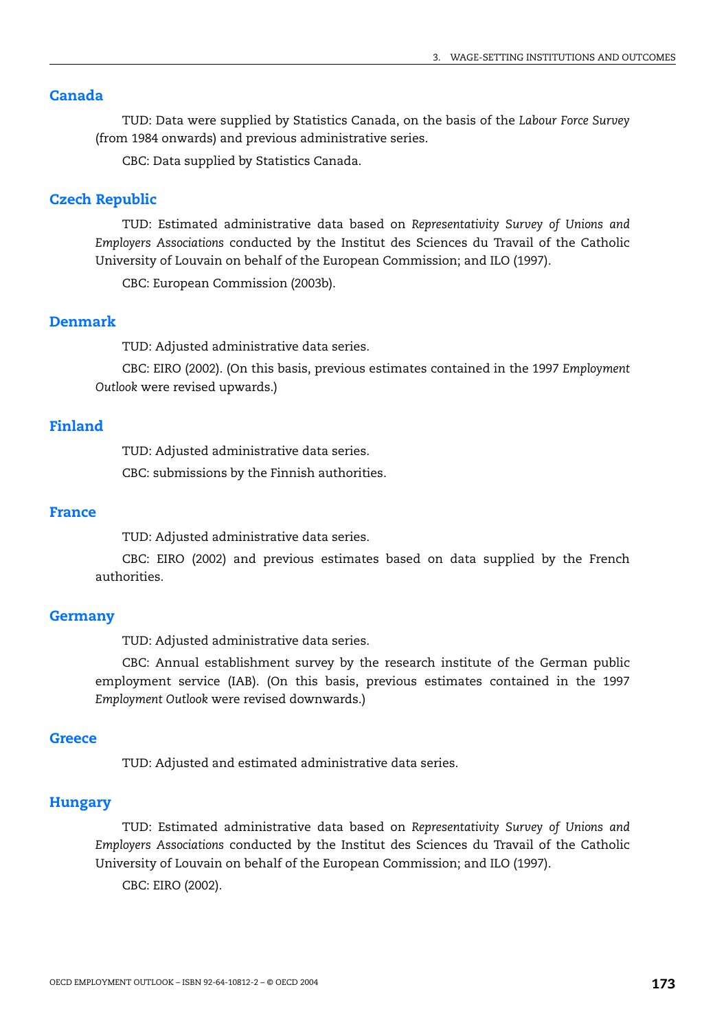## Canada

TUD: Data were supplied by Statistics Canada, on the basis of the *Labour Force Survey* (from 1984 onwards) and previous administrative series.

CBC: Data supplied by Statistics Canada.

## Czech Republic

TUD: Estimated administrative data based on *Representativity Survey of Unions and Employers Associations* conducted by the Institut des Sciences du Travail of the Catholic University of Louvain on behalf of the European Commission; and ILO (1997).

CBC: European Commission (2003b).

## Denmark

TUD: Adjusted administrative data series.

CBC: EIRO (2002). (On this basis, previous estimates contained in the 1997 *Employment Outlook* were revised upwards.)

## Finland

TUD: Adjusted administrative data series.

CBC: submissions by the Finnish authorities.

## France

TUD: Adjusted administrative data series.

CBC: EIRO (2002) and previous estimates based on data supplied by the French authorities.

## Germany

TUD: Adjusted administrative data series.

CBC: Annual establishment survey by the research institute of the German public employment service (IAB). (On this basis, previous estimates contained in the 1997 *Employment Outlook* were revised downwards.)

## Greece

TUD: Adjusted and estimated administrative data series.

## Hungary

TUD: Estimated administrative data based on *Representativity Survey of Unions and Employers Associations* conducted by the Institut des Sciences du Travail of the Catholic University of Louvain on behalf of the European Commission; and ILO (1997).

CBC: EIRO (2002).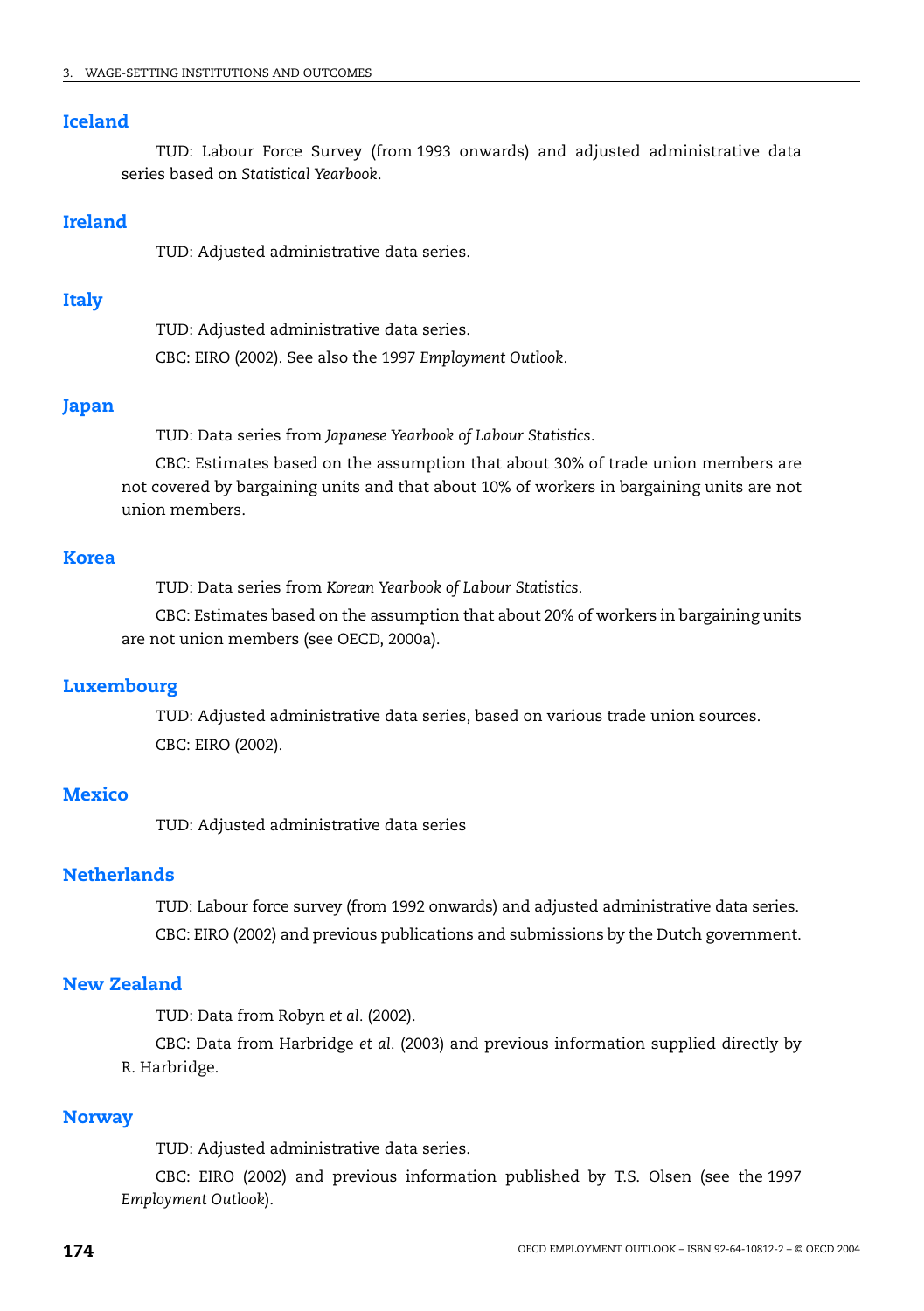### Iceland

TUD: Labour Force Survey (from 1993 onwards) and adjusted administrative data series based on *Statistical Yearbook*.

### Ireland

TUD: Adjusted administrative data series.

### Italy

TUD: Adjusted administrative data series.

CBC: EIRO (2002). See also the 1997 *Employment Outlook*.

### Japan

TUD: Data series from *Japanese Yearbook of Labour Statistics*.

CBC: Estimates based on the assumption that about 30% of trade union members are not covered by bargaining units and that about 10% of workers in bargaining units are not union members.

### Korea

TUD: Data series from *Korean Yearbook of Labour Statistics*.

CBC: Estimates based on the assumption that about 20% of workers in bargaining units are not union members (see OECD, 2000a).

### Luxembourg

TUD: Adjusted administrative data series, based on various trade union sources.

CBC: EIRO (2002).

### Mexico

TUD: Adjusted administrative data series

### Netherlands

TUD: Labour force survey (from 1992 onwards) and adjusted administrative data series.

CBC: EIRO (2002) and previous publications and submissions by the Dutch government.

### New Zealand

TUD: Data from Robyn *et al.* (2002).

CBC: Data from Harbridge *et al.* (2003) and previous information supplied directly by R. Harbridge.

### Norway

TUD: Adjusted administrative data series.

CBC: EIRO (2002) and previous information published by T.S. Olsen (see the 1997 *Employment Outlook*).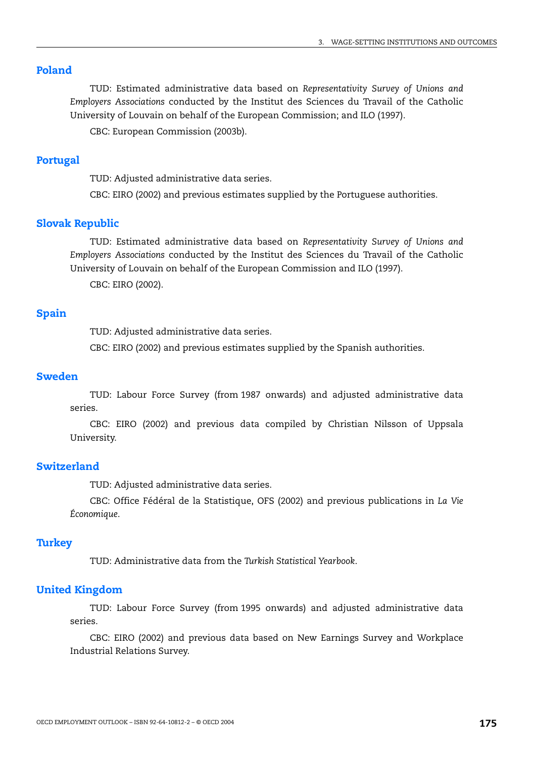## Poland

TUD: Estimated administrative data based on *Representativity Survey of Unions and Employers Associations* conducted by the Institut des Sciences du Travail of the Catholic University of Louvain on behalf of the European Commission; and ILO (1997).

CBC: European Commission (2003b).

## Portugal

TUD: Adjusted administrative data series.

CBC: EIRO (2002) and previous estimates supplied by the Portuguese authorities.

## Slovak Republic

TUD: Estimated administrative data based on *Representativity Survey of Unions and Employers Associations* conducted by the Institut des Sciences du Travail of the Catholic University of Louvain on behalf of the European Commission and ILO (1997).

CBC: EIRO (2002).

## Spain

TUD: Adjusted administrative data series.

CBC: EIRO (2002) and previous estimates supplied by the Spanish authorities.

## Sweden

TUD: Labour Force Survey (from 1987 onwards) and adjusted administrative data series.

CBC: EIRO (2002) and previous data compiled by Christian Nilsson of Uppsala University.

## Switzerland

TUD: Adjusted administrative data series.

CBC: Office Fédéral de la Statistique, OFS (2002) and previous publications in *La Vie Économique*.

## Turkey

TUD: Administrative data from the *Turkish Statistical Yearbook*.

## United Kingdom

TUD: Labour Force Survey (from 1995 onwards) and adjusted administrative data series.

CBC: EIRO (2002) and previous data based on New Earnings Survey and Workplace Industrial Relations Survey.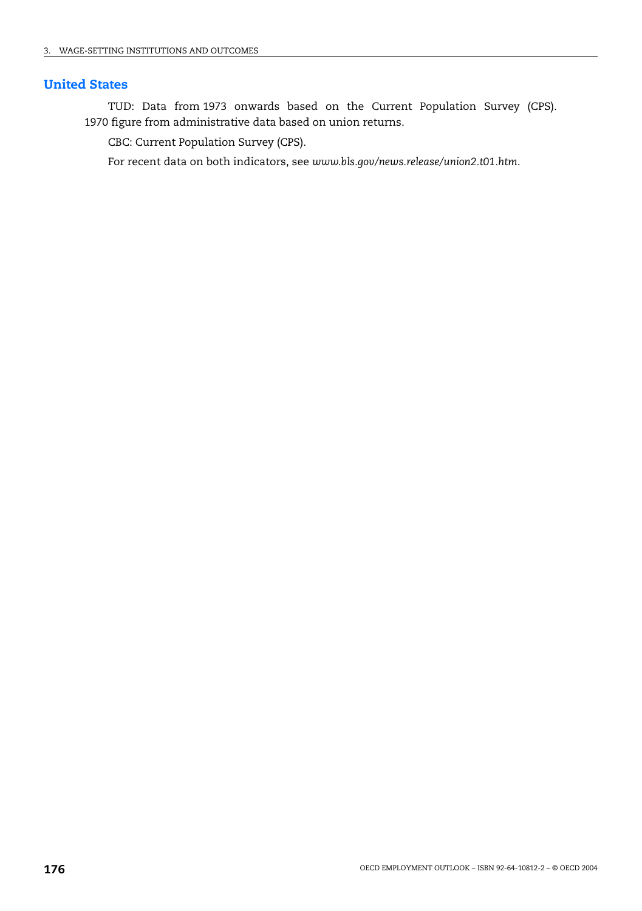## United States

TUD: Data from 1973 onwards based on the Current Population Survey (CPS). 1970 figure from administrative data based on union returns.

CBC: Current Population Survey (CPS).

For recent data on both indicators, see *www.bls.gov/news.release/union2.t01.htm*.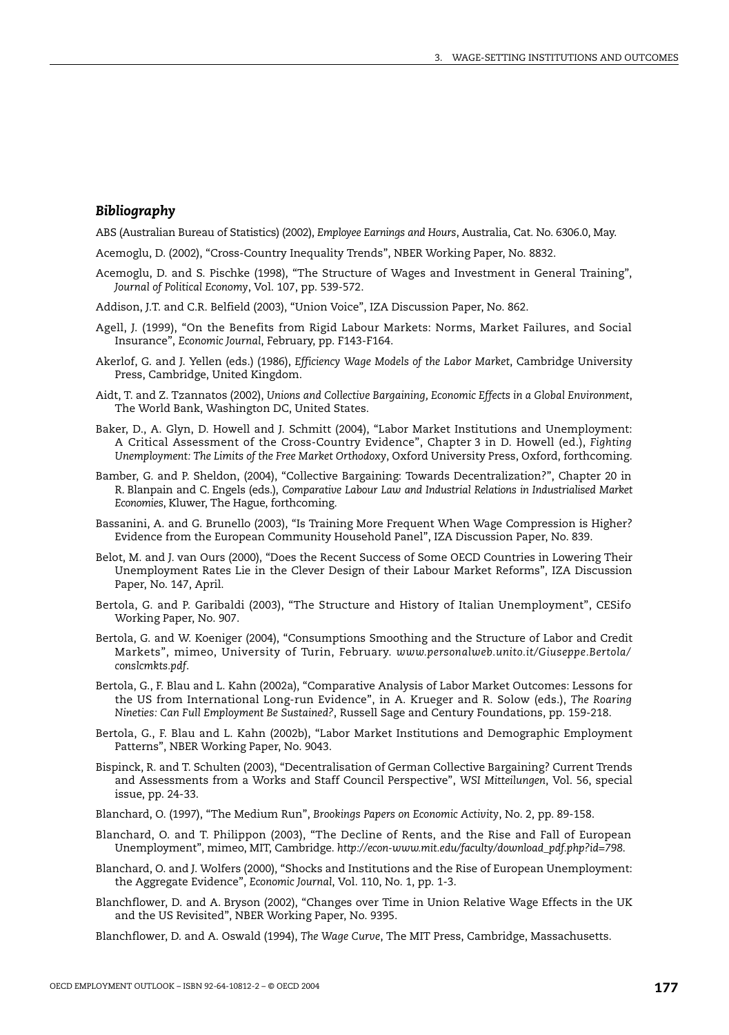### *Bibliography*

ABS (Australian Bureau of Statistics) (2002), *Employee Earnings and Hours*, Australia, Cat. No. 6306.0, May.

Acemoglu, D. (2002), "Cross-Country Inequality Trends", NBER Working Paper, No. 8832.

Acemoglu, D. and S. Pischke (1998), "The Structure of Wages and Investment in General Training", *Journal of Political Economy*, Vol. 107, pp. 539-572.

Addison, J.T. and C.R. Belfield (2003), "Union Voice", IZA Discussion Paper, No. 862.

Agell, J. (1999), "On the Benefits from Rigid Labour Markets: Norms, Market Failures, and Social Insurance", *Economic Journal*, February, pp. F143-F164.

Akerlof, G. and J. Yellen (eds.) (1986), *Efficiency Wage Models of the Labor Market*, Cambridge University Press, Cambridge, United Kingdom.

Aidt, T. and Z. Tzannatos (2002), *Unions and Collective Bargaining, Economic Effects in a Global Environment*, The World Bank, Washington DC, United States.

Baker, D., A. Glyn, D. Howell and J. Schmitt (2004), "Labor Market Institutions and Unemployment: A Critical Assessment of the Cross-Country Evidence", Chapter 3 in D. Howell (ed.), *Fighting Unemployment: The Limits of the Free Market Orthodoxy*, Oxford University Press, Oxford, forthcoming.

Bamber, G. and P. Sheldon, (2004), "Collective Bargaining: Towards Decentralization?", Chapter 20 in R. Blanpain and C. Engels (eds.), *Comparative Labour Law and Industrial Relations in Industrialised Market Economies*, Kluwer, The Hague, forthcoming.

Bassanini, A. and G. Brunello (2003), "Is Training More Frequent When Wage Compression is Higher? Evidence from the European Community Household Panel", IZA Discussion Paper, No. 839.

Belot, M. and J. van Ours (2000), "Does the Recent Success of Some OECD Countries in Lowering Their Unemployment Rates Lie in the Clever Design of their Labour Market Reforms", IZA Discussion Paper, No. 147, April.

Bertola, G. and P. Garibaldi (2003), "The Structure and History of Italian Unemployment", CESifo Working Paper, No. 907.

Bertola, G. and W. Koeniger (2004), "Consumptions Smoothing and the Structure of Labor and Credit Markets", mimeo, University of Turin, February. *www.personalweb.unito.it/Giuseppe.Bertola/conslcmkts.pdf*.

Bertola, G., F. Blau and L. Kahn (2002a), "Comparative Analysis of Labor Market Outcomes: Lessons for the US from International Long-run Evidence", in A. Krueger and R. Solow (eds.), *The Roaring Nineties: Can Full Employment Be Sustained?*, Russell Sage and Century Foundations, pp. 159-218.

Bertola, G., F. Blau and L. Kahn (2002b), "Labor Market Institutions and Demographic Employment Patterns", NBER Working Paper, No. 9043.

Bispinck, R. and T. Schulten (2003), "Decentralisation of German Collective Bargaining? Current Trends and Assessments from a Works and Staff Council Perspective", *WSI Mitteilungen*, Vol. 56, special issue, pp. 24-33.

Blanchard, O. (1997), "The Medium Run", *Brookings Papers on Economic Activity*, No. 2, pp. 89-158.

Blanchard, O. and T. Philippon (2003), "The Decline of Rents, and the Rise and Fall of European Unemployment", mimeo, MIT, Cambridge. *http://econ-www.mit.edu/faculty/download_pdf.php?id=798.*

Blanchard, O. and J. Wolfers (2000), "Shocks and Institutions and the Rise of European Unemployment: the Aggregate Evidence", *Economic Journal*, Vol. 110, No. 1, pp. 1-3.

Blanchflower, D. and A. Bryson (2002), "Changes over Time in Union Relative Wage Effects in the UK and the US Revisited", NBER Working Paper, No. 9395.

Blanchflower, D. and A. Oswald (1994), *The Wage Curve*, The MIT Press, Cambridge, Massachusetts.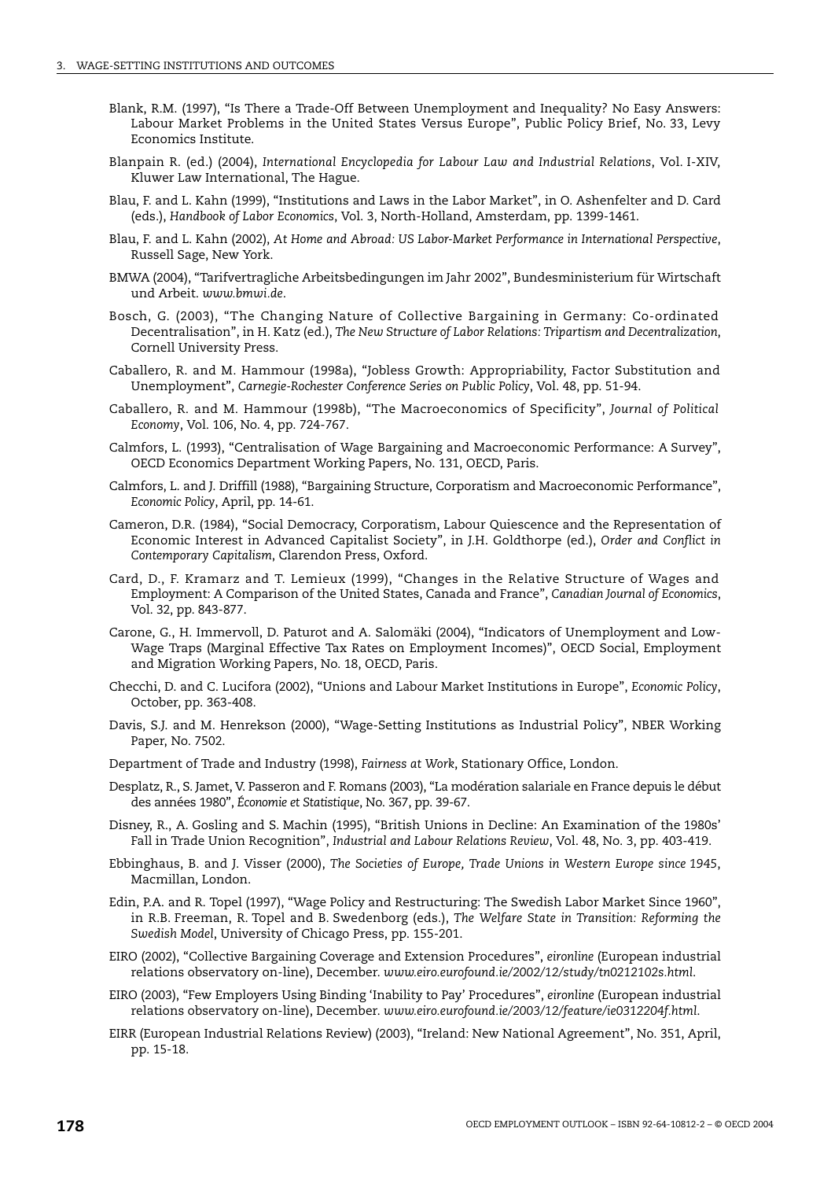Blank, R.M. (1997), "Is There a Trade-Off Between Unemployment and Inequality? No Easy Answers: Labour Market Problems in the United States Versus Europe", Public Policy Brief, No. 33, Levy Economics Institute.

Blanpain R. (ed.) (2004), *International Encyclopedia for Labour Law and Industrial Relations*, Vol. I-XIV, Kluwer Law International, The Hague.

Blau, F. and L. Kahn (1999), "Institutions and Laws in the Labor Market", in O. Ashenfelter and D. Card (eds.), *Handbook of Labor Economics*, Vol. 3, North-Holland, Amsterdam, pp. 1399-1461.

Blau, F. and L. Kahn (2002), *At Home and Abroad: US Labor-Market Performance in International Perspective*, Russell Sage, New York.

BMWA (2004), "Tarifvertragliche Arbeitsbedingungen im Jahr 2002", Bundesministerium für Wirtschaft und Arbeit. *www.bmwi.de*.

Bosch, G. (2003), "The Changing Nature of Collective Bargaining in Germany: Co-ordinated Decentralisation", in H. Katz (ed.), *The New Structure of Labor Relations: Tripartism and Decentralization*, Cornell University Press.

Caballero, R. and M. Hammour (1998a), "Jobless Growth: Appropriability, Factor Substitution and Unemployment", *Carnegie-Rochester Conference Series on Public Policy*, Vol. 48, pp. 51-94.

Caballero, R. and M. Hammour (1998b), "The Macroeconomics of Specificity", *Journal of Political Economy*, Vol. 106, No. 4, pp. 724-767.

Calmfors, L. (1993), "Centralisation of Wage Bargaining and Macroeconomic Performance: A Survey", OECD Economics Department Working Papers, No. 131, OECD, Paris.

Calmfors, L. and J. Driffill (1988), "Bargaining Structure, Corporatism and Macroeconomic Performance", *Economic Policy*, April, pp. 14-61.

Cameron, D.R. (1984), "Social Democracy, Corporatism, Labour Quiescence and the Representation of Economic Interest in Advanced Capitalist Society", in J.H. Goldthorpe (ed.), *Order and Conflict in Contemporary Capitalism*, Clarendon Press, Oxford.

Card, D., F. Kramarz and T. Lemieux (1999), "Changes in the Relative Structure of Wages and Employment: A Comparison of the United States, Canada and France", *Canadian Journal of Economics*, Vol. 32, pp. 843-877.

Carone, G., H. Immervoll, D. Paturot and A. Salomäki (2004), "Indicators of Unemployment and Low-Wage Traps (Marginal Effective Tax Rates on Employment Incomes)", OECD Social, Employment and Migration Working Papers, No. 18, OECD, Paris.

Checchi, D. and C. Lucifora (2002), "Unions and Labour Market Institutions in Europe", *Economic Policy*, October, pp. 363-408.

Davis, S.J. and M. Henrekson (2000), "Wage-Setting Institutions as Industrial Policy", NBER Working Paper, No. 7502.

Department of Trade and Industry (1998), *Fairness at Work*, Stationary Office, London.

Desplatz, R., S. Jamet, V. Passeron and F. Romans (2003), "La modération salariale en France depuis le début des années 1980", *Économie et Statistique*, No. 367, pp. 39-67.

Disney, R., A. Gosling and S. Machin (1995), "British Unions in Decline: An Examination of the 1980s' Fall in Trade Union Recognition", *Industrial and Labour Relations Review*, Vol. 48, No. 3, pp. 403-419.

Ebbinghaus, B. and J. Visser (2000), *The Societies of Europe, Trade Unions in Western Europe since 1945*, Macmillan, London.

Edin, P.A. and R. Topel (1997), "Wage Policy and Restructuring: The Swedish Labor Market Since 1960", in R.B. Freeman, R. Topel and B. Swedenborg (eds.), *The Welfare State in Transition: Reforming the Swedish Model*, University of Chicago Press, pp. 155-201.

EIRO (2002), "Collective Bargaining Coverage and Extension Procedures", *eironline* (European industrial relations observatory on-line), December. *www.eiro.eurofound.ie/2002/12/study/tn0212102s.html*.

EIRO (2003), "Few Employers Using Binding 'Inability to Pay' Procedures", *eironline* (European industrial relations observatory on-line), December. *www.eiro.eurofound.ie/2003/12/feature/ie0312204f.html*.

EIRR (European Industrial Relations Review) (2003), "Ireland: New National Agreement", No. 351, April, pp. 15-18.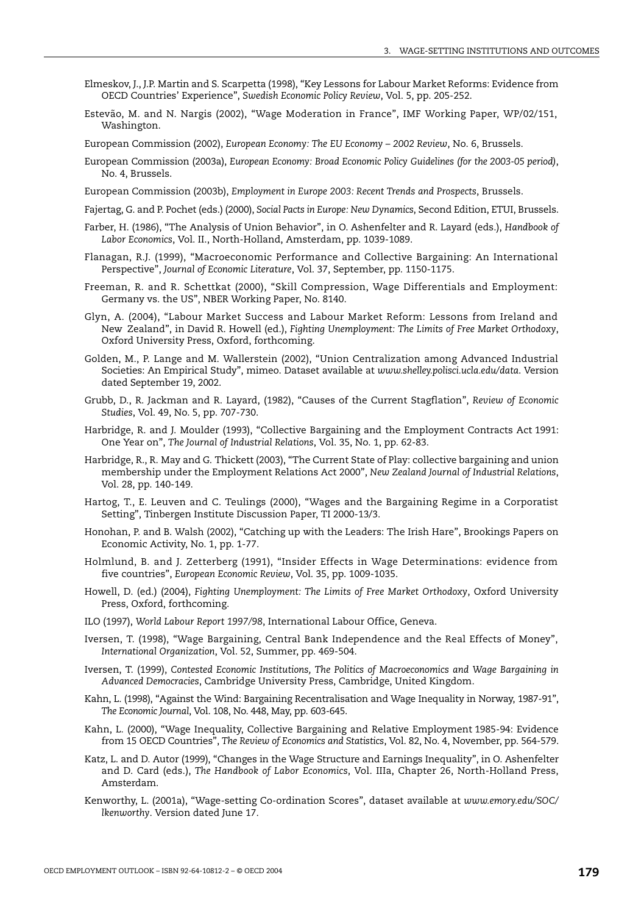Elmeskov, J., J.P. Martin and S. Scarpetta (1998), "Key Lessons for Labour Market Reforms: Evidence from OECD Countries' Experience", *Swedish Economic Policy Review*, Vol. 5, pp. 205-252.

Estevão, M. and N. Nargis (2002), "Wage Moderation in France", IMF Working Paper, WP/02/151, Washington.

European Commission (2002), *European Economy: The EU Economy – 2002 Review*, No. 6, Brussels.

European Commission (2003a), *European Economy: Broad Economic Policy Guidelines (for the 2003-05 period)*, No. 4, Brussels.

European Commission (2003b), *Employment in Europe 2003: Recent Trends and Prospects*, Brussels.

Fajertag, G. and P. Pochet (eds.) (2000), *Social Pacts in Europe: New Dynamics*, Second Edition, ETUI, Brussels.

Farber, H. (1986), "The Analysis of Union Behavior", in O. Ashenfelter and R. Layard (eds.), *Handbook of Labor Economics*, Vol. II., North-Holland, Amsterdam, pp. 1039-1089.

Flanagan, R.J. (1999), "Macroeconomic Performance and Collective Bargaining: An International Perspective", *Journal of Economic Literature*, Vol. 37, September, pp. 1150-1175.

Freeman, R. and R. Schettkat (2000), "Skill Compression, Wage Differentials and Employment: Germany vs. the US", NBER Working Paper, No. 8140.

Glyn, A. (2004), "Labour Market Success and Labour Market Reform: Lessons from Ireland and New Zealand", in David R. Howell (ed.), *Fighting Unemployment: The Limits of Free Market Orthodoxy*, Oxford University Press, Oxford, forthcoming.

Golden, M., P. Lange and M. Wallerstein (2002), "Union Centralization among Advanced Industrial Societies: An Empirical Study", mimeo. Dataset available at *www.shelley.polisci.ucla.edu/data*. Version dated September 19, 2002.

Grubb, D., R. Jackman and R. Layard, (1982), "Causes of the Current Stagflation", *Review of Economic Studies*, Vol. 49, No. 5, pp. 707-730.

Harbridge, R. and J. Moulder (1993), "Collective Bargaining and the Employment Contracts Act 1991: One Year on", *The Journal of Industrial Relations*, Vol. 35, No. 1, pp. 62-83.

Harbridge, R., R. May and G. Thickett (2003), "The Current State of Play: collective bargaining and union membership under the Employment Relations Act 2000", *New Zealand Journal of Industrial Relations*, Vol. 28, pp. 140-149.

Hartog, T., E. Leuven and C. Teulings (2000), "Wages and the Bargaining Regime in a Corporatist Setting", Tinbergen Institute Discussion Paper, TI 2000-13/3.

Honohan, P. and B. Walsh (2002), "Catching up with the Leaders: The Irish Hare", Brookings Papers on Economic Activity, No. 1, pp. 1-77.

Holmlund, B. and J. Zetterberg (1991), "Insider Effects in Wage Determinations: evidence from five countries", *European Economic Review*, Vol. 35, pp. 1009-1035.

Howell, D. (ed.) (2004), *Fighting Unemployment: The Limits of Free Market Orthodoxy*, Oxford University Press, Oxford, forthcoming.

ILO (1997), *World Labour Report 1997/98*, International Labour Office, Geneva.

Iversen, T. (1998), "Wage Bargaining, Central Bank Independence and the Real Effects of Money", *International Organization*, Vol. 52, Summer, pp. 469-504.

Iversen, T. (1999), *Contested Economic Institutions, The Politics of Macroeconomics and Wage Bargaining in Advanced Democracies*, Cambridge University Press, Cambridge, United Kingdom.

Kahn, L. (1998), "Against the Wind: Bargaining Recentralisation and Wage Inequality in Norway, 1987-91", *The Economic Journal*, Vol. 108, No. 448, May, pp. 603-645.

Kahn, L. (2000), "Wage Inequality, Collective Bargaining and Relative Employment 1985-94: Evidence from 15 OECD Countries", *The Review of Economics and Statistics*, Vol. 82, No. 4, November, pp. 564-579.

Katz, L. and D. Autor (1999), "Changes in the Wage Structure and Earnings Inequality", in O. Ashenfelter and D. Card (eds.), *The Handbook of Labor Economics*, Vol. IIIa, Chapter 26, North-Holland Press, Amsterdam.

Kenworthy, L. (2001a), "Wage-setting Co-ordination Scores", dataset available at *www.emory.edu/SOC/lkenworthy*. Version dated June 17.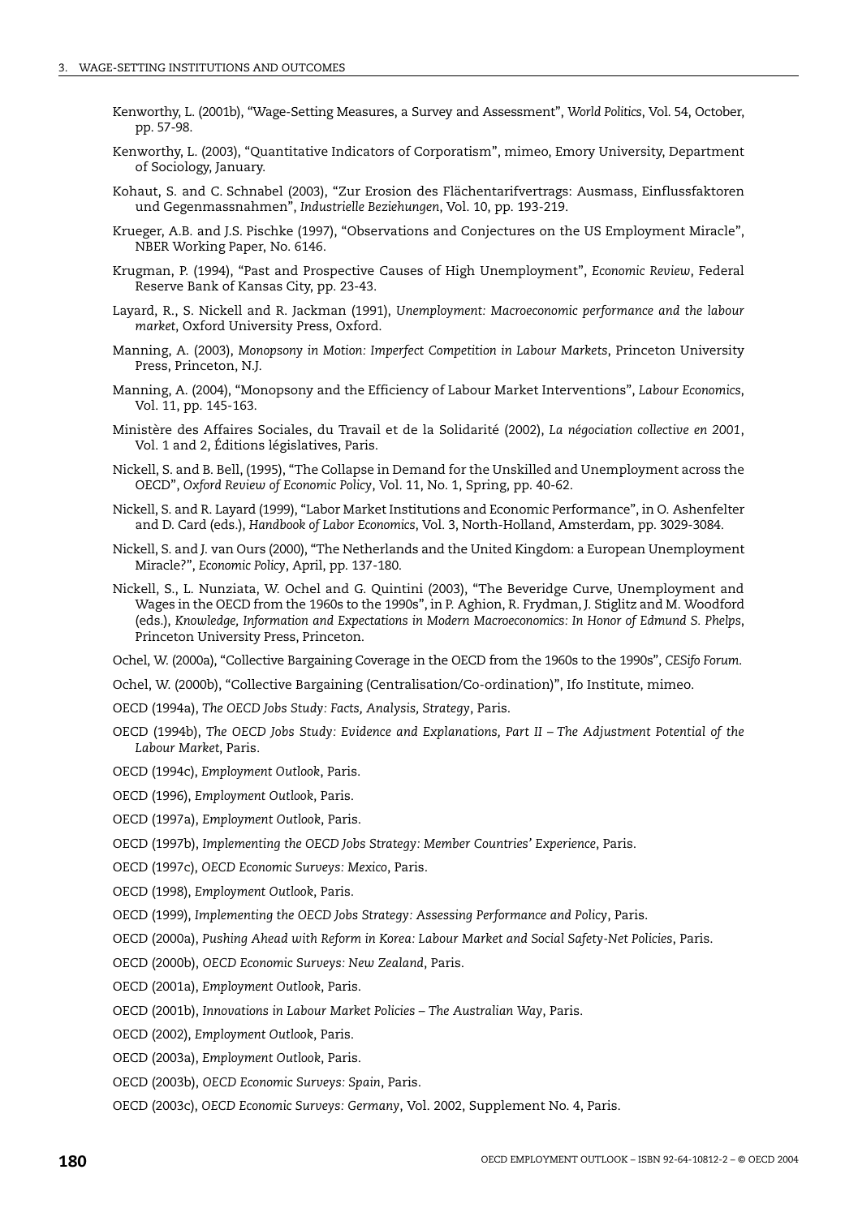Kenworthy, L. (2001b), "Wage-Setting Measures, a Survey and Assessment", *World Politics*, Vol. 54, October, pp. 57-98.

Kenworthy, L. (2003), "Quantitative Indicators of Corporatism", mimeo, Emory University, Department of Sociology, January.

Kohaut, S. and C. Schnabel (2003), "Zur Erosion des Flächentarifvertrags: Ausmass, Einflussfaktoren und Gegenmassnahmen", *Industrielle Beziehungen*, Vol. 10, pp. 193-219.

Krueger, A.B. and J.S. Pischke (1997), "Observations and Conjectures on the US Employment Miracle", NBER Working Paper, No. 6146.

Krugman, P. (1994), "Past and Prospective Causes of High Unemployment", *Economic Review*, Federal Reserve Bank of Kansas City, pp. 23-43.

Layard, R., S. Nickell and R. Jackman (1991), *Unemployment: Macroeconomic performance and the labour market*, Oxford University Press, Oxford.

Manning, A. (2003), *Monopsony in Motion: Imperfect Competition in Labour Markets*, Princeton University Press, Princeton, N.J.

Manning, A. (2004), "Monopsony and the Efficiency of Labour Market Interventions", *Labour Economics*, Vol. 11, pp. 145-163.

Ministère des Affaires Sociales, du Travail et de la Solidarité (2002), *La négociation collective en 2001*, Vol. 1 and 2, Éditions législatives, Paris.

Nickell, S. and B. Bell, (1995), "The Collapse in Demand for the Unskilled and Unemployment across the OECD", *Oxford Review of Economic Policy*, Vol. 11, No. 1, Spring, pp. 40-62.

Nickell, S. and R. Layard (1999), "Labor Market Institutions and Economic Performance", in O. Ashenfelter and D. Card (eds.), *Handbook of Labor Economics*, Vol. 3, North-Holland, Amsterdam, pp. 3029-3084.

Nickell, S. and J. van Ours (2000), "The Netherlands and the United Kingdom: a European Unemployment Miracle?", *Economic Policy*, April, pp. 137-180.

Nickell, S., L. Nunziata, W. Ochel and G. Quintini (2003), "The Beveridge Curve, Unemployment and Wages in the OECD from the 1960s to the 1990s", in P. Aghion, R. Frydman, J. Stiglitz and M. Woodford (eds.), *Knowledge, Information and Expectations in Modern Macroeconomics: In Honor of Edmund S. Phelps*, Princeton University Press, Princeton.

Ochel, W. (2000a), "Collective Bargaining Coverage in the OECD from the 1960s to the 1990s", *CESifo Forum*.

Ochel, W. (2000b), "Collective Bargaining (Centralisation/Co-ordination)", Ifo Institute, mimeo.

OECD (1994a), *The OECD Jobs Study: Facts, Analysis, Strategy*, Paris.

OECD (1994b), *The OECD Jobs Study: Evidence and Explanations, Part II – The Adjustment Potential of the Labour Market*, Paris.

OECD (1994c), *Employment Outlook*, Paris.

OECD (1996), *Employment Outlook*, Paris.

OECD (1997a), *Employment Outlook*, Paris.

OECD (1997b), *Implementing the OECD Jobs Strategy: Member Countries' Experience*, Paris.

OECD (1997c), *OECD Economic Surveys: Mexico*, Paris.

OECD (1998), *Employment Outlook*, Paris.

OECD (1999), *Implementing the OECD Jobs Strategy: Assessing Performance and Policy*, Paris.

OECD (2000a), *Pushing Ahead with Reform in Korea: Labour Market and Social Safety-Net Policies*, Paris.

OECD (2000b), *OECD Economic Surveys: New Zealand*, Paris.

OECD (2001a), *Employment Outlook*, Paris.

OECD (2001b), *Innovations in Labour Market Policies – The Australian Way*, Paris.

OECD (2002), *Employment Outlook*, Paris.

OECD (2003a), *Employment Outlook*, Paris.

OECD (2003b), *OECD Economic Surveys: Spain*, Paris.

OECD (2003c), *OECD Economic Surveys: Germany*, Vol. 2002, Supplement No. 4, Paris.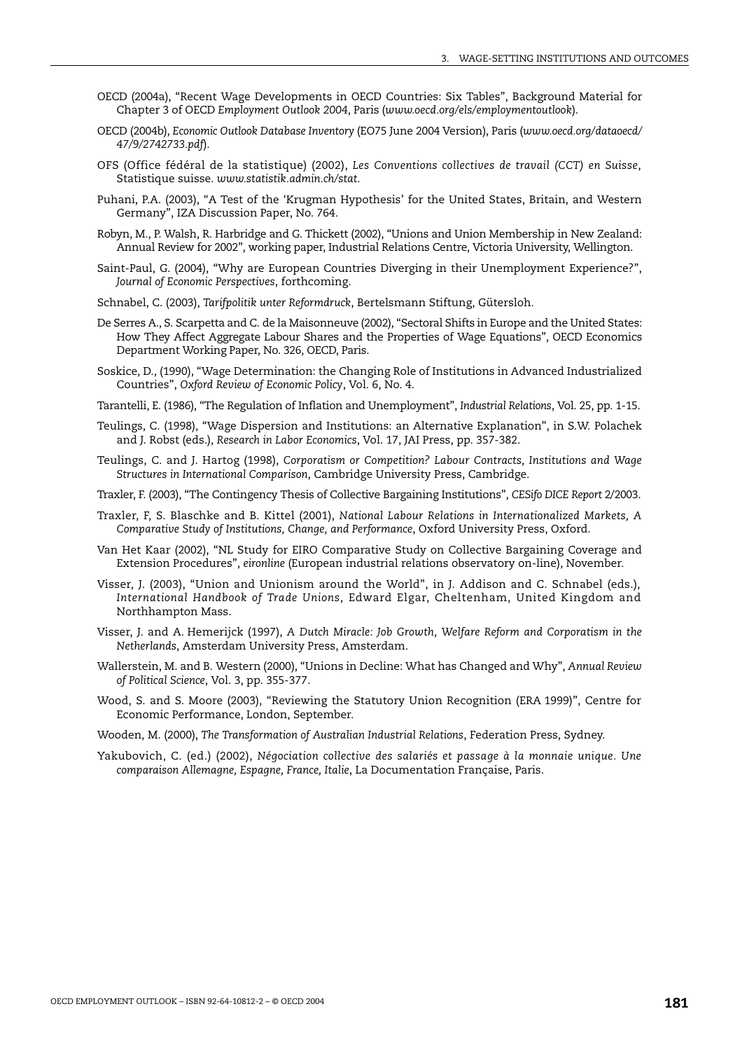OECD (2004a), "Recent Wage Developments in OECD Countries: Six Tables", Background Material for Chapter 3 of OECD *Employment Outlook 2004*, Paris (*www.oecd.org/els/employmentoutlook*).

OECD (2004b), *Economic Outlook Database Inventory* (EO75 June 2004 Version), Paris (*www.oecd.org/dataoecd/47/9/2742733.pdf*).

OFS (Office fédéral de la statistique) (2002), *Les Conventions collectives de travail (CCT) en Suisse*, Statistique suisse. *www.statistik.admin.ch/stat.*

Puhani, P.A. (2003), "A Test of the 'Krugman Hypothesis' for the United States, Britain, and Western Germany", IZA Discussion Paper, No. 764.

Robyn, M., P. Walsh, R. Harbridge and G. Thickett (2002), "Unions and Union Membership in New Zealand: Annual Review for 2002", working paper, Industrial Relations Centre, Victoria University, Wellington.

Saint-Paul, G. (2004), "Why are European Countries Diverging in their Unemployment Experience?", *Journal of Economic Perspectives*, forthcoming.

Schnabel, C. (2003), *Tarifpolitik unter Reformdruck*, Bertelsmann Stiftung, Gütersloh.

De Serres A., S. Scarpetta and C. de la Maisonneuve (2002), "Sectoral Shifts in Europe and the United States: How They Affect Aggregate Labour Shares and the Properties of Wage Equations", OECD Economics Department Working Paper, No. 326, OECD, Paris.

Soskice, D., (1990), "Wage Determination: the Changing Role of Institutions in Advanced Industrialized Countries", *Oxford Review of Economic Policy*, Vol. 6, No. 4.

Tarantelli, E. (1986), "The Regulation of Inflation and Unemployment", *Industrial Relations*, Vol. 25, pp. 1-15.

Teulings, C. (1998), "Wage Dispersion and Institutions: an Alternative Explanation", in S.W. Polachek and J. Robst (eds.), *Research in Labor Economics*, Vol. 17, JAI Press, pp. 357-382.

Teulings, C. and J. Hartog (1998), *Corporatism or Competition? Labour Contracts, Institutions and Wage Structures in International Comparison*, Cambridge University Press, Cambridge.

Traxler, F. (2003), "The Contingency Thesis of Collective Bargaining Institutions", *CESifo DICE Report 2/2003*.

Traxler, F, S. Blaschke and B. Kittel (2001), *National Labour Relations in Internationalized Markets, A Comparative Study of Institutions, Change, and Performance*, Oxford University Press, Oxford.

Van Het Kaar (2002), "NL Study for EIRO Comparative Study on Collective Bargaining Coverage and Extension Procedures", *eironline* (European industrial relations observatory on-line), November.

Visser, J. (2003), "Union and Unionism around the World", in J. Addison and C. Schnabel (eds.), *International Handbook of Trade Unions*, Edward Elgar, Cheltenham, United Kingdom and Northhampton Mass.

Visser, J. and A. Hemerijck (1997), *A Dutch Miracle: Job Growth, Welfare Reform and Corporatism in the Netherlands*, Amsterdam University Press, Amsterdam.

Wallerstein, M. and B. Western (2000), "Unions in Decline: What has Changed and Why", *Annual Review of Political Science*, Vol. 3, pp. 355-377.

Wood, S. and S. Moore (2003), "Reviewing the Statutory Union Recognition (ERA 1999)", Centre for Economic Performance, London, September.

Wooden, M. (2000), *The Transformation of Australian Industrial Relations*, Federation Press, Sydney.

Yakubovich, C. (ed.) (2002), *Négociation collective des salariés et passage à la monnaie unique. Une comparaison Allemagne, Espagne, France, Italie*, La Documentation Française, Paris.